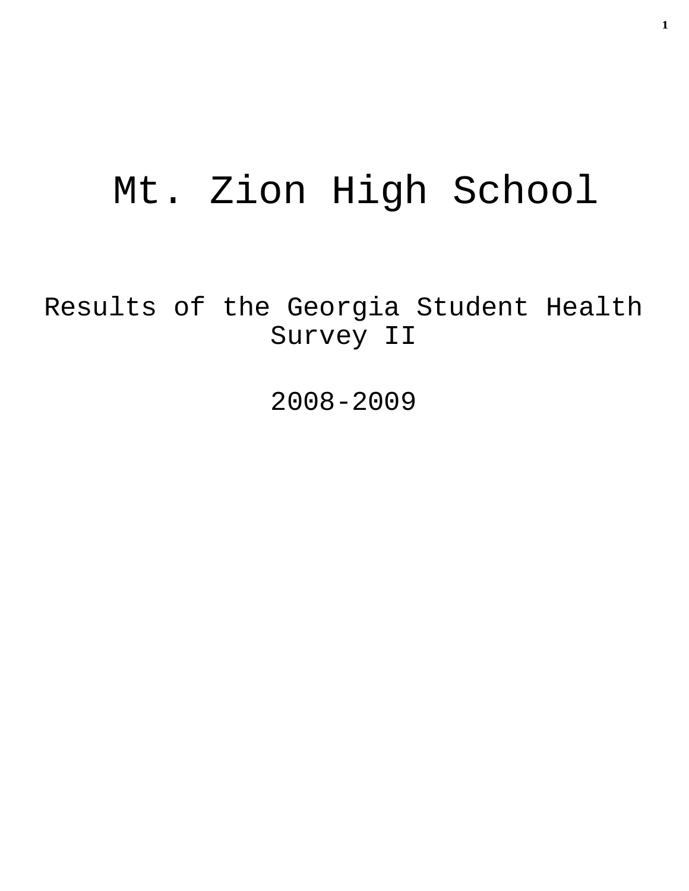# Mt. Zion High School

## Results of the Georgia Student Health Survey II

## 2008-2009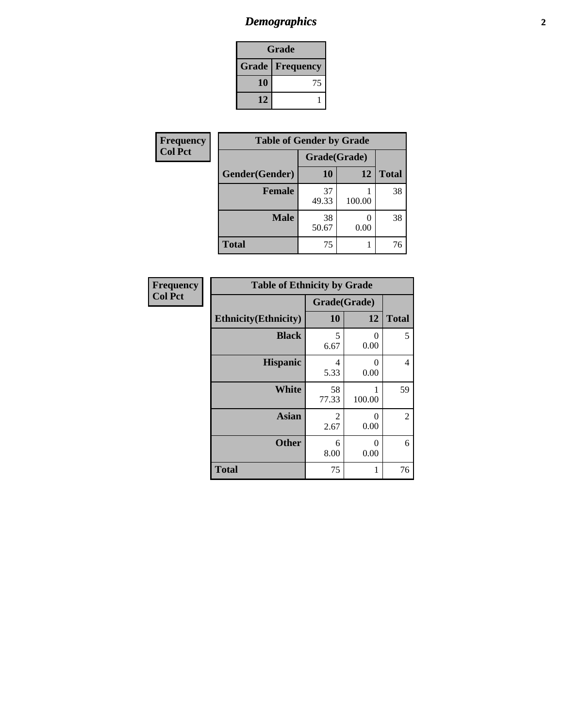# *Demographics*

| Grade | |
|---|---|
| **Grade** | **Frequency** |
| **10** | 75 |
| **12** | 1 |

**Frequency**
**Col Pct**

| Table of Gender by Grade | | | |
|---|---|---|---|
| | Grade(Grade) | | |
| **Gender(Gender)** | **10** | **12** | **Total** |
| **Female** | 37<br>49.33 | 1<br>100.00 | 38 |
| **Male** | 38<br>50.67 | 0<br>0.00 | 38 |
| **Total** | 75 | 1 | 76 |

**Frequency**
**Col Pct**

| Table of Ethnicity by Grade | | | |
|---|---|---|---|
| | Grade(Grade) | | |
| **Ethnicity(Ethnicity)** | **10** | **12** | **Total** |
| **Black** | 5<br>6.67 | 0<br>0.00 | 5 |
| **Hispanic** | 4<br>5.33 | 0<br>0.00 | 4 |
| **White** | 58<br>77.33 | 1<br>100.00 | 59 |
| **Asian** | 2<br>2.67 | 0<br>0.00 | 2 |
| **Other** | 6<br>8.00 | 0<br>0.00 | 6 |
| **Total** | 75 | 1 | 76 |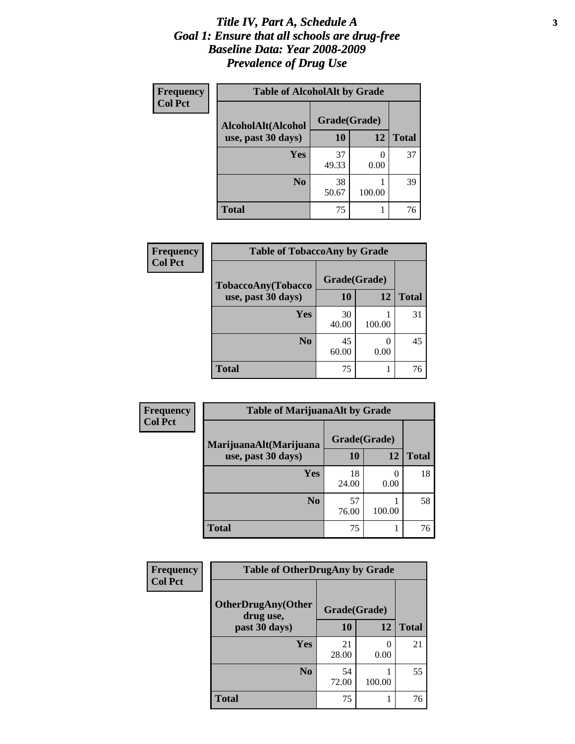# *Title IV, Part A, Schedule A*
# *Goal 1: Ensure that all schools are drug-free*
# *Baseline Data: Year 2008-2009*
# *Prevalence of Drug Use*

**Frequency**
**Col Pct**

**Table of AlcoholAlt by Grade**

| AlcoholAlt(Alcohol use, past 30 days) | Grade(Grade) | | Total |
|---|---|---|---|
| | 10 | 12 | |
| Yes | 37<br>49.33 | 0<br>0.00 | 37 |
| No | 38<br>50.67 | 1<br>100.00 | 39 |
| Total | 75 | 1 | 76 |

**Frequency**
**Col Pct**

**Table of TobaccoAny by Grade**

| TobaccoAny(Tobacco use, past 30 days) | Grade(Grade) | | Total |
|---|---|---|---|
| | 10 | 12 | |
| Yes | 30<br>40.00 | 1<br>100.00 | 31 |
| No | 45<br>60.00 | 0<br>0.00 | 45 |
| Total | 75 | 1 | 76 |

**Frequency**
**Col Pct**

**Table of MarijuanaAlt by Grade**

| MarijuanaAlt(Marijuana use, past 30 days) | Grade(Grade) | | Total |
|---|---|---|---|
| | 10 | 12 | |
| Yes | 18<br>24.00 | 0<br>0.00 | 18 |
| No | 57<br>76.00 | 1<br>100.00 | 58 |
| Total | 75 | 1 | 76 |

**Frequency**
**Col Pct**

**Table of OtherDrugAny by Grade**

| OtherDrugAny(Other drug use, past 30 days) | Grade(Grade) | | Total |
|---|---|---|---|
| | 10 | 12 | |
| Yes | 21<br>28.00 | 0<br>0.00 | 21 |
| No | 54<br>72.00 | 1<br>100.00 | 55 |
| Total | 75 | 1 | 76 |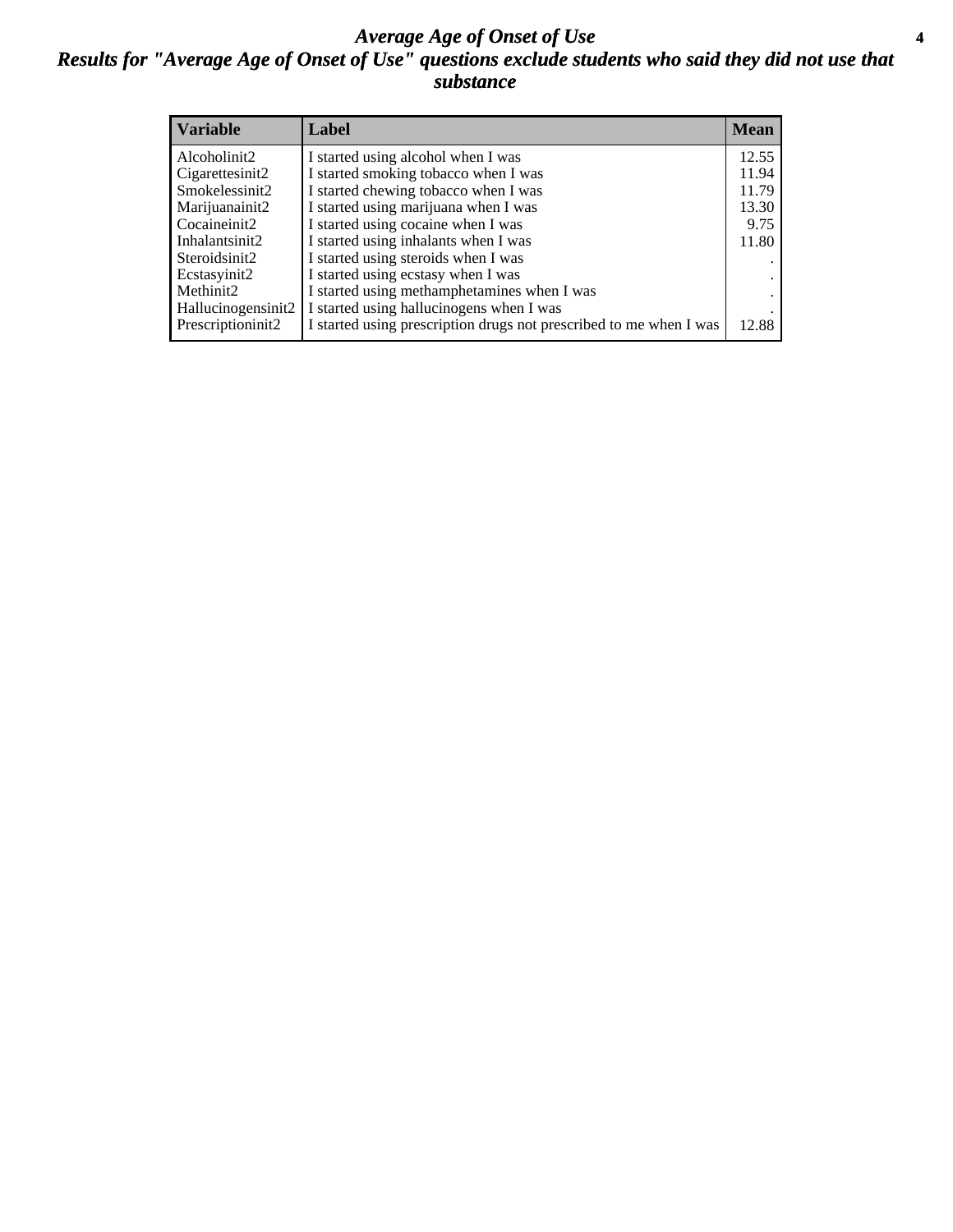# Average Age of Onset of Use

## Results for "Average Age of Onset of Use" questions exclude students who said they did not use that substance

| Variable | Label | Mean |
|---|---|---|
| Alcoholinit2 | I started using alcohol when I was | 12.55 |
| Cigarettesinit2 | I started smoking tobacco when I was | 11.94 |
| Smokelessinit2 | I started chewing tobacco when I was | 11.79 |
| Marijuanainit2 | I started using marijuana when I was | 13.30 |
| Cocaineinit2 | I started using cocaine when I was | 9.75 |
| Inhalantsinit2 | I started using inhalants when I was | 11.80 |
| Steroidsinit2 | I started using steroids when I was | . |
| Ecstasyinit2 | I started using ecstasy when I was | . |
| Methinit2 | I started using methamphetamines when I was | . |
| Hallucinogensinit2 | I started using hallucinogens when I was | . |
| Prescriptioninit2 | I started using prescription drugs not prescribed to me when I was | 12.88 |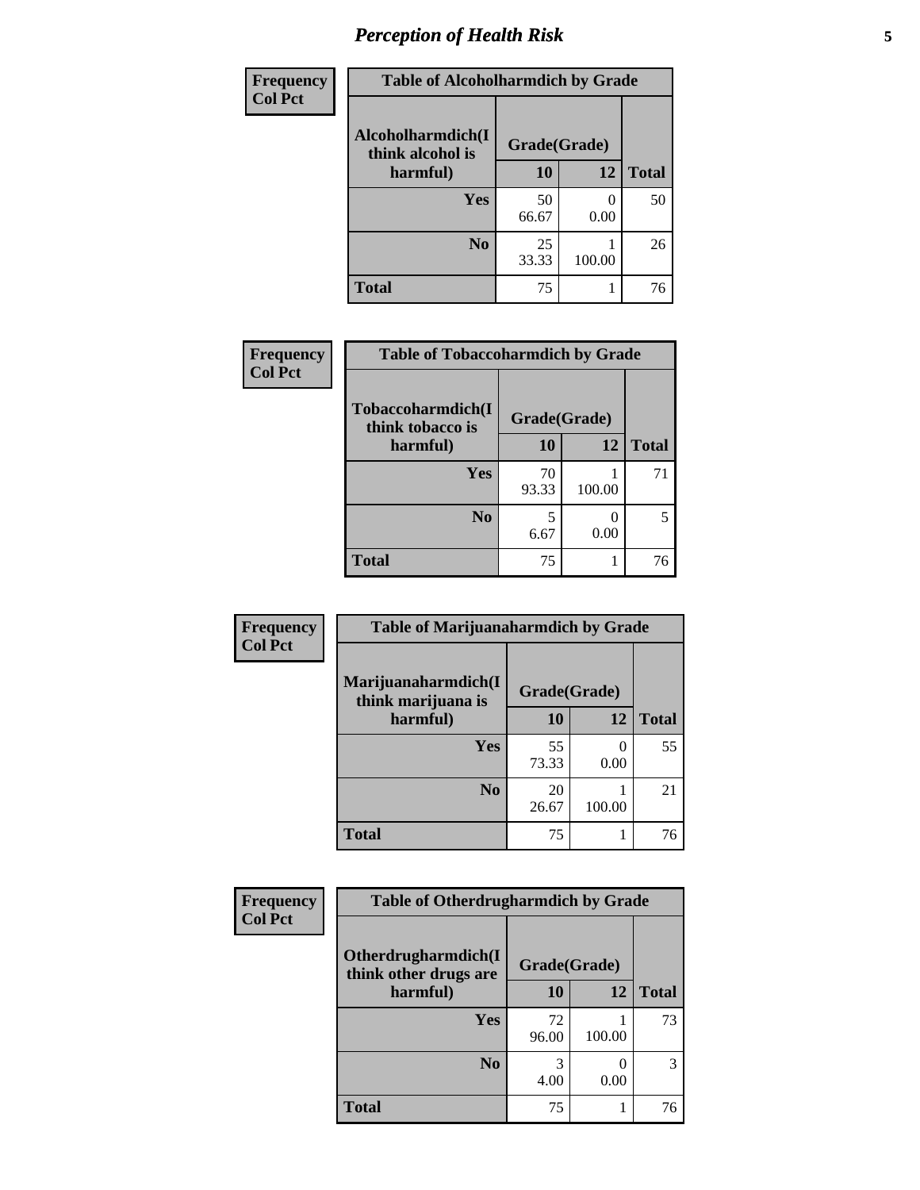## Perception of Health Risk

**Frequency**
**Col Pct**

| Table of Alcoholharmdich by Grade | | | |
|---|---|---|---|
| Alcoholharmdich(I think alcohol is harmful) | Grade(Grade) | | Total |
| | 10 | 12 | |
| Yes | 50<br>66.67 | 0<br>0.00 | 50 |
| No | 25<br>33.33 | 1<br>100.00 | 26 |
| Total | 75 | 1 | 76 |

**Frequency**
**Col Pct**

| Table of Tobaccoharmdich by Grade | | | |
|---|---|---|---|
| Tobaccoharmdich(I think tobacco is harmful) | Grade(Grade) | | Total |
| | 10 | 12 | |
| Yes | 70<br>93.33 | 1<br>100.00 | 71 |
| No | 5<br>6.67 | 0<br>0.00 | 5 |
| Total | 75 | 1 | 76 |

**Frequency**
**Col Pct**

| Table of Marijuanaharmdich by Grade | | | |
|---|---|---|---|
| Marijuanaharmdich(I think marijuana is harmful) | Grade(Grade) | | Total |
| | 10 | 12 | |
| Yes | 55<br>73.33 | 0<br>0.00 | 55 |
| No | 20<br>26.67 | 1<br>100.00 | 21 |
| Total | 75 | 1 | 76 |

**Frequency**
**Col Pct**

| Table of Otherdrugharmdich by Grade | | | |
|---|---|---|---|
| Otherdrugharmdich(I think other drugs are harmful) | Grade(Grade) | | Total |
| | 10 | 12 | |
| Yes | 72<br>96.00 | 1<br>100.00 | 73 |
| No | 3<br>4.00 | 0<br>0.00 | 3 |
| Total | 75 | 1 | 76 |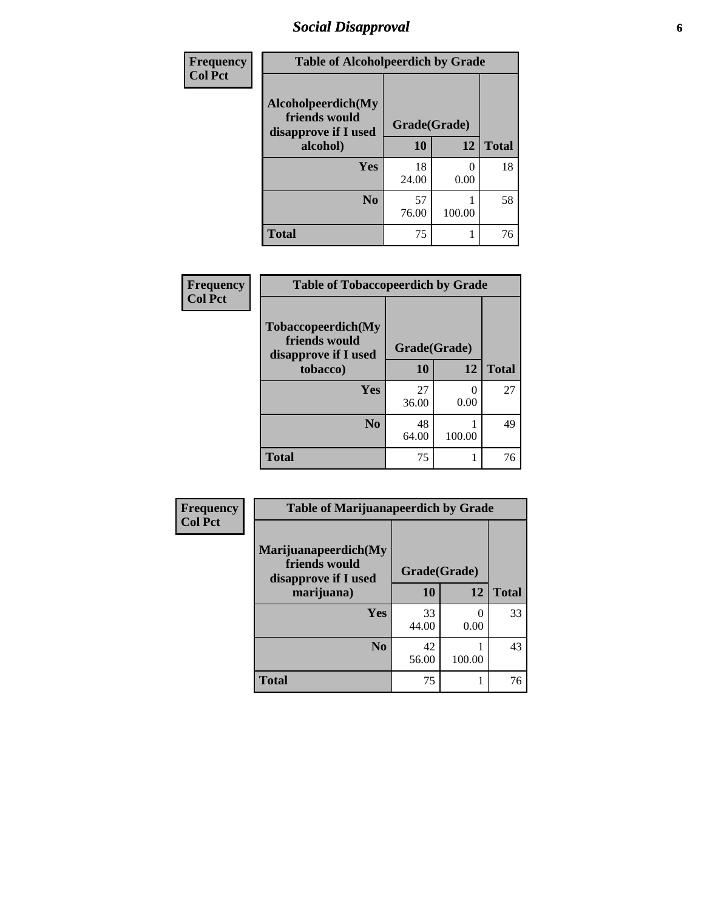| Frequency<br>Col Pct | Table of Alcoholpeerdich by Grade | | |
|---|---|---|---|
| Alcoholpeerdich(My friends would disapprove if I used alcohol) | Grade(Grade) | | |
| | 10 | 12 | Total |
| Yes | 18<br>24.00 | 0<br>0.00 | 18 |
| No | 57<br>76.00 | 1<br>100.00 | 58 |
| Total | 75 | 1 | 76 |

| Frequency<br>Col Pct | Table of Tobaccopeerdich by Grade | | |
|---|---|---|---|
| Tobaccopeerdich(My friends would disapprove if I used tobacco) | Grade(Grade) | | |
| | 10 | 12 | Total |
| Yes | 27<br>36.00 | 0<br>0.00 | 27 |
| No | 48<br>64.00 | 1<br>100.00 | 49 |
| Total | 75 | 1 | 76 |

| Frequency<br>Col Pct | Table of Marijuanapeerdich by Grade | | |
|---|---|---|---|
| Marijuanapeerdich(My friends would disapprove if I used marijuana) | Grade(Grade) | | |
| | 10 | 12 | Total |
| Yes | 33<br>44.00 | 0<br>0.00 | 33 |
| No | 42<br>56.00 | 1<br>100.00 | 43 |
| Total | 75 | 1 | 76 |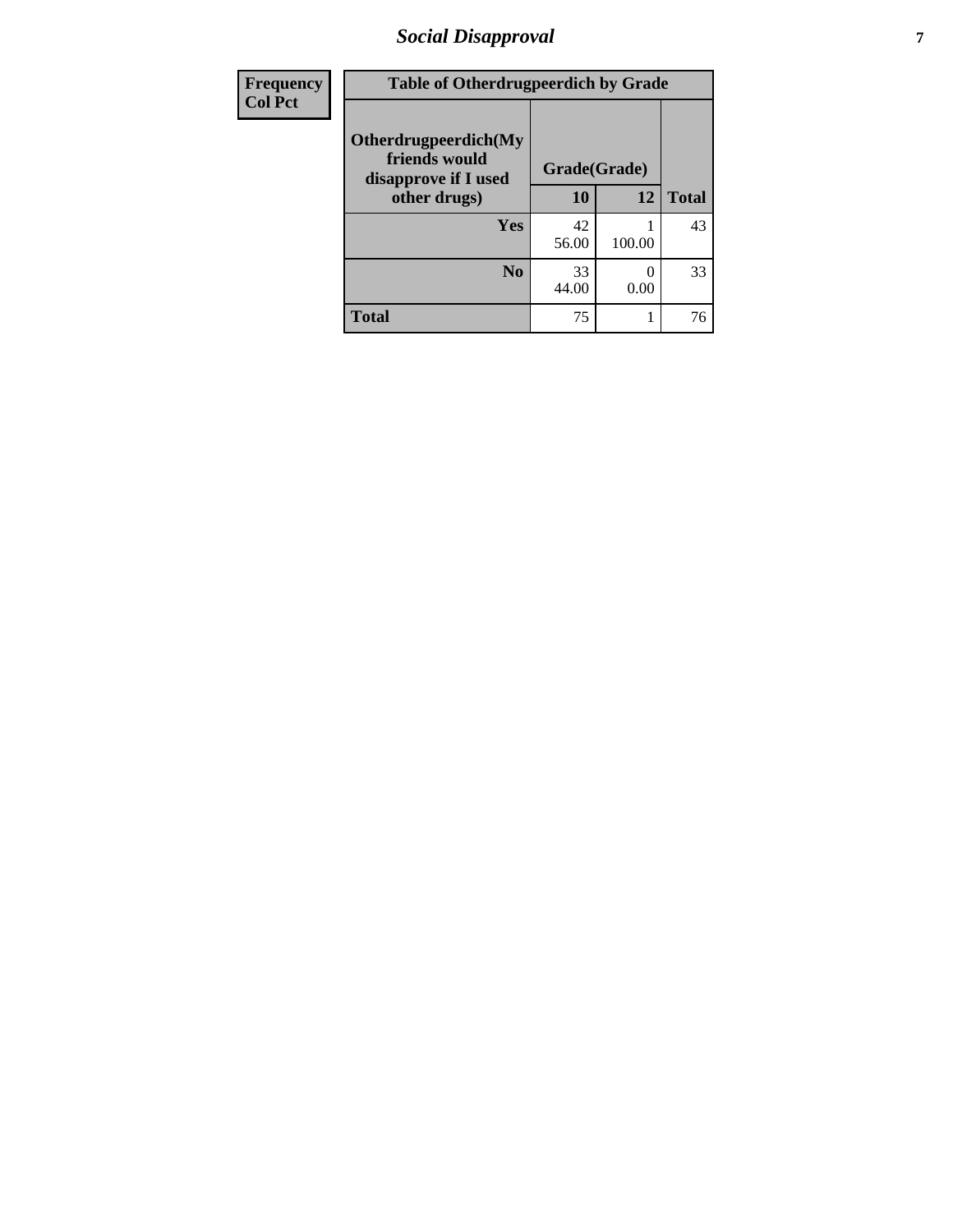| Frequency<br>Col Pct | Table of Otherdrugpeerdich by Grade | | |
|---|---|---|---|
| Otherdrugpeerdich(My friends would disapprove if I used other drugs) | Grade(Grade) | | |
| | 10 | 12 | Total |
| Yes | 42<br>56.00 | 1<br>100.00 | 43 |
| No | 33<br>44.00 | 0<br>0.00 | 33 |
| Total | 75 | 1 | 76 |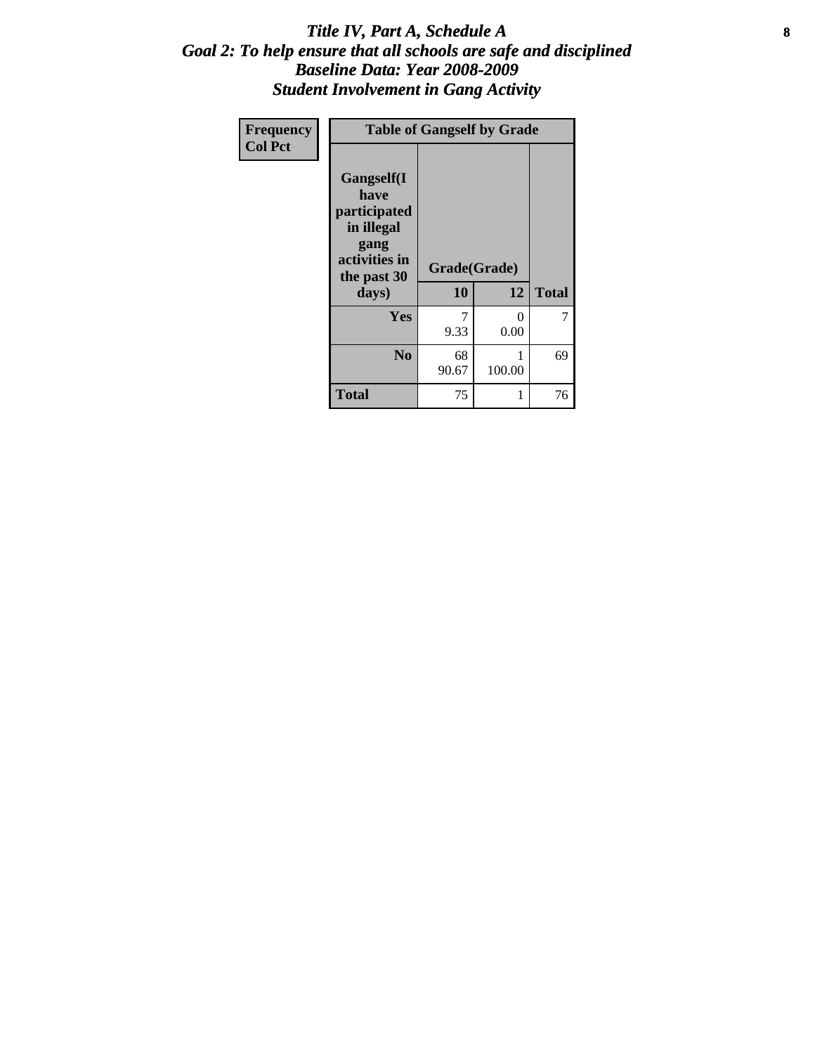# *Title IV, Part A, Schedule A*
## *Goal 2: To help ensure that all schools are safe and disciplined*
## *Baseline Data: Year 2008-2009*
## *Student Involvement in Gang Activity*

| **Frequency**<br>**Col Pct** | **Table of Gangself by Grade** | | |
|---|---|---|---|
| **Gangself(I have participated in illegal gang activities in the past 30 days)** | **Grade(Grade)** | | |
| | **10** | **12** | **Total** |
| **Yes** | 7<br>9.33 | 0<br>0.00 | 7 |
| **No** | 68<br>90.67 | 1<br>100.00 | 69 |
| **Total** | 75 | 1 | 76 |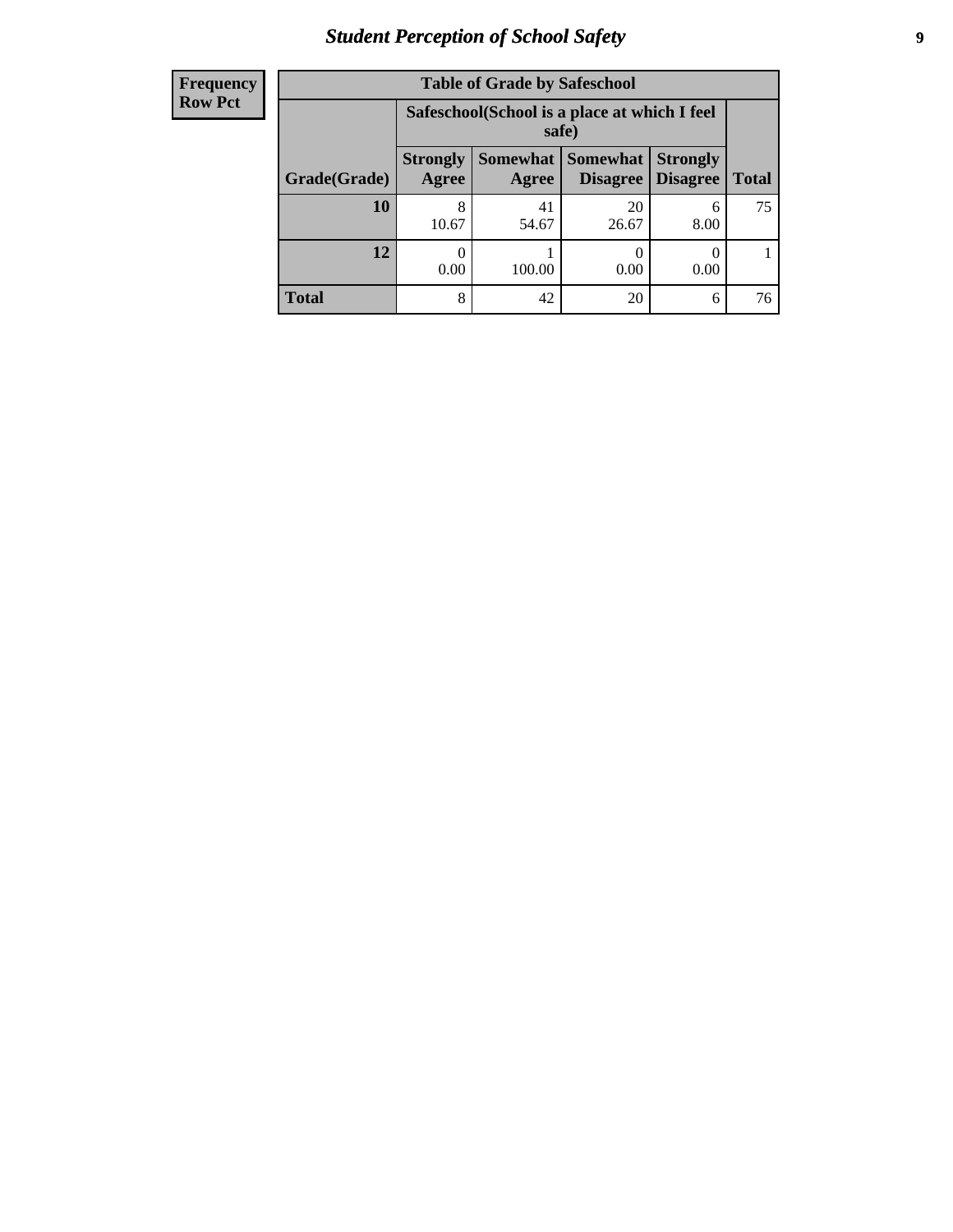| Frequency<br>Row Pct |
|---|

**Table of Grade by Safeschool**

| Grade(Grade) | Safeschool(School is a place at which I feel safe) | | | | Total |
|---|---|---|---|---|---|
| | Strongly Agree | Somewhat Agree | Somewhat Disagree | Strongly Disagree | |
| **10** | 8<br>10.67 | 41<br>54.67 | 20<br>26.67 | 6<br>8.00 | 75 |
| **12** | 0<br>0.00 | 1<br>100.00 | 0<br>0.00 | 0<br>0.00 | 1 |
| **Total** | 8 | 42 | 20 | 6 | 76 |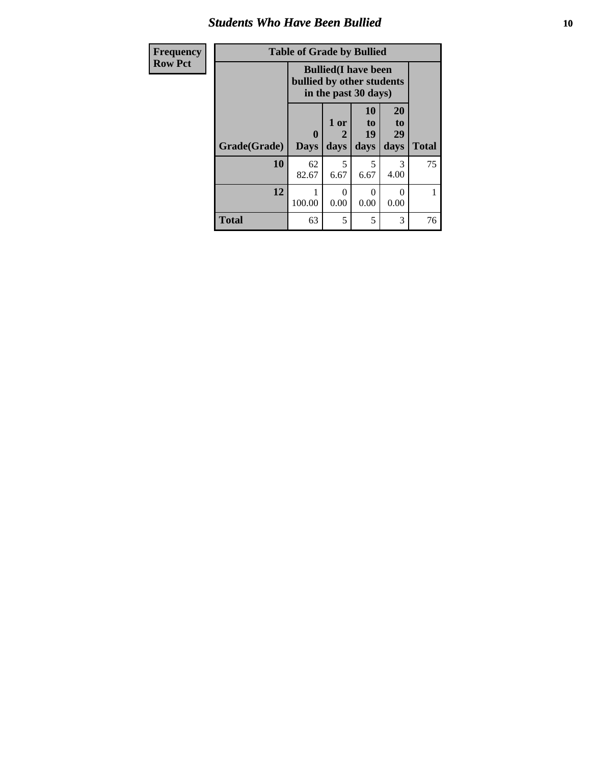| Frequency<br>Row Pct |
|---|

| Table of Grade by Bullied | | | | | |
|---|---|---|---|---|---|
| | Bullied(I have been bullied by other students in the past 30 days) | | | | |
| Grade(Grade) | 0 Days | 1 or 2 days | 10 to 19 days | 20 to 29 days | Total |
| 10 | 62<br>82.67 | 5<br>6.67 | 5<br>6.67 | 3<br>4.00 | 75 |
| 12 | 1<br>100.00 | 0<br>0.00 | 0<br>0.00 | 0<br>0.00 | 1 |
| Total | 63 | 5 | 5 | 3 | 76 |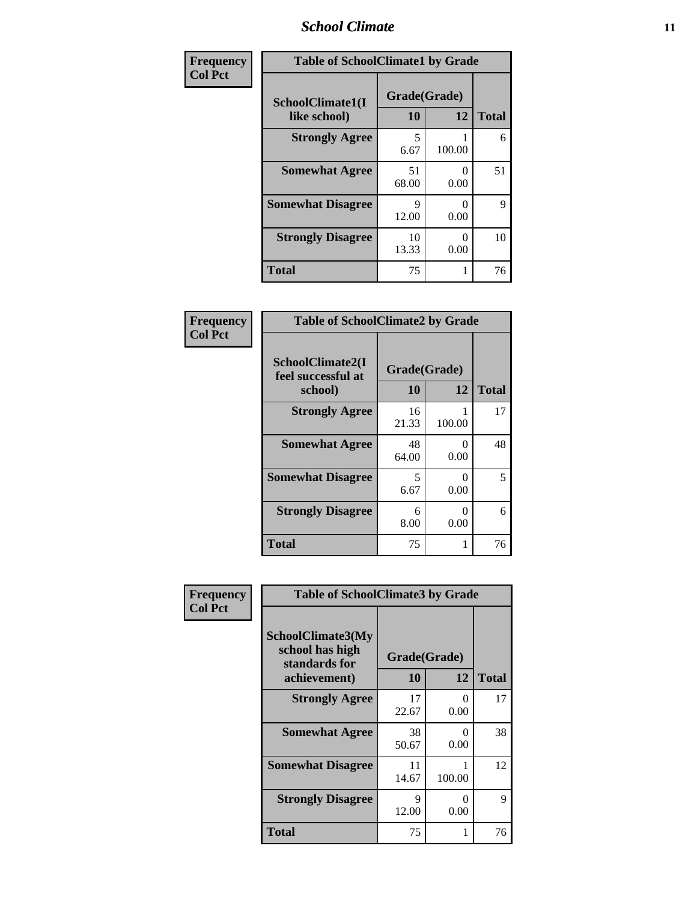**Frequency**
**Col Pct**

| SchoolClimate1(I like school) | Grade(Grade) 10 | 12 | Total |
|---|---|---|---|
| **Strongly Agree** | 5<br>6.67 | 1<br>100.00 | 6 |
| **Somewhat Agree** | 51<br>68.00 | 0<br>0.00 | 51 |
| **Somewhat Disagree** | 9<br>12.00 | 0<br>0.00 | 9 |
| **Strongly Disagree** | 10<br>13.33 | 0<br>0.00 | 10 |
| **Total** | 75 | 1 | 76 |

Table of SchoolClimate1 by Grade

**Frequency**
**Col Pct**

| SchoolClimate2(I feel successful at school) | Grade(Grade) 10 | 12 | Total |
|---|---|---|---|
| **Strongly Agree** | 16<br>21.33 | 1<br>100.00 | 17 |
| **Somewhat Agree** | 48<br>64.00 | 0<br>0.00 | 48 |
| **Somewhat Disagree** | 5<br>6.67 | 0<br>0.00 | 5 |
| **Strongly Disagree** | 6<br>8.00 | 0<br>0.00 | 6 |
| **Total** | 75 | 1 | 76 |

Table of SchoolClimate2 by Grade

**Frequency**
**Col Pct**

| SchoolClimate3(My school has high standards for achievement) | Grade(Grade) 10 | 12 | Total |
|---|---|---|---|
| **Strongly Agree** | 17<br>22.67 | 0<br>0.00 | 17 |
| **Somewhat Agree** | 38<br>50.67 | 0<br>0.00 | 38 |
| **Somewhat Disagree** | 11<br>14.67 | 1<br>100.00 | 12 |
| **Strongly Disagree** | 9<br>12.00 | 0<br>0.00 | 9 |
| **Total** | 75 | 1 | 76 |

Table of SchoolClimate3 by Grade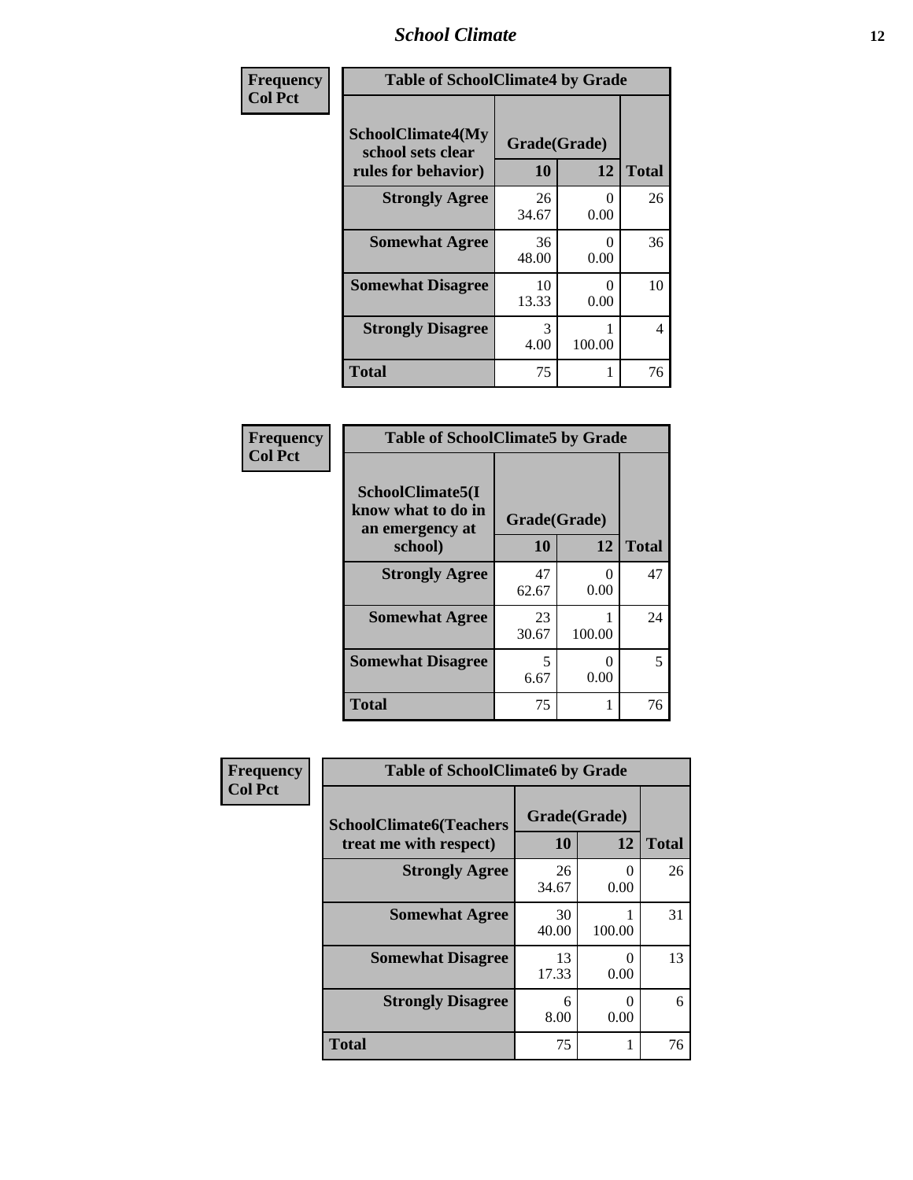# School Climate

**Frequency**
**Col Pct**

| Table of SchoolClimate4 by Grade | | | |
|---|---|---|---|
| SchoolClimate4(My school sets clear rules for behavior) | Grade(Grade) | | |
| | 10 | 12 | Total |
| **Strongly Agree** | 26<br>34.67 | 0<br>0.00 | 26 |
| **Somewhat Agree** | 36<br>48.00 | 0<br>0.00 | 36 |
| **Somewhat Disagree** | 10<br>13.33 | 0<br>0.00 | 10 |
| **Strongly Disagree** | 3<br>4.00 | 1<br>100.00 | 4 |
| **Total** | 75 | 1 | 76 |

**Frequency**
**Col Pct**

| Table of SchoolClimate5 by Grade | | | |
|---|---|---|---|
| SchoolClimate5(I know what to do in an emergency at school) | Grade(Grade) | | |
| | 10 | 12 | Total |
| **Strongly Agree** | 47<br>62.67 | 0<br>0.00 | 47 |
| **Somewhat Agree** | 23<br>30.67 | 1<br>100.00 | 24 |
| **Somewhat Disagree** | 5<br>6.67 | 0<br>0.00 | 5 |
| **Total** | 75 | 1 | 76 |

**Frequency**
**Col Pct**

| Table of SchoolClimate6 by Grade | | | |
|---|---|---|---|
| SchoolClimate6(Teachers treat me with respect) | Grade(Grade) | | |
| | 10 | 12 | Total |
| **Strongly Agree** | 26<br>34.67 | 0<br>0.00 | 26 |
| **Somewhat Agree** | 30<br>40.00 | 1<br>100.00 | 31 |
| **Somewhat Disagree** | 13<br>17.33 | 0<br>0.00 | 13 |
| **Strongly Disagree** | 6<br>8.00 | 0<br>0.00 | 6 |
| **Total** | 75 | 1 | 76 |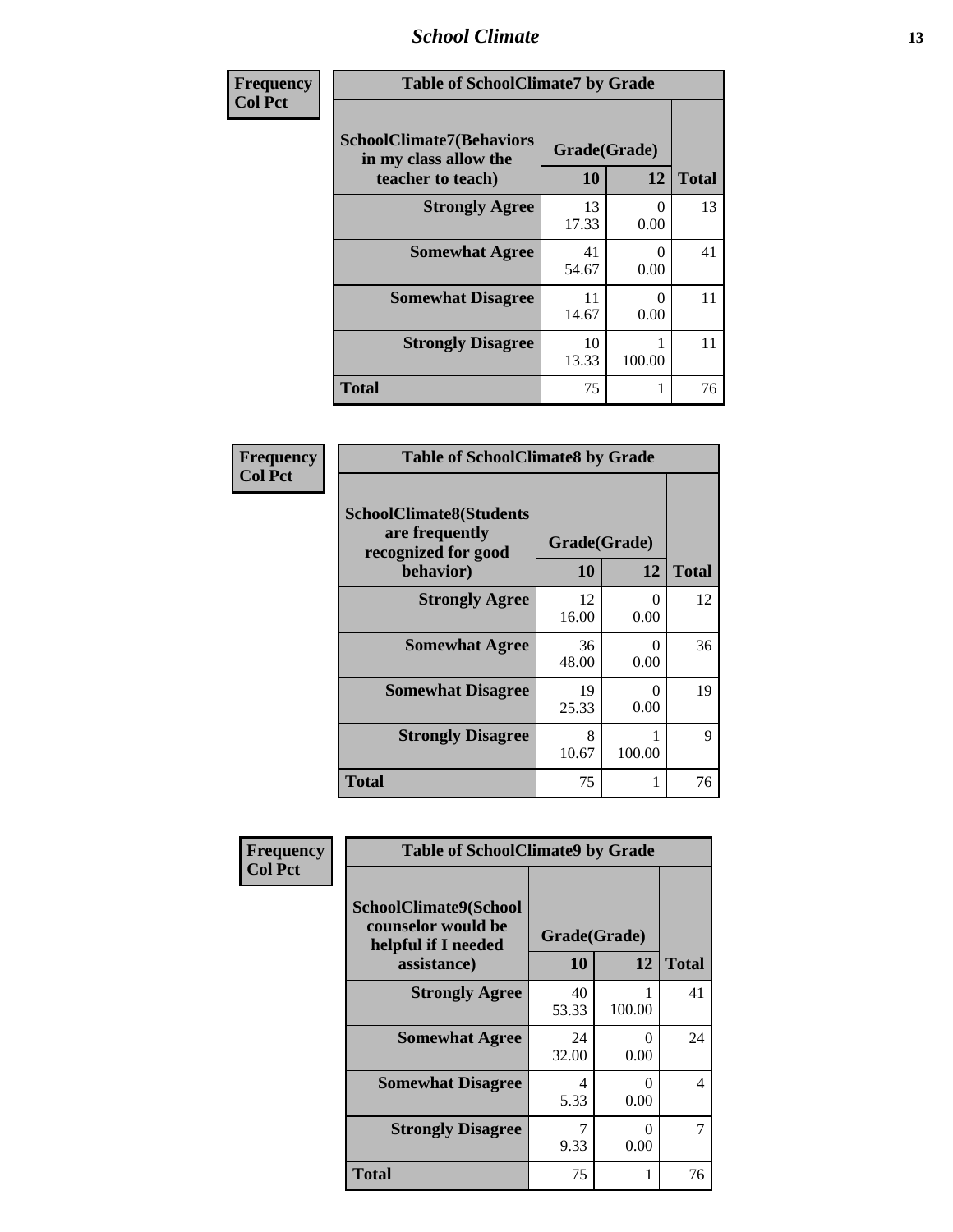| Frequency<br>Col Pct | Table of SchoolClimate7 by Grade | | |
|---|---|---|---|
| SchoolClimate7(Behaviors in my class allow the teacher to teach) | Grade(Grade) | | |
| | 10 | 12 | Total |
| Strongly Agree | 13<br>17.33 | 0<br>0.00 | 13 |
| Somewhat Agree | 41<br>54.67 | 0<br>0.00 | 41 |
| Somewhat Disagree | 11<br>14.67 | 0<br>0.00 | 11 |
| Strongly Disagree | 10<br>13.33 | 1<br>100.00 | 11 |
| Total | 75 | 1 | 76 |

| Frequency<br>Col Pct | Table of SchoolClimate8 by Grade | | |
|---|---|---|---|
| SchoolClimate8(Students are frequently recognized for good behavior) | Grade(Grade) | | |
| | 10 | 12 | Total |
| Strongly Agree | 12<br>16.00 | 0<br>0.00 | 12 |
| Somewhat Agree | 36<br>48.00 | 0<br>0.00 | 36 |
| Somewhat Disagree | 19<br>25.33 | 0<br>0.00 | 19 |
| Strongly Disagree | 8<br>10.67 | 1<br>100.00 | 9 |
| Total | 75 | 1 | 76 |

| Frequency<br>Col Pct | Table of SchoolClimate9 by Grade | | |
|---|---|---|---|
| SchoolClimate9(School counselor would be helpful if I needed assistance) | Grade(Grade) | | |
| | 10 | 12 | Total |
| Strongly Agree | 40<br>53.33 | 1<br>100.00 | 41 |
| Somewhat Agree | 24<br>32.00 | 0<br>0.00 | 24 |
| Somewhat Disagree | 4<br>5.33 | 0<br>0.00 | 4 |
| Strongly Disagree | 7<br>9.33 | 0<br>0.00 | 7 |
| Total | 75 | 1 | 76 |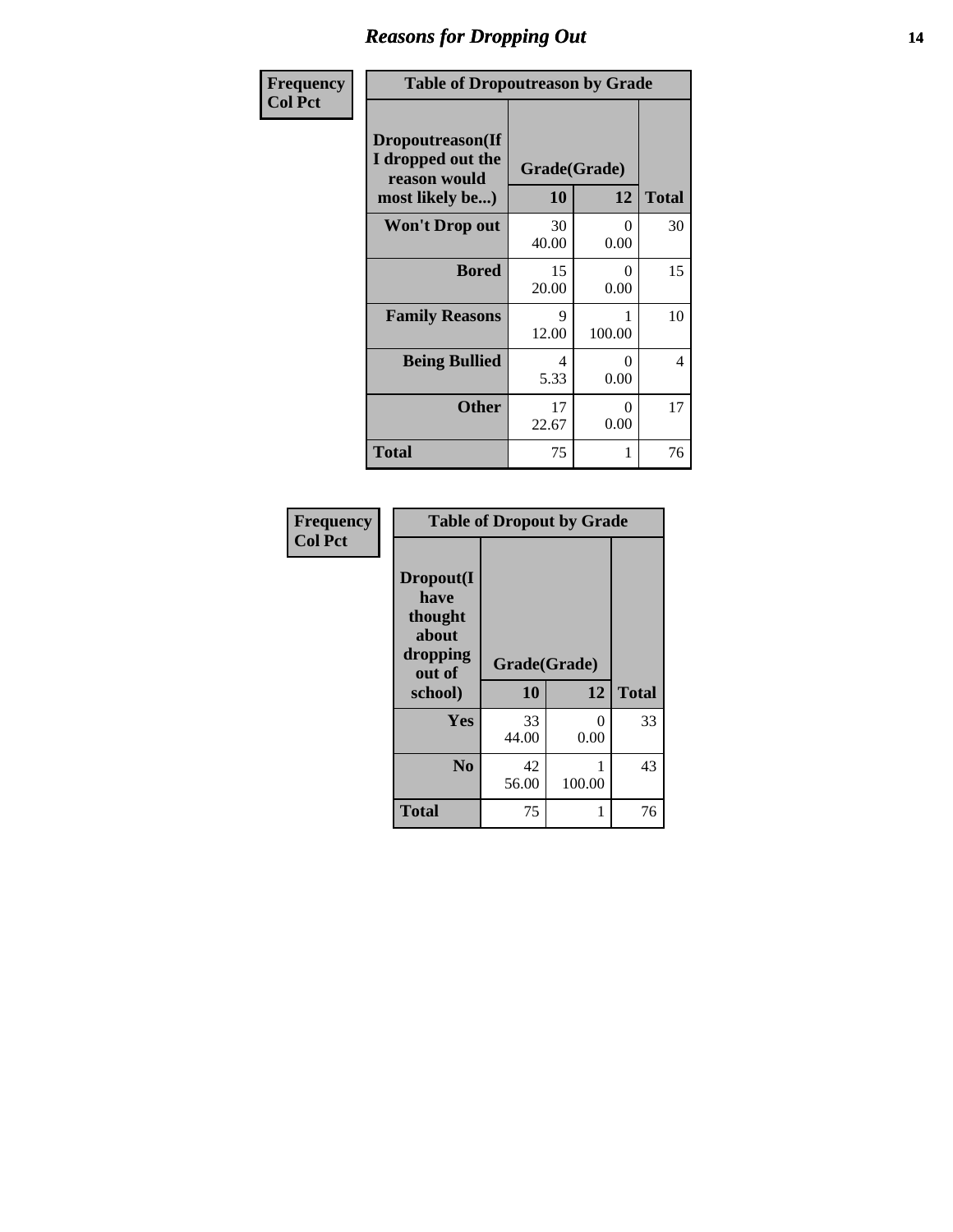## Reasons for Dropping Out

**Frequency**
**Col Pct**

**Table of Dropoutreason by Grade**

| Dropoutreason(If I dropped out the reason would most likely be...) | Grade(Grade) | | Total |
|---|---|---|---|
| | 10 | 12 | |
| Won't Drop out | 30<br>40.00 | 0<br>0.00 | 30 |
| Bored | 15<br>20.00 | 0<br>0.00 | 15 |
| Family Reasons | 9<br>12.00 | 1<br>100.00 | 10 |
| Being Bullied | 4<br>5.33 | 0<br>0.00 | 4 |
| Other | 17<br>22.67 | 0<br>0.00 | 17 |
| Total | 75 | 1 | 76 |

**Frequency**
**Col Pct**

**Table of Dropout by Grade**

| Dropout(I have thought about dropping out of school) | Grade(Grade) | | Total |
|---|---|---|---|
| | 10 | 12 | |
| Yes | 33<br>44.00 | 0<br>0.00 | 33 |
| No | 42<br>56.00 | 1<br>100.00 | 43 |
| Total | 75 | 1 | 76 |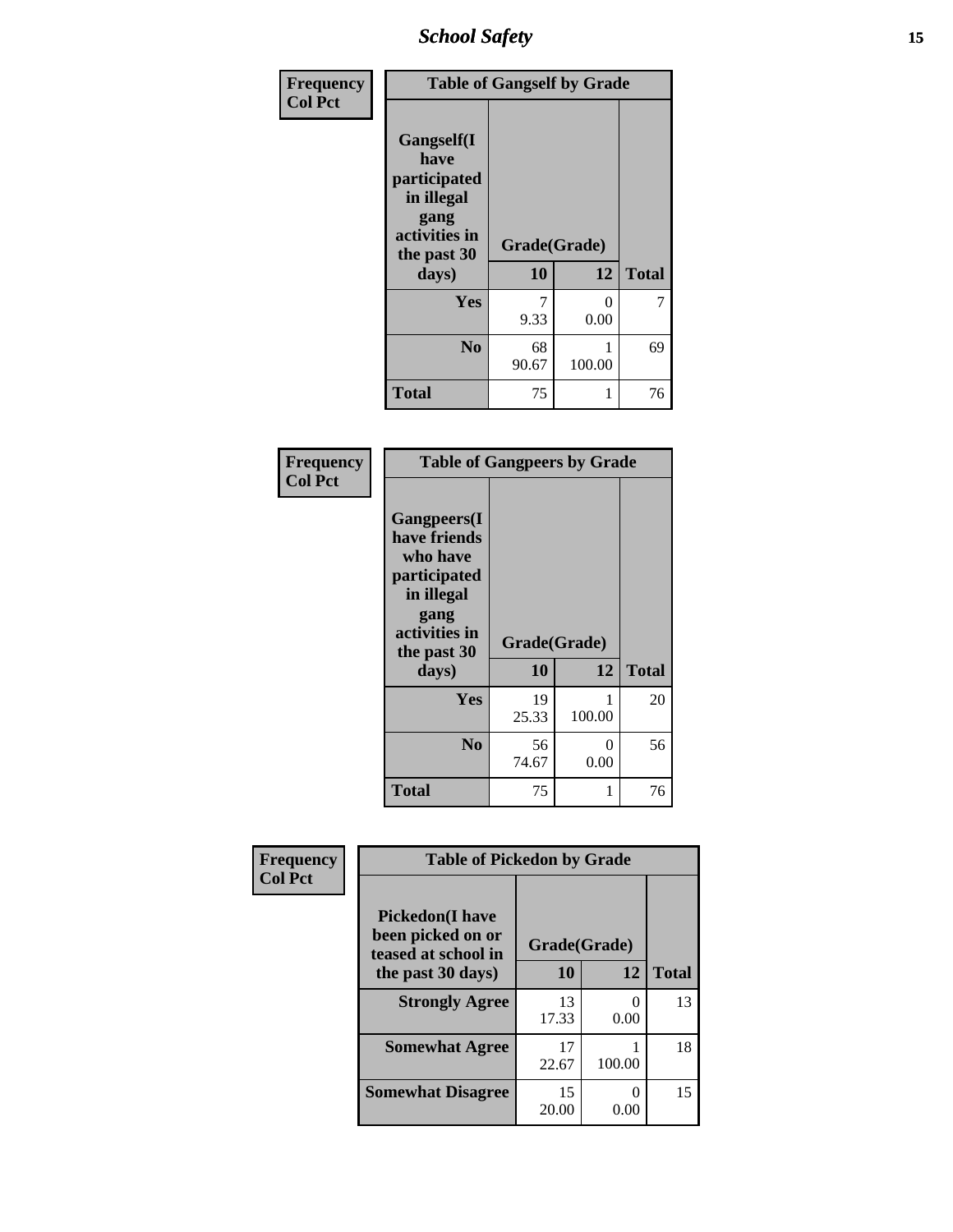| Frequency Col Pct | Table of Gangself by Grade | | |
|---|---|---|---|
| Gangself(I have participated in illegal gang activities in the past 30 days) | Grade(Grade) | | |
| | 10 | 12 | Total |
| Yes | 7<br>9.33 | 0<br>0.00 | 7 |
| No | 68<br>90.67 | 1<br>100.00 | 69 |
| Total | 75 | 1 | 76 |

| Frequency Col Pct | Table of Gangpeers by Grade | | |
|---|---|---|---|
| Gangpeers(I have friends who have participated in illegal gang activities in the past 30 days) | Grade(Grade) | | |
| | 10 | 12 | Total |
| Yes | 19<br>25.33 | 1<br>100.00 | 20 |
| No | 56<br>74.67 | 0<br>0.00 | 56 |
| Total | 75 | 1 | 76 |

| Frequency Col Pct | Table of Pickedon by Grade | | |
|---|---|---|---|
| Pickedon(I have been picked on or teased at school in the past 30 days) | Grade(Grade) | | |
| | 10 | 12 | Total |
| Strongly Agree | 13<br>17.33 | 0<br>0.00 | 13 |
| Somewhat Agree | 17<br>22.67 | 1<br>100.00 | 18 |
| Somewhat Disagree | 15<br>20.00 | 0<br>0.00 | 15 |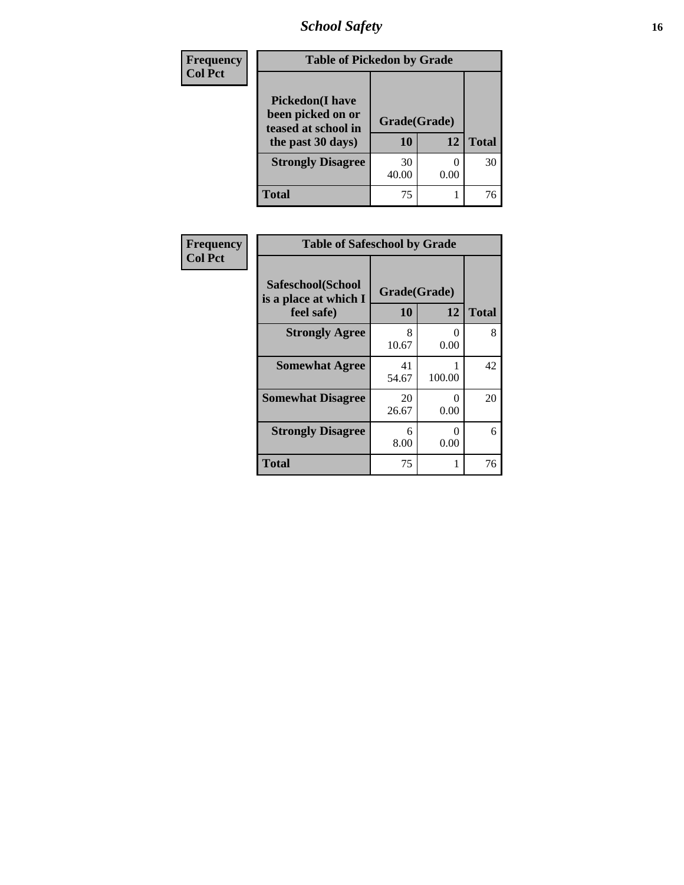| Frequency<br>Col Pct | Table of Pickedon by Grade | | |
|---|---|---|---|
| Pickedon(I have been picked on or teased at school in the past 30 days) | Grade(Grade) | | |
| | 10 | 12 | Total |
| Strongly Disagree | 30<br>40.00 | 0<br>0.00 | 30 |
| Total | 75 | 1 | 76 |

| Frequency<br>Col Pct | Table of Safeschool by Grade | | |
|---|---|---|---|
| Safeschool(School is a place at which I feel safe) | Grade(Grade) | | |
| | 10 | 12 | Total |
| Strongly Agree | 8<br>10.67 | 0<br>0.00 | 8 |
| Somewhat Agree | 41<br>54.67 | 1<br>100.00 | 42 |
| Somewhat Disagree | 20<br>26.67 | 0<br>0.00 | 20 |
| Strongly Disagree | 6<br>8.00 | 0<br>0.00 | 6 |
| Total | 75 | 1 | 76 |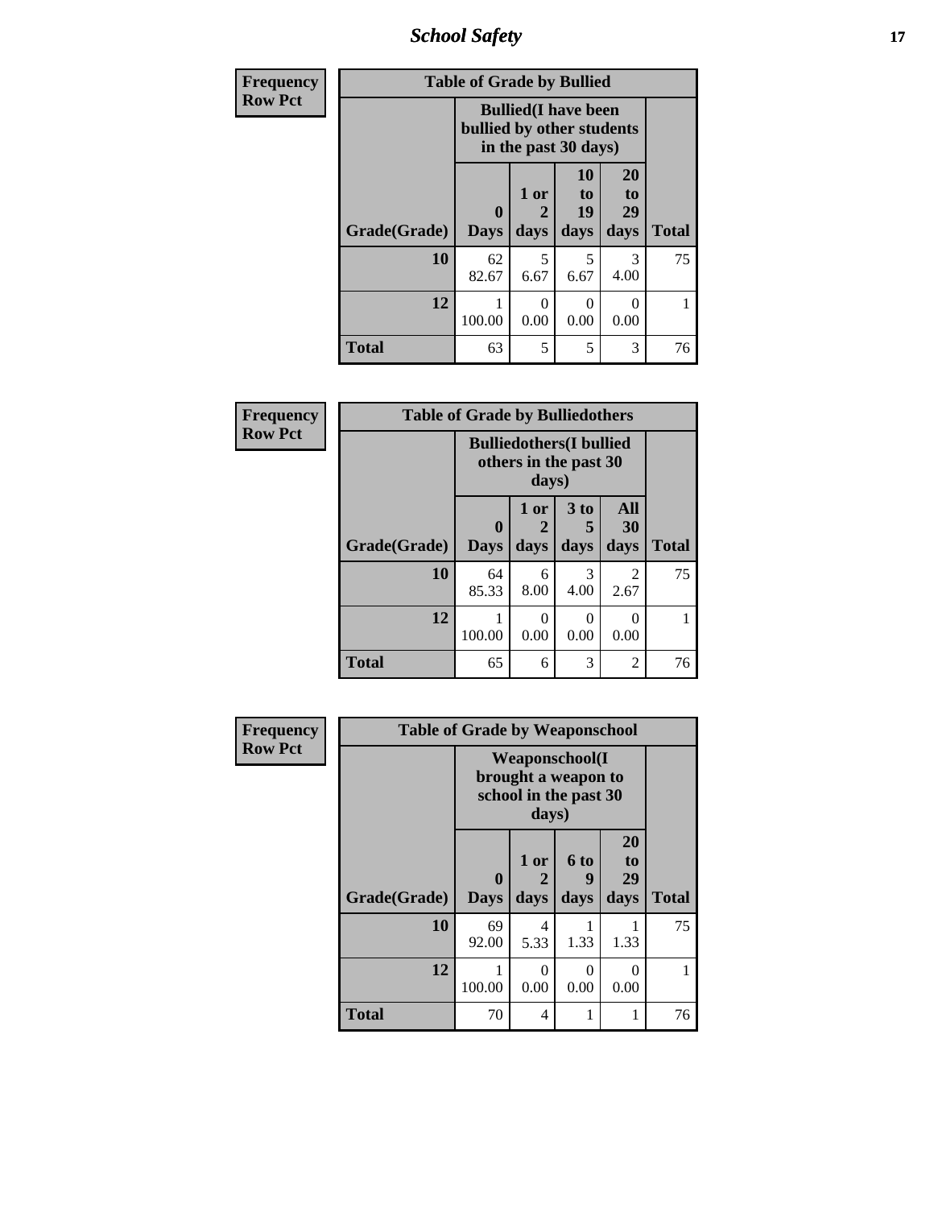## School Safety

**Frequency**
**Row Pct**

| Table of Grade by Bullied | | | | | |
|---|---|---|---|---|---|
| | Bullied(I have been bullied by other students in the past 30 days) | | | | |
| Grade(Grade) | 0 Days | 1 or 2 days | 10 to 19 days | 20 to 29 days | Total |
| 10 | 62<br>82.67 | 5<br>6.67 | 5<br>6.67 | 3<br>4.00 | 75 |
| 12 | 1<br>100.00 | 0<br>0.00 | 0<br>0.00 | 0<br>0.00 | 1 |
| Total | 63 | 5 | 5 | 3 | 76 |

**Frequency**
**Row Pct**

| Table of Grade by Bulliedothers | | | | | |
|---|---|---|---|---|---|
| | Bulliedothers(I bullied others in the past 30 days) | | | | |
| Grade(Grade) | 0 Days | 1 or 2 days | 3 to 5 days | All 30 days | Total |
| 10 | 64<br>85.33 | 6<br>8.00 | 3<br>4.00 | 2<br>2.67 | 75 |
| 12 | 1<br>100.00 | 0<br>0.00 | 0<br>0.00 | 0<br>0.00 | 1 |
| Total | 65 | 6 | 3 | 2 | 76 |

**Frequency**
**Row Pct**

| Table of Grade by Weaponschool | | | | | |
|---|---|---|---|---|---|
| | Weaponschool(I brought a weapon to school in the past 30 days) | | | | |
| Grade(Grade) | 0 Days | 1 or 2 days | 6 to 9 days | 20 to 29 days | Total |
| 10 | 69<br>92.00 | 4<br>5.33 | 1<br>1.33 | 1<br>1.33 | 75 |
| 12 | 1<br>100.00 | 0<br>0.00 | 0<br>0.00 | 0<br>0.00 | 1 |
| Total | 70 | 4 | 1 | 1 | 76 |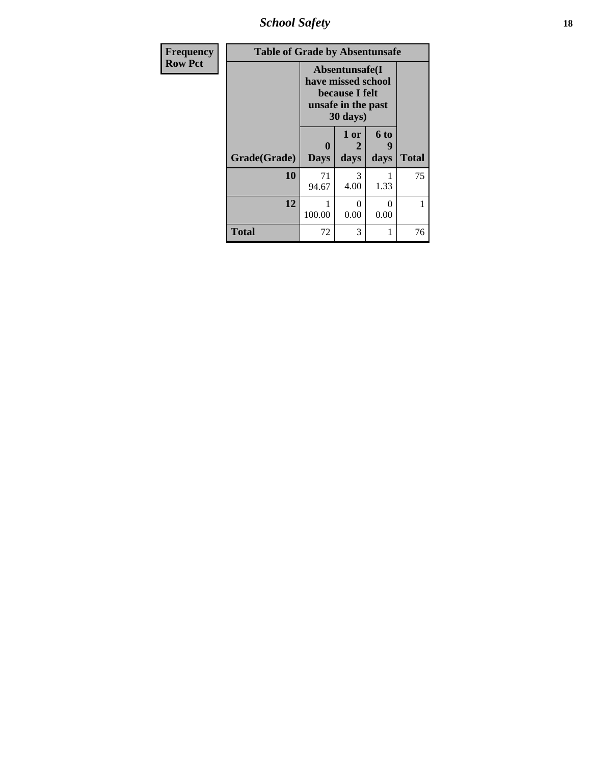| Frequency Row Pct | | | | |
|---|---|---|---|---|

**Table of Grade by Absentunsafe**

| | Absentunsafe(I have missed school because I felt unsafe in the past 30 days) | | | |
|---|---|---|---|---|
| Grade(Grade) | 0 Days | 1 or 2 days | 6 to 9 days | Total |
| 10 | 71<br>94.67 | 3<br>4.00 | 1<br>1.33 | 75 |
| 12 | 1<br>100.00 | 0<br>0.00 | 0<br>0.00 | 1 |
| Total | 72 | 3 | 1 | 76 |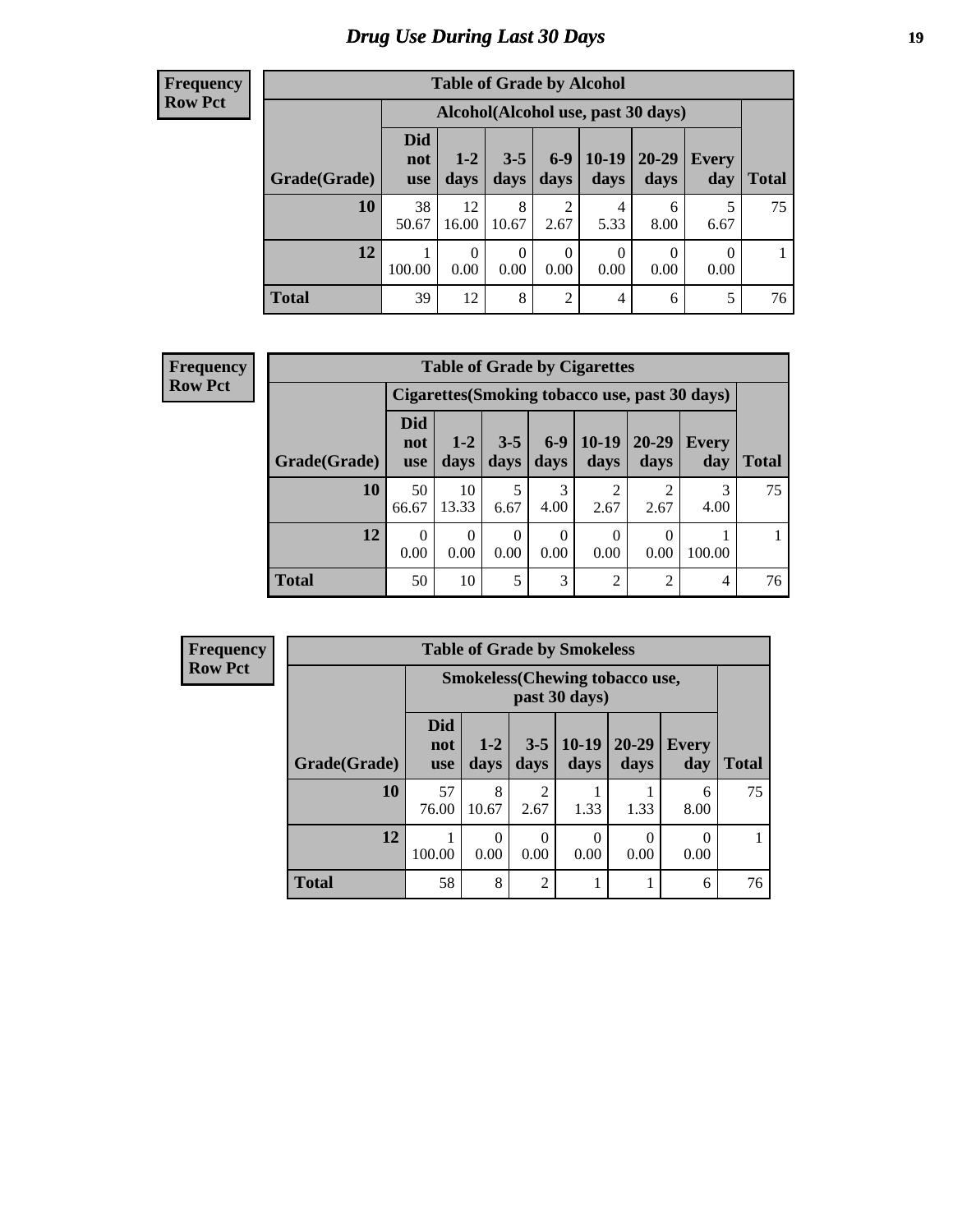# Drug Use During Last 30 Days

**Frequency**
**Row Pct**

| Table of Grade by Alcohol | | | | | | | | |
|---|---|---|---|---|---|---|---|---|
| | Alcohol(Alcohol use, past 30 days) | | | | | | | |
| Grade(Grade) | Did not use | 1-2 days | 3-5 days | 6-9 days | 10-19 days | 20-29 days | Every day | Total |
| 10 | 38<br>50.67 | 12<br>16.00 | 8<br>10.67 | 2<br>2.67 | 4<br>5.33 | 6<br>8.00 | 5<br>6.67 | 75 |
| 12 | 1<br>100.00 | 0<br>0.00 | 0<br>0.00 | 0<br>0.00 | 0<br>0.00 | 0<br>0.00 | 0<br>0.00 | 1 |
| Total | 39 | 12 | 8 | 2 | 4 | 6 | 5 | 76 |

**Frequency**
**Row Pct**

| Table of Grade by Cigarettes | | | | | | | | |
|---|---|---|---|---|---|---|---|---|
| | Cigarettes(Smoking tobacco use, past 30 days) | | | | | | | |
| Grade(Grade) | Did not use | 1-2 days | 3-5 days | 6-9 days | 10-19 days | 20-29 days | Every day | Total |
| 10 | 50<br>66.67 | 10<br>13.33 | 5<br>6.67 | 3<br>4.00 | 2<br>2.67 | 2<br>2.67 | 3<br>4.00 | 75 |
| 12 | 0<br>0.00 | 0<br>0.00 | 0<br>0.00 | 0<br>0.00 | 0<br>0.00 | 0<br>0.00 | 1<br>100.00 | 1 |
| Total | 50 | 10 | 5 | 3 | 2 | 2 | 4 | 76 |

**Frequency**
**Row Pct**

| Table of Grade by Smokeless | | | | | | | |
|---|---|---|---|---|---|---|---|
| | Smokeless(Chewing tobacco use, past 30 days) | | | | | | |
| Grade(Grade) | Did not use | 1-2 days | 3-5 days | 10-19 days | 20-29 days | Every day | Total |
| 10 | 57<br>76.00 | 8<br>10.67 | 2<br>2.67 | 1<br>1.33 | 1<br>1.33 | 6<br>8.00 | 75 |
| 12 | 1<br>100.00 | 0<br>0.00 | 0<br>0.00 | 0<br>0.00 | 0<br>0.00 | 0<br>0.00 | 1 |
| Total | 58 | 8 | 2 | 1 | 1 | 6 | 76 |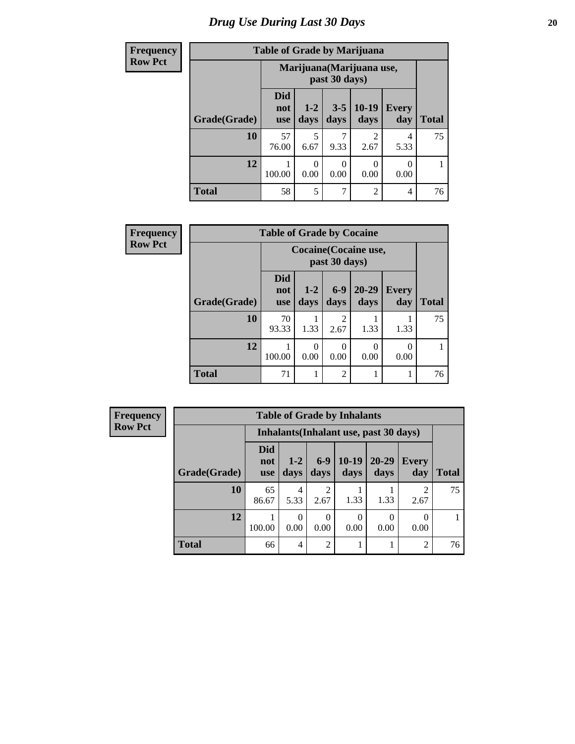# Drug Use During Last 30 Days

**Frequency**
**Row Pct**

| Table of Grade by Marijuana | | | | | | |
|---|---|---|---|---|---|---|
| | Marijuana(Marijuana use, past 30 days) | | | | | |
| Grade(Grade) | Did not use | 1-2 days | 3-5 days | 10-19 days | Every day | Total |
| 10 | 57<br>76.00 | 5<br>6.67 | 7<br>9.33 | 2<br>2.67 | 4<br>5.33 | 75 |
| 12 | 1<br>100.00 | 0<br>0.00 | 0<br>0.00 | 0<br>0.00 | 0<br>0.00 | 1 |
| Total | 58 | 5 | 7 | 2 | 4 | 76 |

**Frequency**
**Row Pct**

| Table of Grade by Cocaine | | | | | | |
|---|---|---|---|---|---|---|
| | Cocaine(Cocaine use, past 30 days) | | | | | |
| Grade(Grade) | Did not use | 1-2 days | 6-9 days | 20-29 days | Every day | Total |
| 10 | 70<br>93.33 | 1<br>1.33 | 2<br>2.67 | 1<br>1.33 | 1<br>1.33 | 75 |
| 12 | 1<br>100.00 | 0<br>0.00 | 0<br>0.00 | 0<br>0.00 | 0<br>0.00 | 1 |
| Total | 71 | 1 | 2 | 1 | 1 | 76 |

**Frequency**
**Row Pct**

| Table of Grade by Inhalants | | | | | | | |
|---|---|---|---|---|---|---|---|
| | Inhalants(Inhalant use, past 30 days) | | | | | | |
| Grade(Grade) | Did not use | 1-2 days | 6-9 days | 10-19 days | 20-29 days | Every day | Total |
| 10 | 65<br>86.67 | 4<br>5.33 | 2<br>2.67 | 1<br>1.33 | 1<br>1.33 | 2<br>2.67 | 75 |
| 12 | 1<br>100.00 | 0<br>0.00 | 0<br>0.00 | 0<br>0.00 | 0<br>0.00 | 0<br>0.00 | 1 |
| Total | 66 | 4 | 2 | 1 | 1 | 2 | 76 |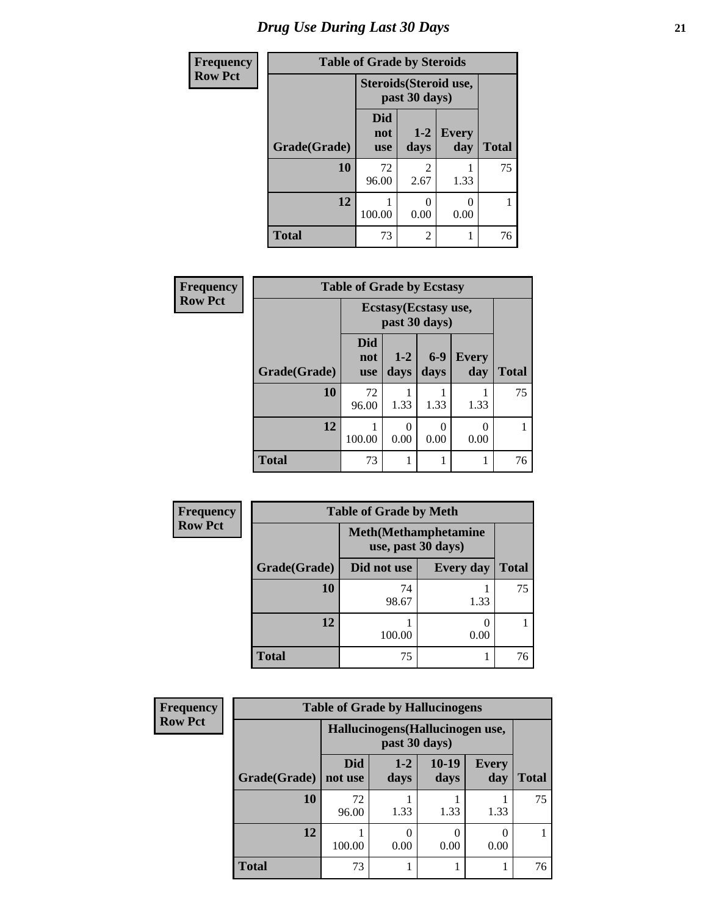# Drug Use During Last 30 Days

**Frequency**
**Row Pct**

**Table of Grade by Steroids**

| | Steroids(Steroid use, past 30 days) | | | |
|---|---|---|---|---|
| **Grade(Grade)** | **Did not use** | **1-2 days** | **Every day** | **Total** |
| **10** | 72<br>96.00 | 2<br>2.67 | 1<br>1.33 | 75 |
| **12** | 1<br>100.00 | 0<br>0.00 | 0<br>0.00 | 1 |
| **Total** | 73 | 2 | 1 | 76 |

**Frequency**
**Row Pct**

**Table of Grade by Ecstasy**

| | Ecstasy(Ecstasy use, past 30 days) | | | | |
|---|---|---|---|---|---|
| **Grade(Grade)** | **Did not use** | **1-2 days** | **6-9 days** | **Every day** | **Total** |
| **10** | 72<br>96.00 | 1<br>1.33 | 1<br>1.33 | 1<br>1.33 | 75 |
| **12** | 1<br>100.00 | 0<br>0.00 | 0<br>0.00 | 0<br>0.00 | 1 |
| **Total** | 73 | 1 | 1 | 1 | 76 |

**Frequency**
**Row Pct**

**Table of Grade by Meth**

| | Meth(Methamphetamine use, past 30 days) | | |
|---|---|---|---|
| **Grade(Grade)** | **Did not use** | **Every day** | **Total** |
| **10** | 74<br>98.67 | 1<br>1.33 | 75 |
| **12** | 1<br>100.00 | 0<br>0.00 | 1 |
| **Total** | 75 | 1 | 76 |

**Frequency**
**Row Pct**

**Table of Grade by Hallucinogens**

| | Hallucinogens(Hallucinogen use, past 30 days) | | | | |
|---|---|---|---|---|---|
| **Grade(Grade)** | **Did not use** | **1-2 days** | **10-19 days** | **Every day** | **Total** |
| **10** | 72<br>96.00 | 1<br>1.33 | 1<br>1.33 | 1<br>1.33 | 75 |
| **12** | 1<br>100.00 | 0<br>0.00 | 0<br>0.00 | 0<br>0.00 | 1 |
| **Total** | 73 | 1 | 1 | 1 | 76 |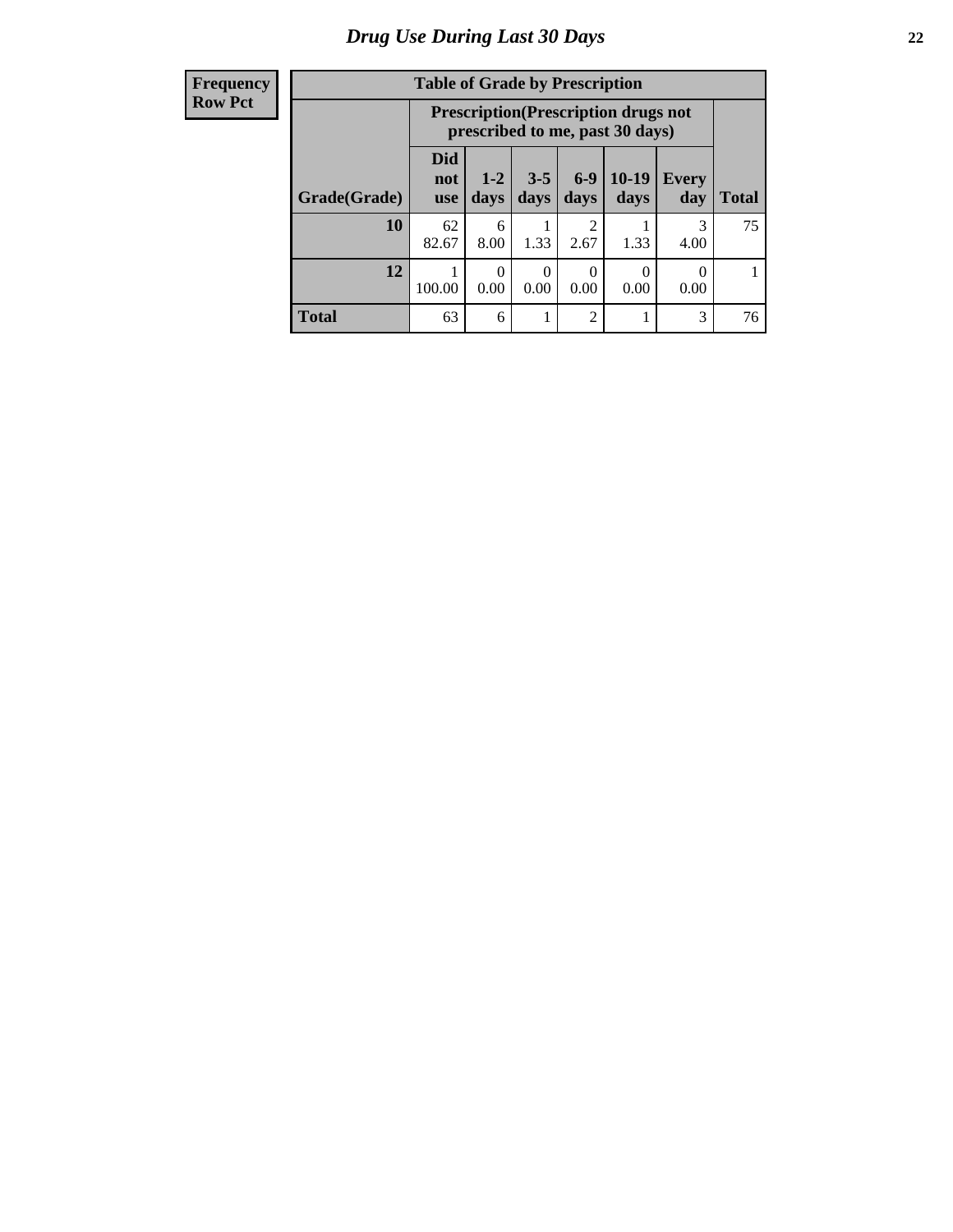# Drug Use During Last 30 Days

| Frequency<br>Row Pct |
|---|

**Table of Grade by Prescription**

| Grade(Grade) | Prescription(Prescription drugs not prescribed to me, past 30 days) | | | | | | Total |
|---|---|---|---|---|---|---|---|
| | Did not use | 1-2 days | 3-5 days | 6-9 days | 10-19 days | Every day | |
| **10** | 62<br>82.67 | 6<br>8.00 | 1<br>1.33 | 2<br>2.67 | 1<br>1.33 | 3<br>4.00 | 75 |
| **12** | 1<br>100.00 | 0<br>0.00 | 0<br>0.00 | 0<br>0.00 | 0<br>0.00 | 0<br>0.00 | 1 |
| **Total** | 63 | 6 | 1 | 2 | 1 | 3 | 76 |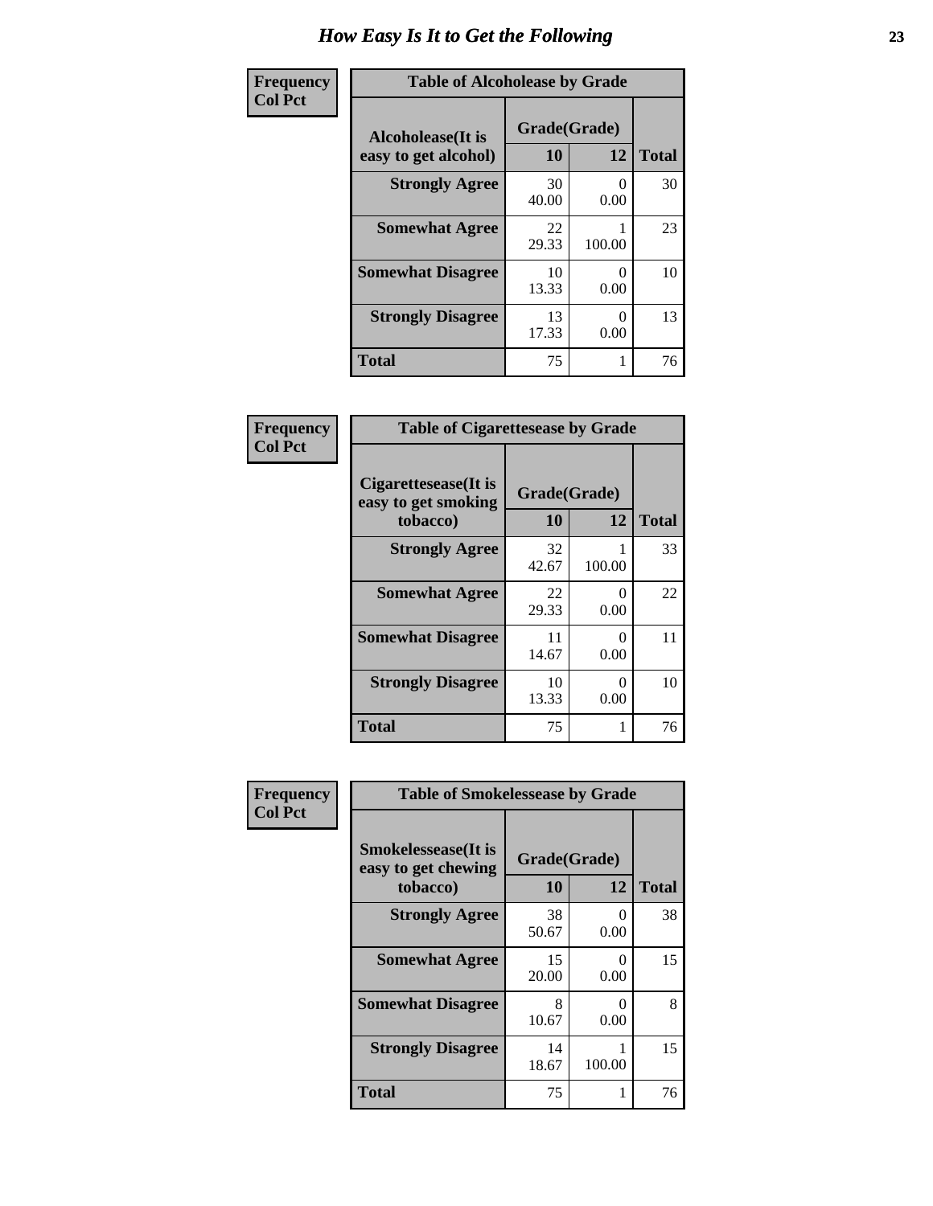# How Easy Is It to Get the Following

**Frequency**
**Col Pct**

**Table of Alcoholease by Grade**

| Alcoholease(It is easy to get alcohol) | Grade(Grade) | | Total |
|---|---|---|---|
| | 10 | 12 | |
| **Strongly Agree** | 30<br>40.00 | 0<br>0.00 | 30 |
| **Somewhat Agree** | 22<br>29.33 | 1<br>100.00 | 23 |
| **Somewhat Disagree** | 10<br>13.33 | 0<br>0.00 | 10 |
| **Strongly Disagree** | 13<br>17.33 | 0<br>0.00 | 13 |
| **Total** | 75 | 1 | 76 |

**Frequency**
**Col Pct**

**Table of Cigarettesease by Grade**

| Cigarettesease(It is easy to get smoking tobacco) | Grade(Grade) | | Total |
|---|---|---|---|
| | 10 | 12 | |
| **Strongly Agree** | 32<br>42.67 | 1<br>100.00 | 33 |
| **Somewhat Agree** | 22<br>29.33 | 0<br>0.00 | 22 |
| **Somewhat Disagree** | 11<br>14.67 | 0<br>0.00 | 11 |
| **Strongly Disagree** | 10<br>13.33 | 0<br>0.00 | 10 |
| **Total** | 75 | 1 | 76 |

**Frequency**
**Col Pct**

**Table of Smokelessease by Grade**

| Smokelessease(It is easy to get chewing tobacco) | Grade(Grade) | | Total |
|---|---|---|---|
| | 10 | 12 | |
| **Strongly Agree** | 38<br>50.67 | 0<br>0.00 | 38 |
| **Somewhat Agree** | 15<br>20.00 | 0<br>0.00 | 15 |
| **Somewhat Disagree** | 8<br>10.67 | 0<br>0.00 | 8 |
| **Strongly Disagree** | 14<br>18.67 | 1<br>100.00 | 15 |
| **Total** | 75 | 1 | 76 |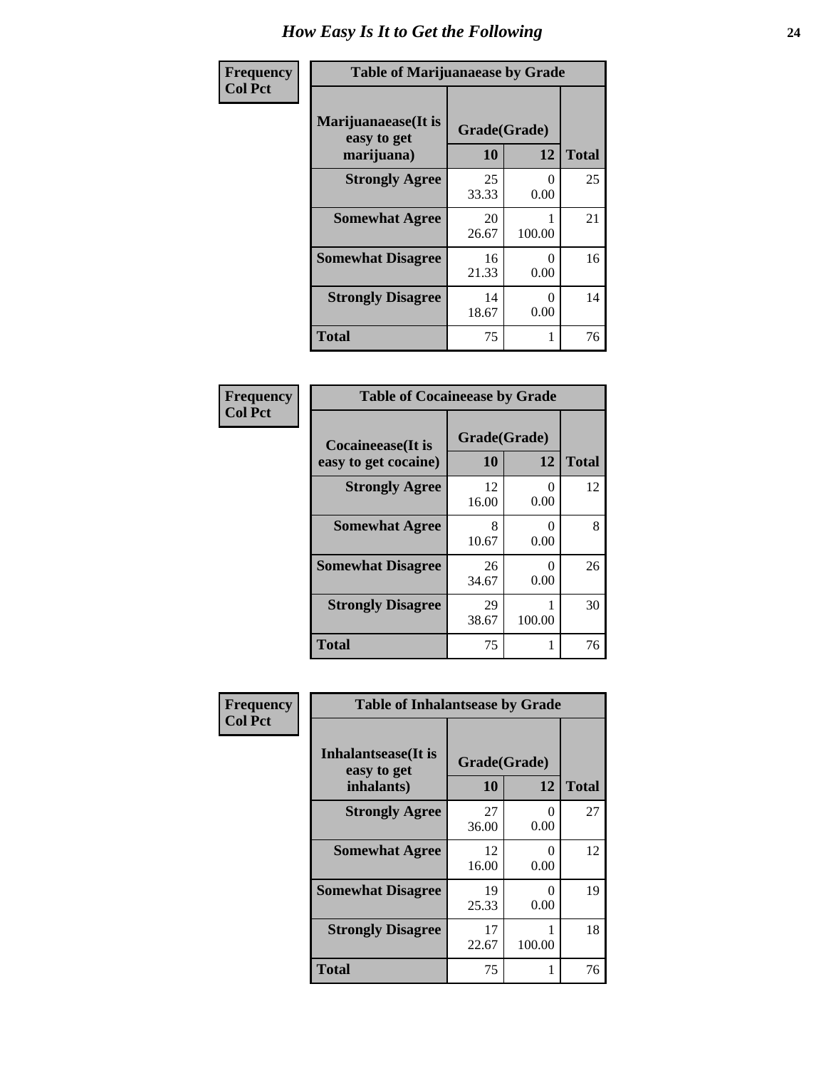# How Easy Is It to Get the Following

**Frequency**
**Col Pct**

**Table of Marijuanaease by Grade**

| Marijuanaease(It is easy to get marijuana) | Grade(Grade) | | Total |
|---|---|---|---|
| | 10 | 12 | |
| **Strongly Agree** | 25<br>33.33 | 0<br>0.00 | 25 |
| **Somewhat Agree** | 20<br>26.67 | 1<br>100.00 | 21 |
| **Somewhat Disagree** | 16<br>21.33 | 0<br>0.00 | 16 |
| **Strongly Disagree** | 14<br>18.67 | 0<br>0.00 | 14 |
| **Total** | 75 | 1 | 76 |

**Frequency**
**Col Pct**

**Table of Cocaineease by Grade**

| Cocaineease(It is easy to get cocaine) | Grade(Grade) | | Total |
|---|---|---|---|
| | 10 | 12 | |
| **Strongly Agree** | 12<br>16.00 | 0<br>0.00 | 12 |
| **Somewhat Agree** | 8<br>10.67 | 0<br>0.00 | 8 |
| **Somewhat Disagree** | 26<br>34.67 | 0<br>0.00 | 26 |
| **Strongly Disagree** | 29<br>38.67 | 1<br>100.00 | 30 |
| **Total** | 75 | 1 | 76 |

**Frequency**
**Col Pct**

**Table of Inhalantsease by Grade**

| Inhalantsease(It is easy to get inhalants) | Grade(Grade) | | Total |
|---|---|---|---|
| | 10 | 12 | |
| **Strongly Agree** | 27<br>36.00 | 0<br>0.00 | 27 |
| **Somewhat Agree** | 12<br>16.00 | 0<br>0.00 | 12 |
| **Somewhat Disagree** | 19<br>25.33 | 0<br>0.00 | 19 |
| **Strongly Disagree** | 17<br>22.67 | 1<br>100.00 | 18 |
| **Total** | 75 | 1 | 76 |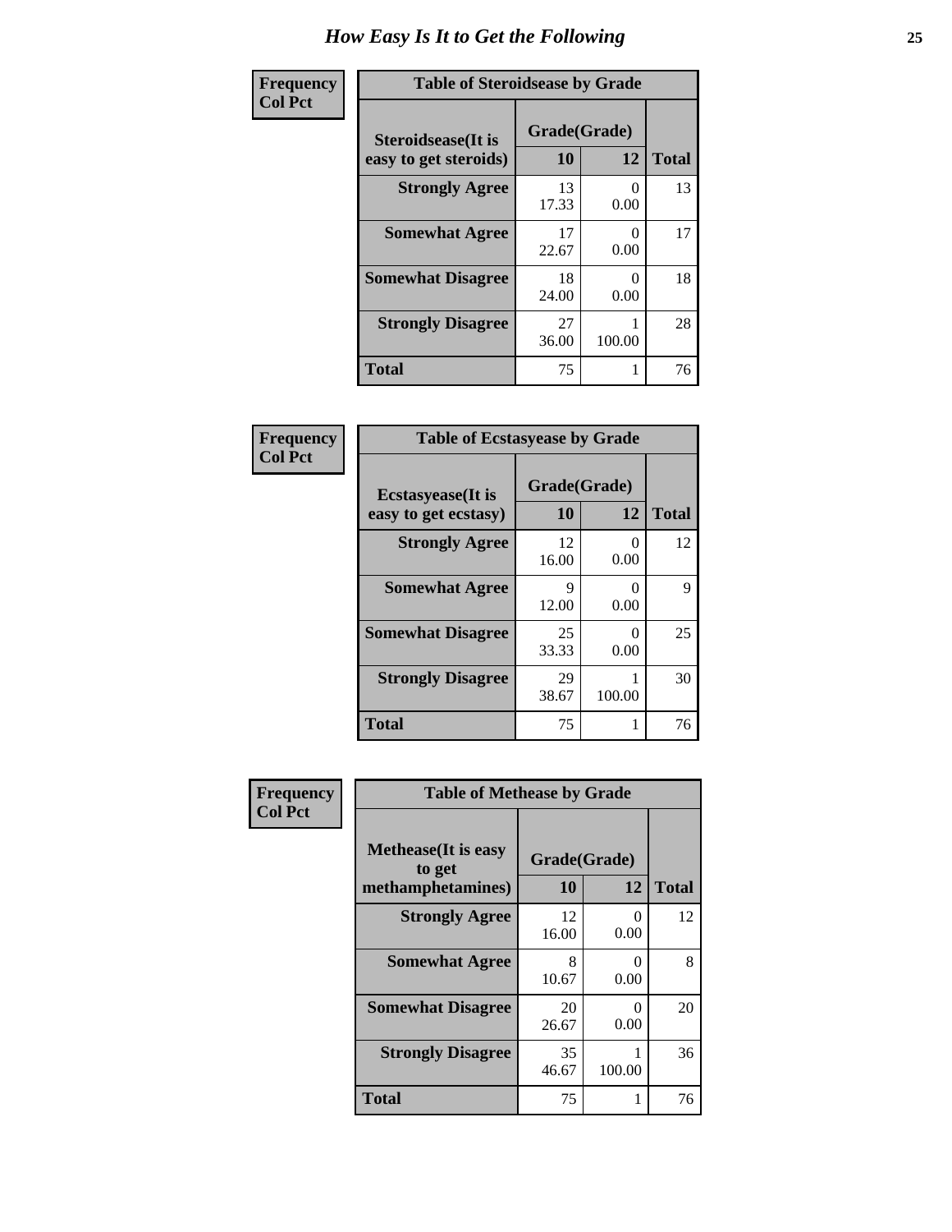# How Easy Is It to Get the Following

**Frequency**
**Col Pct**

**Table of Steroidsease by Grade**

| Steroidsease(It is easy to get steroids) | Grade(Grade) | | Total |
|---|---|---|---|
| | 10 | 12 | |
| **Strongly Agree** | 13<br>17.33 | 0<br>0.00 | 13 |
| **Somewhat Agree** | 17<br>22.67 | 0<br>0.00 | 17 |
| **Somewhat Disagree** | 18<br>24.00 | 0<br>0.00 | 18 |
| **Strongly Disagree** | 27<br>36.00 | 1<br>100.00 | 28 |
| **Total** | 75 | 1 | 76 |

**Frequency**
**Col Pct**

**Table of Ecstasyease by Grade**

| Ecstasyease(It is easy to get ecstasy) | Grade(Grade) | | Total |
|---|---|---|---|
| | 10 | 12 | |
| **Strongly Agree** | 12<br>16.00 | 0<br>0.00 | 12 |
| **Somewhat Agree** | 9<br>12.00 | 0<br>0.00 | 9 |
| **Somewhat Disagree** | 25<br>33.33 | 0<br>0.00 | 25 |
| **Strongly Disagree** | 29<br>38.67 | 1<br>100.00 | 30 |
| **Total** | 75 | 1 | 76 |

**Frequency**
**Col Pct**

**Table of Methease by Grade**

| Methease(It is easy to get methamphetamines) | Grade(Grade) | | Total |
|---|---|---|---|
| | 10 | 12 | |
| **Strongly Agree** | 12<br>16.00 | 0<br>0.00 | 12 |
| **Somewhat Agree** | 8<br>10.67 | 0<br>0.00 | 8 |
| **Somewhat Disagree** | 20<br>26.67 | 0<br>0.00 | 20 |
| **Strongly Disagree** | 35<br>46.67 | 1<br>100.00 | 36 |
| **Total** | 75 | 1 | 76 |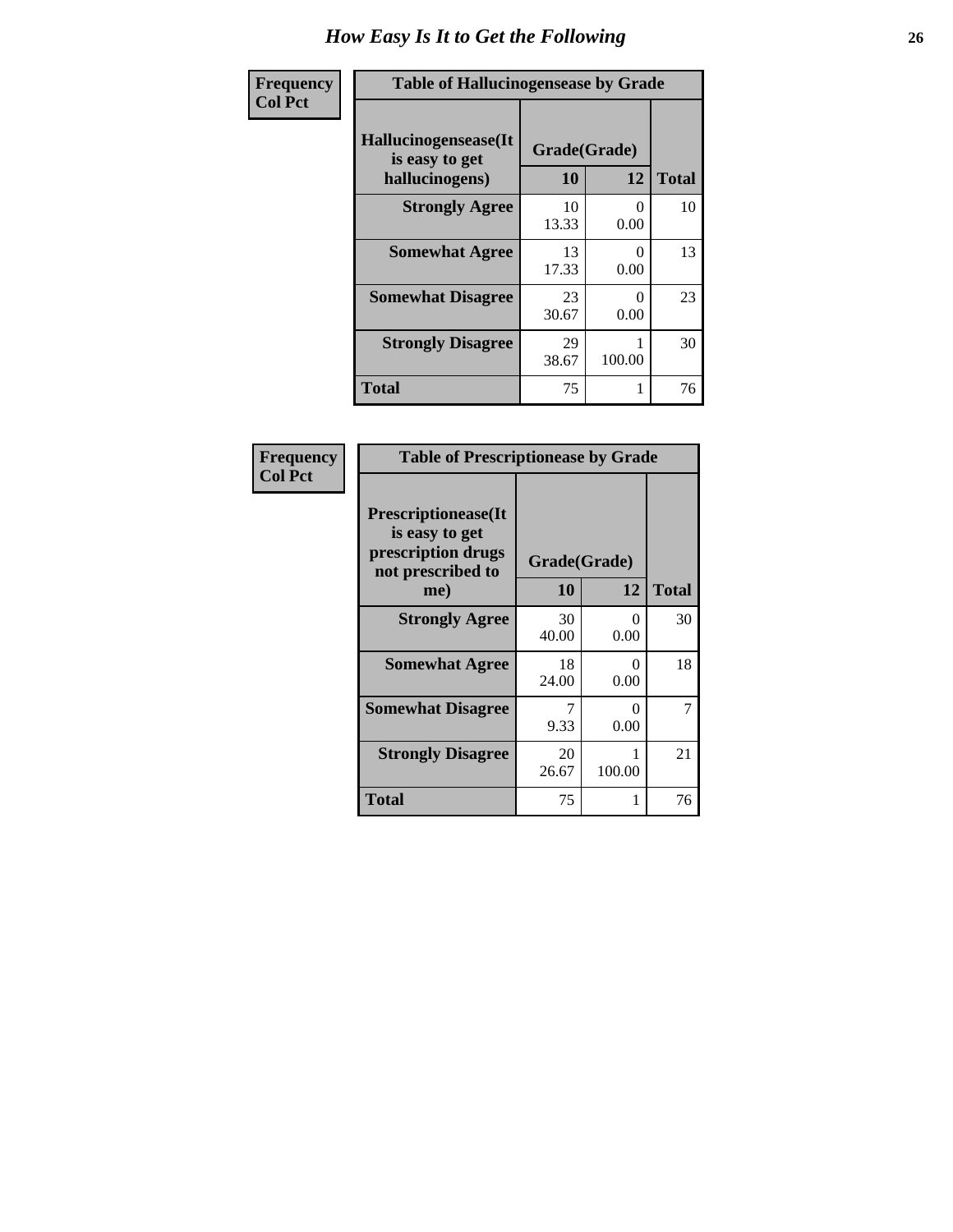# How Easy Is It to Get the Following

**Frequency**
**Col Pct**

**Table of Hallucinogensease by Grade**

| Hallucinogensease(It is easy to get hallucinogens) | Grade(Grade) 10 | 12 | Total |
|---|---|---|---|
| **Strongly Agree** | 10<br>13.33 | 0<br>0.00 | 10 |
| **Somewhat Agree** | 13<br>17.33 | 0<br>0.00 | 13 |
| **Somewhat Disagree** | 23<br>30.67 | 0<br>0.00 | 23 |
| **Strongly Disagree** | 29<br>38.67 | 1<br>100.00 | 30 |
| **Total** | 75 | 1 | 76 |

**Frequency**
**Col Pct**

**Table of Prescriptionease by Grade**

| Prescriptionease(It is easy to get prescription drugs not prescribed to me) | Grade(Grade) 10 | 12 | Total |
|---|---|---|---|
| **Strongly Agree** | 30<br>40.00 | 0<br>0.00 | 30 |
| **Somewhat Agree** | 18<br>24.00 | 0<br>0.00 | 18 |
| **Somewhat Disagree** | 7<br>9.33 | 0<br>0.00 | 7 |
| **Strongly Disagree** | 20<br>26.67 | 1<br>100.00 | 21 |
| **Total** | 75 | 1 | 76 |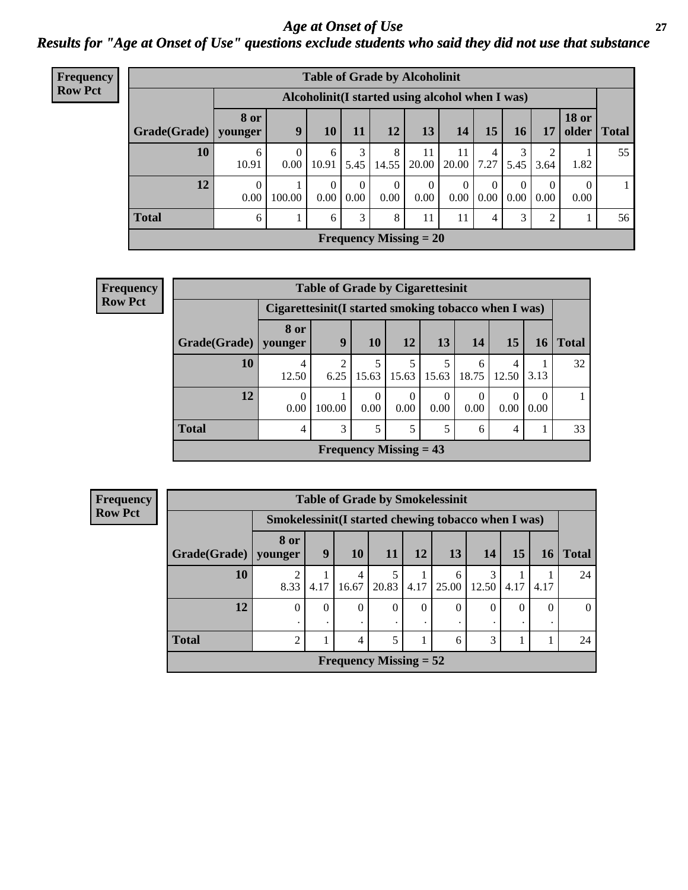# Age at Onset of Use

## Results for "Age at Onset of Use" questions exclude students who said they did not use that substance

**Frequency**
**Row Pct**

| Table of Grade by Alcoholinit | | | | | | | | | | | | |
|---|---|---|---|---|---|---|---|---|---|---|---|---|
| | Alcoholinit(I started using alcohol when I was) | | | | | | | | | | | |
| Grade(Grade) | 8 or younger | 9 | 10 | 11 | 12 | 13 | 14 | 15 | 16 | 17 | 18 or older | Total |
| 10 | 6<br>10.91 | 0<br>0.00 | 6<br>10.91 | 3<br>5.45 | 8<br>14.55 | 11<br>20.00 | 11<br>20.00 | 4<br>7.27 | 3<br>5.45 | 2<br>3.64 | 1<br>1.82 | 55 |
| 12 | 0<br>0.00 | 1<br>100.00 | 0<br>0.00 | 0<br>0.00 | 0<br>0.00 | 0<br>0.00 | 0<br>0.00 | 0<br>0.00 | 0<br>0.00 | 0<br>0.00 | 0<br>0.00 | 1 |
| Total | 6 | 1 | 6 | 3 | 8 | 11 | 11 | 4 | 3 | 2 | 1 | 56 |
| Frequency Missing = 20 | | | | | | | | | | | | |

**Frequency**
**Row Pct**

| Table of Grade by Cigarettesinit | | | | | | | | | |
|---|---|---|---|---|---|---|---|---|---|
| | Cigarettesinit(I started smoking tobacco when I was) | | | | | | | | |
| Grade(Grade) | 8 or younger | 9 | 10 | 12 | 13 | 14 | 15 | 16 | Total |
| 10 | 4<br>12.50 | 2<br>6.25 | 5<br>15.63 | 5<br>15.63 | 5<br>15.63 | 6<br>18.75 | 4<br>12.50 | 1<br>3.13 | 32 |
| 12 | 0<br>0.00 | 1<br>100.00 | 0<br>0.00 | 0<br>0.00 | 0<br>0.00 | 0<br>0.00 | 0<br>0.00 | 0<br>0.00 | 1 |
| Total | 4 | 3 | 5 | 5 | 5 | 6 | 4 | 1 | 33 |
| Frequency Missing = 43 | | | | | | | | | |

**Frequency**
**Row Pct**

| Table of Grade by Smokelessinit | | | | | | | | | | |
|---|---|---|---|---|---|---|---|---|---|---|
| | Smokelessinit(I started chewing tobacco when I was) | | | | | | | | | |
| Grade(Grade) | 8 or younger | 9 | 10 | 11 | 12 | 13 | 14 | 15 | 16 | Total |
| 10 | 2<br>8.33 | 1<br>4.17 | 4<br>16.67 | 5<br>20.83 | 1<br>4.17 | 6<br>25.00 | 3<br>12.50 | 1<br>4.17 | 1<br>4.17 | 24 |
| 12 | 0<br>. | 0<br>. | 0<br>. | 0<br>. | 0<br>. | 0<br>. | 0<br>. | 0<br>. | 0<br>. | 0 |
| Total | 2 | 1 | 4 | 5 | 1 | 6 | 3 | 1 | 1 | 24 |
| Frequency Missing = 52 | | | | | | | | | | |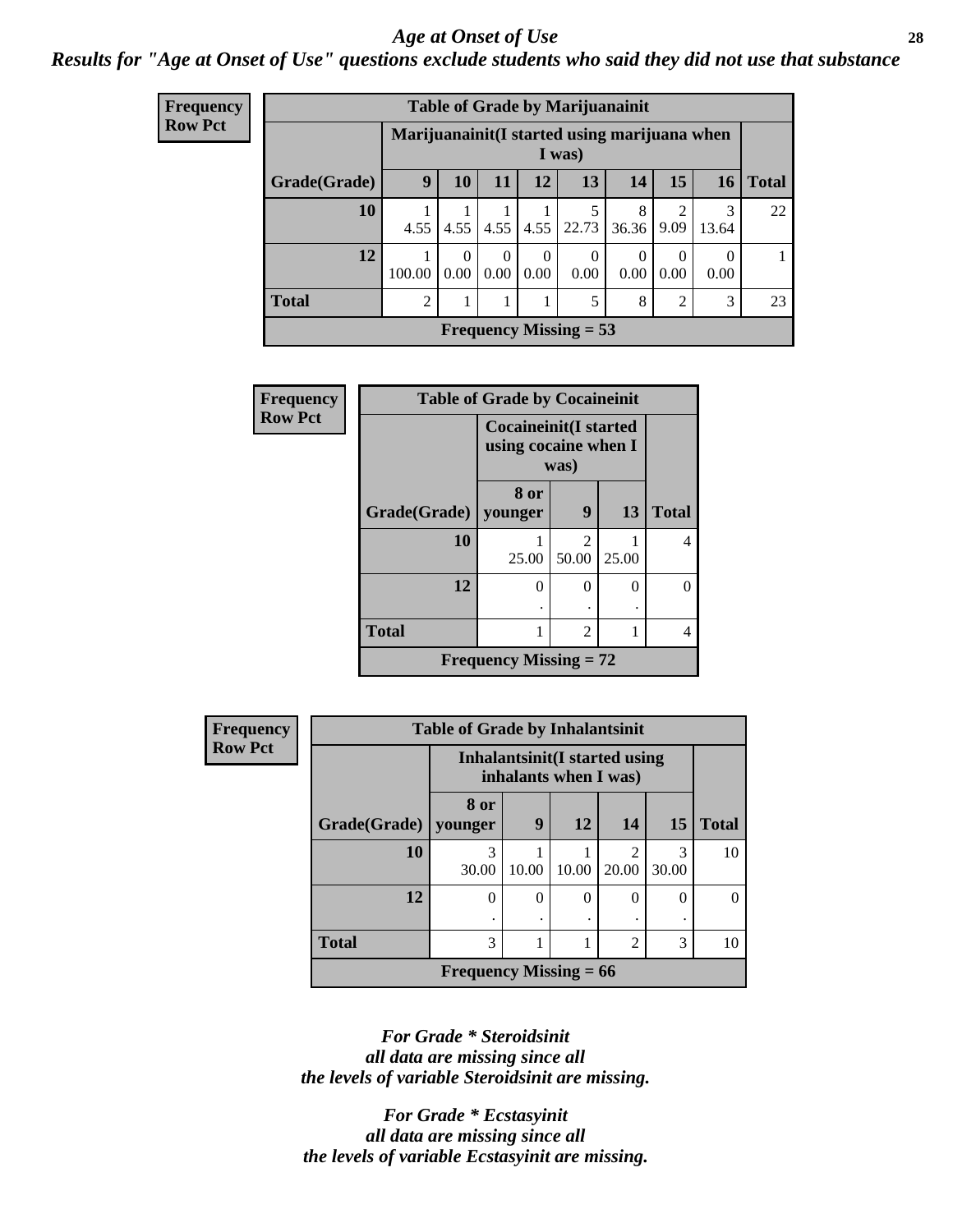## Age at Onset of Use

***Results for "Age at Onset of Use" questions exclude students who said they did not use that substance***

**Frequency**
**Row Pct**

| Table of Grade by Marijuanainit | | | | | | | | | |
|---|---|---|---|---|---|---|---|---|---|
| | Marijuanainit(I started using marijuana when I was) | | | | | | | | |
| Grade(Grade) | 9 | 10 | 11 | 12 | 13 | 14 | 15 | 16 | Total |
| 10 | 1<br>4.55 | 1<br>4.55 | 1<br>4.55 | 1<br>4.55 | 5<br>22.73 | 8<br>36.36 | 2<br>9.09 | 3<br>13.64 | 22 |
| 12 | 1<br>100.00 | 0<br>0.00 | 0<br>0.00 | 0<br>0.00 | 0<br>0.00 | 0<br>0.00 | 0<br>0.00 | 0<br>0.00 | 1 |
| Total | 2 | 1 | 1 | 1 | 5 | 8 | 2 | 3 | 23 |
| Frequency Missing = 53 | | | | | | | | | |

**Frequency**
**Row Pct**

| Table of Grade by Cocaineinit | | | | |
|---|---|---|---|---|
| | Cocaineinit(I started using cocaine when I was) | | | |
| Grade(Grade) | 8 or younger | 9 | 13 | Total |
| 10 | 1<br>25.00 | 2<br>50.00 | 1<br>25.00 | 4 |
| 12 | 0<br>. | 0<br>. | 0<br>. | 0 |
| Total | 1 | 2 | 1 | 4 |
| Frequency Missing = 72 | | | | |

**Frequency**
**Row Pct**

| Table of Grade by Inhalantsinit | | | | | | |
|---|---|---|---|---|---|---|
| | Inhalantsinit(I started using inhalants when I was) | | | | | |
| Grade(Grade) | 8 or younger | 9 | 12 | 14 | 15 | Total |
| 10 | 3<br>30.00 | 1<br>10.00 | 1<br>10.00 | 2<br>20.00 | 3<br>30.00 | 10 |
| 12 | 0<br>. | 0<br>. | 0<br>. | 0<br>. | 0<br>. | 0 |
| Total | 3 | 1 | 1 | 2 | 3 | 10 |
| Frequency Missing = 66 | | | | | | |

***For Grade * Steroidsinit all data are missing since all the levels of variable Steroidsinit are missing.***

***For Grade * Ecstasyinit all data are missing since all the levels of variable Ecstasyinit are missing.***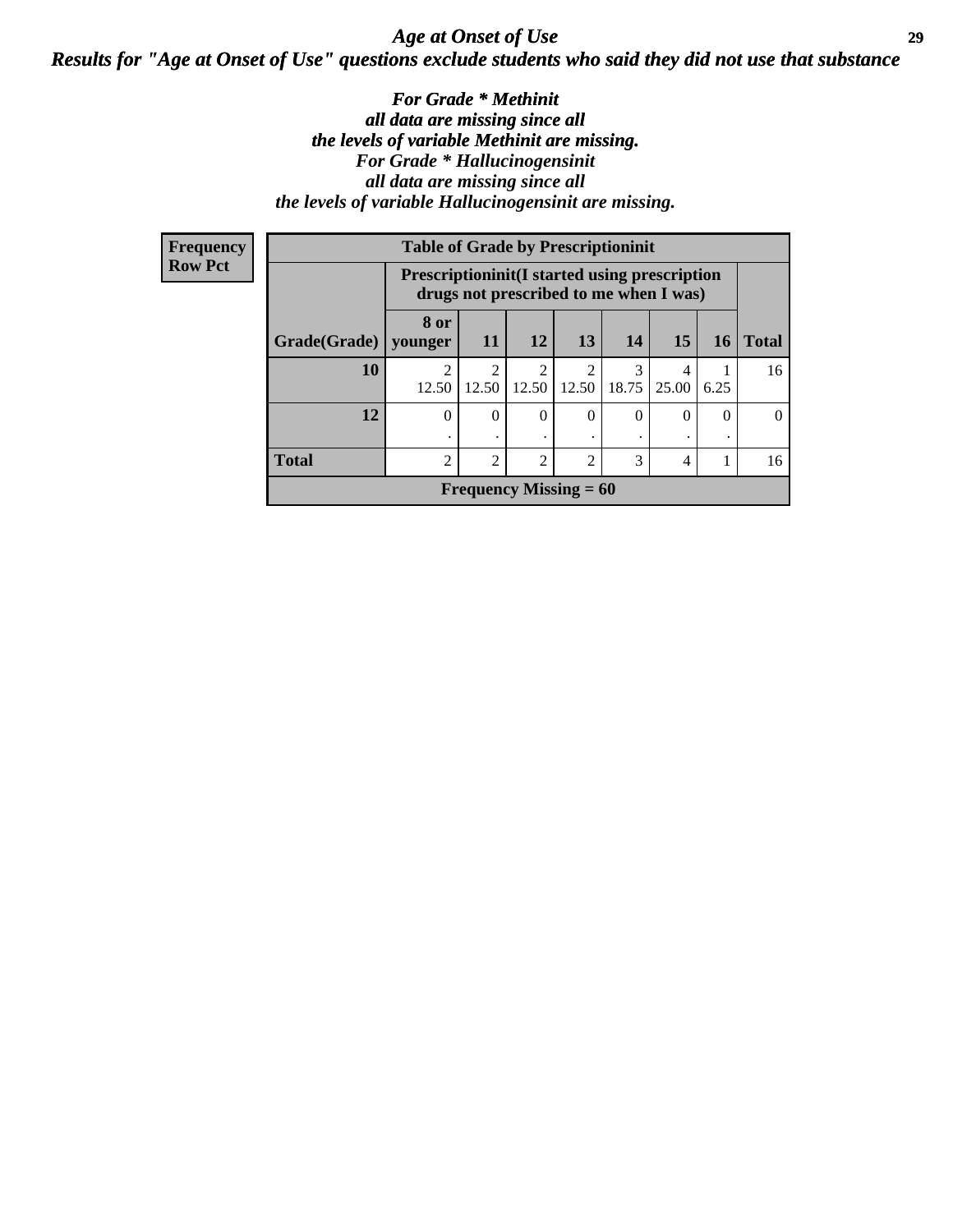## *Age at Onset of Use*

### *Results for "Age at Onset of Use" questions exclude students who said they did not use that substance*

***For Grade * Methinit all data are missing since all the levels of variable Methinit are missing. For Grade * Hallucinogensinit all data are missing since all the levels of variable Hallucinogensinit are missing.***

**Frequency**
**Row Pct**

| Table of Grade by Prescriptioninit | | | | | | | | |
|---|---|---|---|---|---|---|---|---|
| | Prescriptioninit(I started using prescription drugs not prescribed to me when I was) | | | | | | | |
| Grade(Grade) | 8 or younger | 11 | 12 | 13 | 14 | 15 | 16 | Total |
| 10 | 2<br>12.50 | 2<br>12.50 | 2<br>12.50 | 2<br>12.50 | 3<br>18.75 | 4<br>25.00 | 1<br>6.25 | 16 |
| 12 | 0<br>. | 0<br>. | 0<br>. | 0<br>. | 0<br>. | 0<br>. | 0<br>. | 0 |
| Total | 2 | 2 | 2 | 2 | 3 | 4 | 1 | 16 |
| Frequency Missing = 60 | | | | | | | | |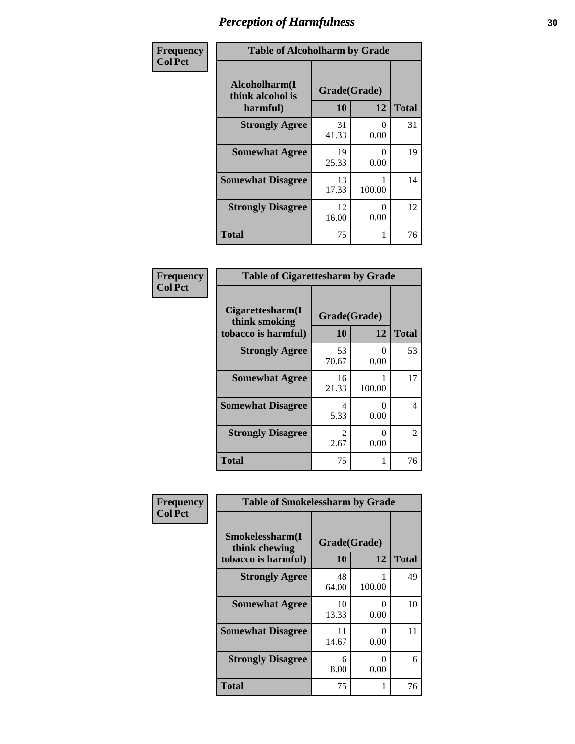# Perception of Harmfulness

**Frequency**
**Col Pct**

| Table of Alcoholharm by Grade | | | |
|---|---|---|---|
| Alcoholharm(I think alcohol is harmful) | Grade(Grade) | | Total |
| | 10 | 12 | |
| **Strongly Agree** | 31<br>41.33 | 0<br>0.00 | 31 |
| **Somewhat Agree** | 19<br>25.33 | 0<br>0.00 | 19 |
| **Somewhat Disagree** | 13<br>17.33 | 1<br>100.00 | 14 |
| **Strongly Disagree** | 12<br>16.00 | 0<br>0.00 | 12 |
| **Total** | 75 | 1 | 76 |

**Frequency**
**Col Pct**

| Table of Cigarettesharm by Grade | | | |
|---|---|---|---|
| Cigarettesharm(I think smoking tobacco is harmful) | Grade(Grade) | | Total |
| | 10 | 12 | |
| **Strongly Agree** | 53<br>70.67 | 0<br>0.00 | 53 |
| **Somewhat Agree** | 16<br>21.33 | 1<br>100.00 | 17 |
| **Somewhat Disagree** | 4<br>5.33 | 0<br>0.00 | 4 |
| **Strongly Disagree** | 2<br>2.67 | 0<br>0.00 | 2 |
| **Total** | 75 | 1 | 76 |

**Frequency**
**Col Pct**

| Table of Smokelessharm by Grade | | | |
|---|---|---|---|
| Smokelessharm(I think chewing tobacco is harmful) | Grade(Grade) | | Total |
| | 10 | 12 | |
| **Strongly Agree** | 48<br>64.00 | 1<br>100.00 | 49 |
| **Somewhat Agree** | 10<br>13.33 | 0<br>0.00 | 10 |
| **Somewhat Disagree** | 11<br>14.67 | 0<br>0.00 | 11 |
| **Strongly Disagree** | 6<br>8.00 | 0<br>0.00 | 6 |
| **Total** | 75 | 1 | 76 |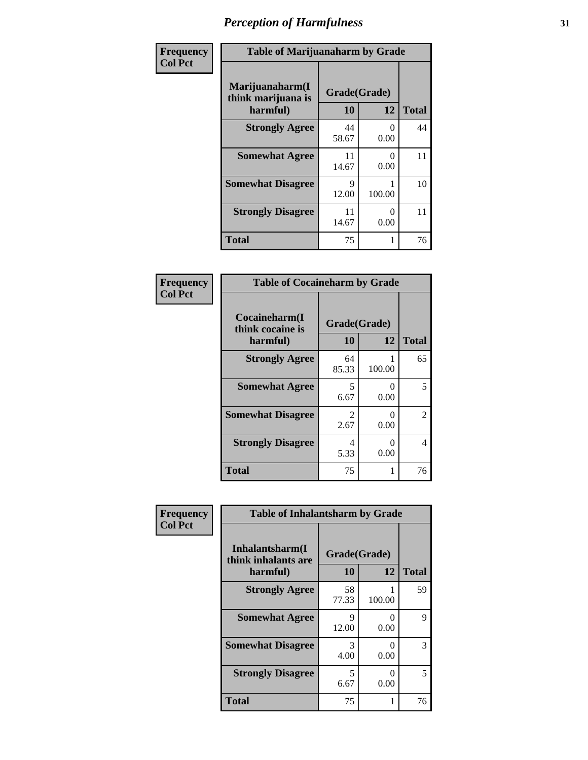# Perception of Harmfulness

**Frequency**
**Col Pct**

**Table of Marijuanaharm by Grade**

| Marijuanaharm(I think marijuana is harmful) | Grade(Grade) | | Total |
|---|---|---|---|
| | 10 | 12 | |
| **Strongly Agree** | 44<br>58.67 | 0<br>0.00 | 44 |
| **Somewhat Agree** | 11<br>14.67 | 0<br>0.00 | 11 |
| **Somewhat Disagree** | 9<br>12.00 | 1<br>100.00 | 10 |
| **Strongly Disagree** | 11<br>14.67 | 0<br>0.00 | 11 |
| **Total** | 75 | 1 | 76 |

**Frequency**
**Col Pct**

**Table of Cocaineharm by Grade**

| Cocaineharm(I think cocaine is harmful) | Grade(Grade) | | Total |
|---|---|---|---|
| | 10 | 12 | |
| **Strongly Agree** | 64<br>85.33 | 1<br>100.00 | 65 |
| **Somewhat Agree** | 5<br>6.67 | 0<br>0.00 | 5 |
| **Somewhat Disagree** | 2<br>2.67 | 0<br>0.00 | 2 |
| **Strongly Disagree** | 4<br>5.33 | 0<br>0.00 | 4 |
| **Total** | 75 | 1 | 76 |

**Frequency**
**Col Pct**

**Table of Inhalantsharm by Grade**

| Inhalantsharm(I think inhalants are harmful) | Grade(Grade) | | Total |
|---|---|---|---|
| | 10 | 12 | |
| **Strongly Agree** | 58<br>77.33 | 1<br>100.00 | 59 |
| **Somewhat Agree** | 9<br>12.00 | 0<br>0.00 | 9 |
| **Somewhat Disagree** | 3<br>4.00 | 0<br>0.00 | 3 |
| **Strongly Disagree** | 5<br>6.67 | 0<br>0.00 | 5 |
| **Total** | 75 | 1 | 76 |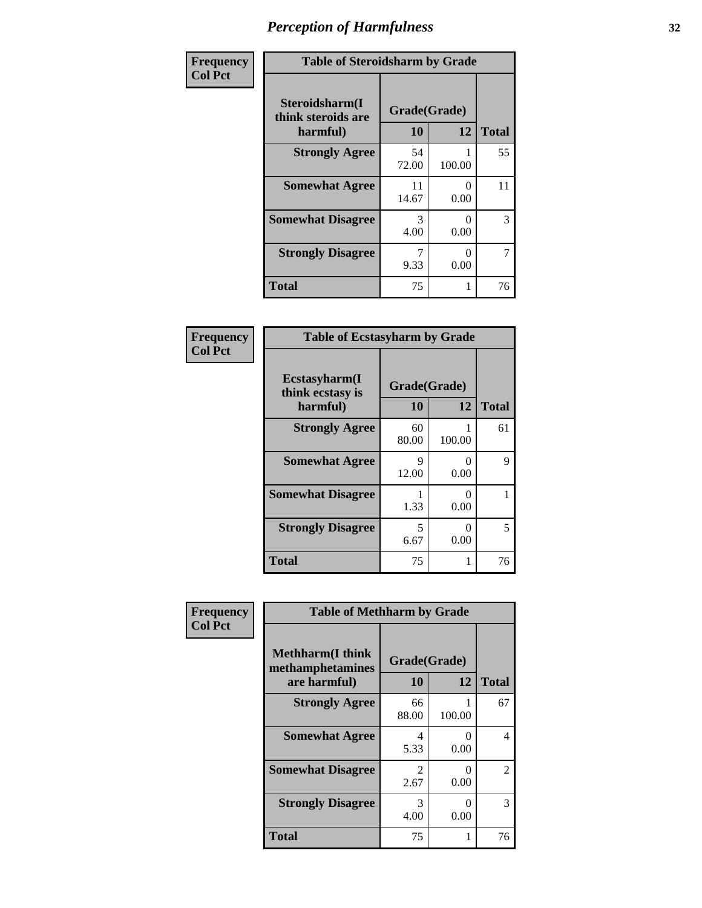# Perception of Harmfulness

**Frequency**
**Col Pct**

| Table of Steroidsharm by Grade | | | |
|---|---|---|---|
| **Steroidsharm(I think steroids are harmful)** | **Grade(Grade)** | | **Total** |
| | **10** | **12** | |
| **Strongly Agree** | 54<br>72.00 | 1<br>100.00 | 55 |
| **Somewhat Agree** | 11<br>14.67 | 0<br>0.00 | 11 |
| **Somewhat Disagree** | 3<br>4.00 | 0<br>0.00 | 3 |
| **Strongly Disagree** | 7<br>9.33 | 0<br>0.00 | 7 |
| **Total** | 75 | 1 | 76 |

**Frequency**
**Col Pct**

| Table of Ecstasyharm by Grade | | | |
|---|---|---|---|
| **Ecstasyharm(I think ecstasy is harmful)** | **Grade(Grade)** | | **Total** |
| | **10** | **12** | |
| **Strongly Agree** | 60<br>80.00 | 1<br>100.00 | 61 |
| **Somewhat Agree** | 9<br>12.00 | 0<br>0.00 | 9 |
| **Somewhat Disagree** | 1<br>1.33 | 0<br>0.00 | 1 |
| **Strongly Disagree** | 5<br>6.67 | 0<br>0.00 | 5 |
| **Total** | 75 | 1 | 76 |

**Frequency**
**Col Pct**

| Table of Methharm by Grade | | | |
|---|---|---|---|
| **Methharm(I think methamphetamines are harmful)** | **Grade(Grade)** | | **Total** |
| | **10** | **12** | |
| **Strongly Agree** | 66<br>88.00 | 1<br>100.00 | 67 |
| **Somewhat Agree** | 4<br>5.33 | 0<br>0.00 | 4 |
| **Somewhat Disagree** | 2<br>2.67 | 0<br>0.00 | 2 |
| **Strongly Disagree** | 3<br>4.00 | 0<br>0.00 | 3 |
| **Total** | 75 | 1 | 76 |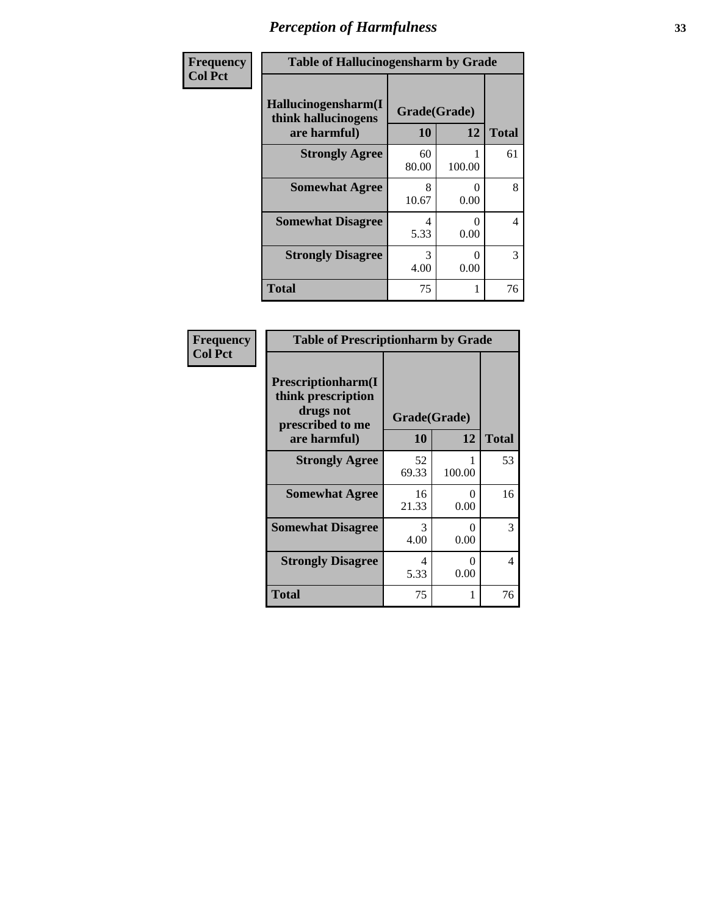# Perception of Harmfulness

| Frequency Col Pct | Table of Hallucinogensharm by Grade | | |
|---|---|---|---|
| Hallucinogensharm(I think hallucinogens are harmful) | Grade(Grade) | | |
| | 10 | 12 | Total |
| Strongly Agree | 60<br>80.00 | 1<br>100.00 | 61 |
| Somewhat Agree | 8<br>10.67 | 0<br>0.00 | 8 |
| Somewhat Disagree | 4<br>5.33 | 0<br>0.00 | 4 |
| Strongly Disagree | 3<br>4.00 | 0<br>0.00 | 3 |
| Total | 75 | 1 | 76 |

| Frequency Col Pct | Table of Prescriptionharm by Grade | | |
|---|---|---|---|
| Prescriptionharm(I think prescription drugs not prescribed to me are harmful) | Grade(Grade) | | |
| | 10 | 12 | Total |
| Strongly Agree | 52<br>69.33 | 1<br>100.00 | 53 |
| Somewhat Agree | 16<br>21.33 | 0<br>0.00 | 16 |
| Somewhat Disagree | 3<br>4.00 | 0<br>0.00 | 3 |
| Strongly Disagree | 4<br>5.33 | 0<br>0.00 | 4 |
| Total | 75 | 1 | 76 |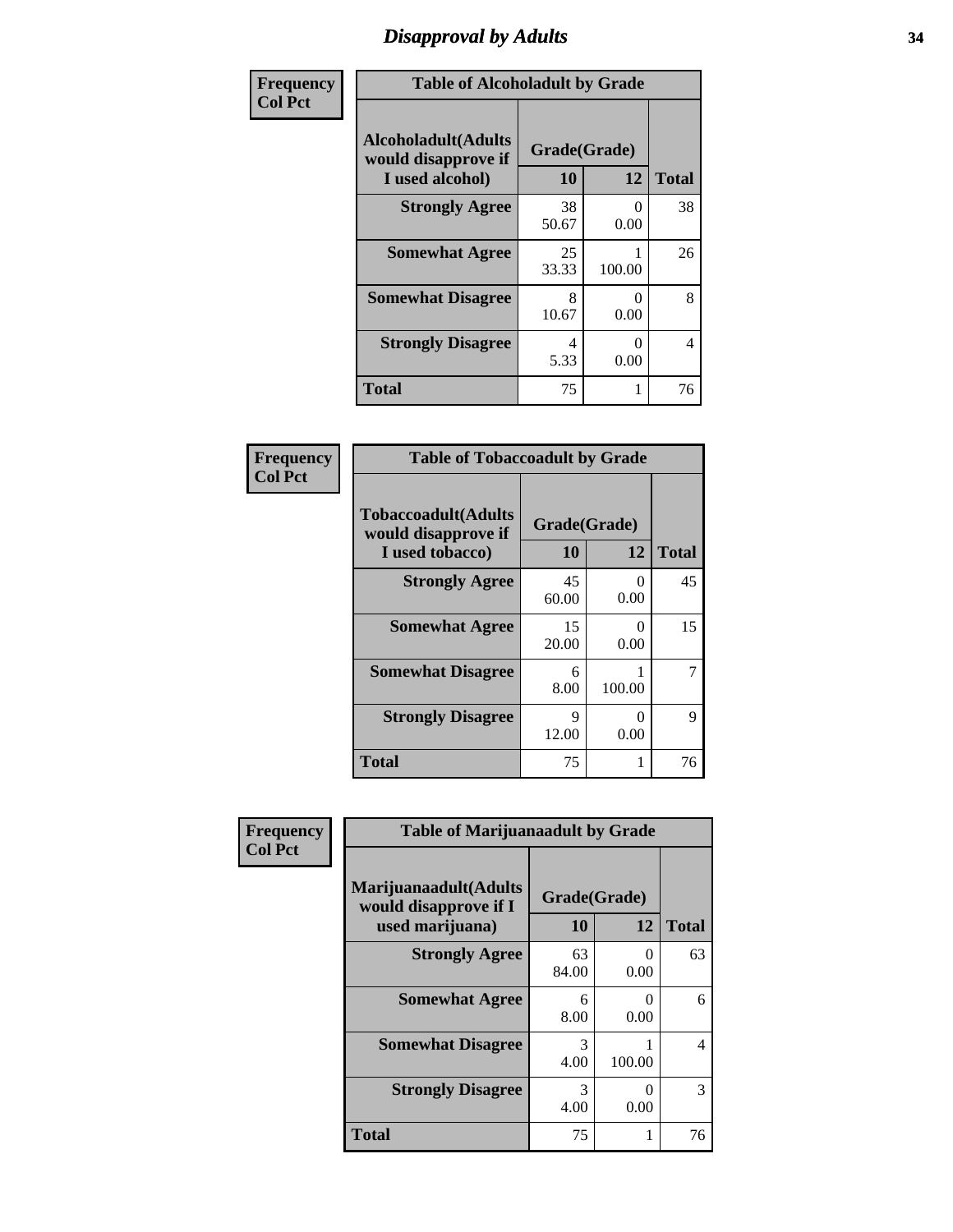# Disapproval by Adults

| Frequency Col Pct | Table of Alcoholadult by Grade | | |
|---|---|---|---|
| Alcoholadult(Adults would disapprove if I used alcohol) | Grade(Grade) 10 | 12 | Total |
| Strongly Agree | 38<br>50.67 | 0<br>0.00 | 38 |
| Somewhat Agree | 25<br>33.33 | 1<br>100.00 | 26 |
| Somewhat Disagree | 8<br>10.67 | 0<br>0.00 | 8 |
| Strongly Disagree | 4<br>5.33 | 0<br>0.00 | 4 |
| Total | 75 | 1 | 76 |

| Frequency Col Pct | Table of Tobaccoadult by Grade | | |
|---|---|---|---|
| Tobaccoadult(Adults would disapprove if I used tobacco) | Grade(Grade) 10 | 12 | Total |
| Strongly Agree | 45<br>60.00 | 0<br>0.00 | 45 |
| Somewhat Agree | 15<br>20.00 | 0<br>0.00 | 15 |
| Somewhat Disagree | 6<br>8.00 | 1<br>100.00 | 7 |
| Strongly Disagree | 9<br>12.00 | 0<br>0.00 | 9 |
| Total | 75 | 1 | 76 |

| Frequency Col Pct | Table of Marijuanaadult by Grade | | |
|---|---|---|---|
| Marijuanaadult(Adults would disapprove if I used marijuana) | Grade(Grade) 10 | 12 | Total |
| Strongly Agree | 63<br>84.00 | 0<br>0.00 | 63 |
| Somewhat Agree | 6<br>8.00 | 0<br>0.00 | 6 |
| Somewhat Disagree | 3<br>4.00 | 1<br>100.00 | 4 |
| Strongly Disagree | 3<br>4.00 | 0<br>0.00 | 3 |
| Total | 75 | 1 | 76 |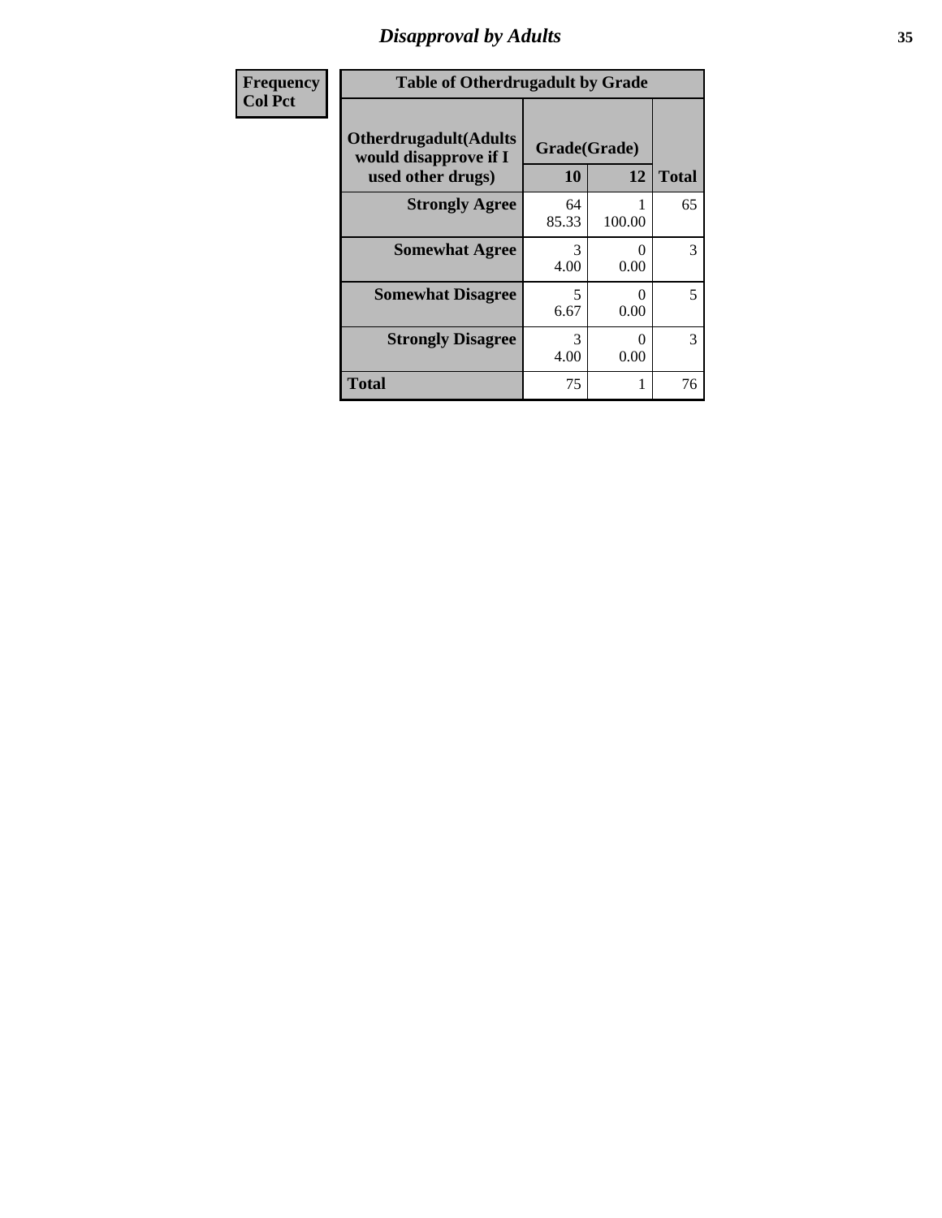# Disapproval by Adults

| Frequency<br>Col Pct |
|---|

**Table of Otherdrugadult by Grade**

| Otherdrugadult(Adults would disapprove if I used other drugs) | Grade(Grade) | | |
|---|---|---|---|
| | 10 | 12 | Total |
| Strongly Agree | 64<br>85.33 | 1<br>100.00 | 65 |
| Somewhat Agree | 3<br>4.00 | 0<br>0.00 | 3 |
| Somewhat Disagree | 5<br>6.67 | 0<br>0.00 | 5 |
| Strongly Disagree | 3<br>4.00 | 0<br>0.00 | 3 |
| Total | 75 | 1 | 76 |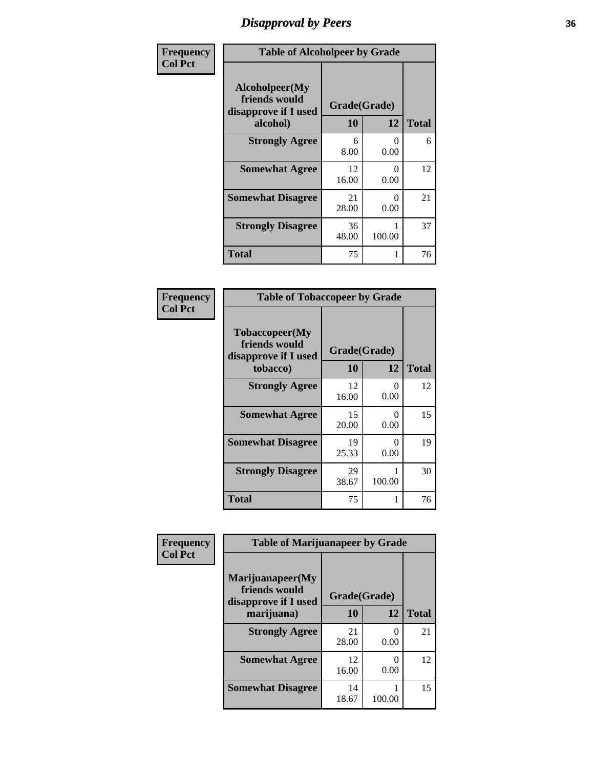# Disapproval by Peers

| Frequency Col Pct | Table of Alcoholpeer by Grade | | |
|---|---|---|---|
| Alcoholpeer(My friends would disapprove if I used alcohol) | Grade(Grade) | | |
| | 10 | 12 | Total |
| Strongly Agree | 6<br>8.00 | 0<br>0.00 | 6 |
| Somewhat Agree | 12<br>16.00 | 0<br>0.00 | 12 |
| Somewhat Disagree | 21<br>28.00 | 0<br>0.00 | 21 |
| Strongly Disagree | 36<br>48.00 | 1<br>100.00 | 37 |
| Total | 75 | 1 | 76 |

| Frequency Col Pct | Table of Tobaccopeer by Grade | | |
|---|---|---|---|
| Tobaccopeer(My friends would disapprove if I used tobacco) | Grade(Grade) | | |
| | 10 | 12 | Total |
| Strongly Agree | 12<br>16.00 | 0<br>0.00 | 12 |
| Somewhat Agree | 15<br>20.00 | 0<br>0.00 | 15 |
| Somewhat Disagree | 19<br>25.33 | 0<br>0.00 | 19 |
| Strongly Disagree | 29<br>38.67 | 1<br>100.00 | 30 |
| Total | 75 | 1 | 76 |

| Frequency Col Pct | Table of Marijuanapeer by Grade | | |
|---|---|---|---|
| Marijuanapeer(My friends would disapprove if I used marijuana) | Grade(Grade) | | |
| | 10 | 12 | Total |
| Strongly Agree | 21<br>28.00 | 0<br>0.00 | 21 |
| Somewhat Agree | 12<br>16.00 | 0<br>0.00 | 12 |
| Somewhat Disagree | 14<br>18.67 | 1<br>100.00 | 15 |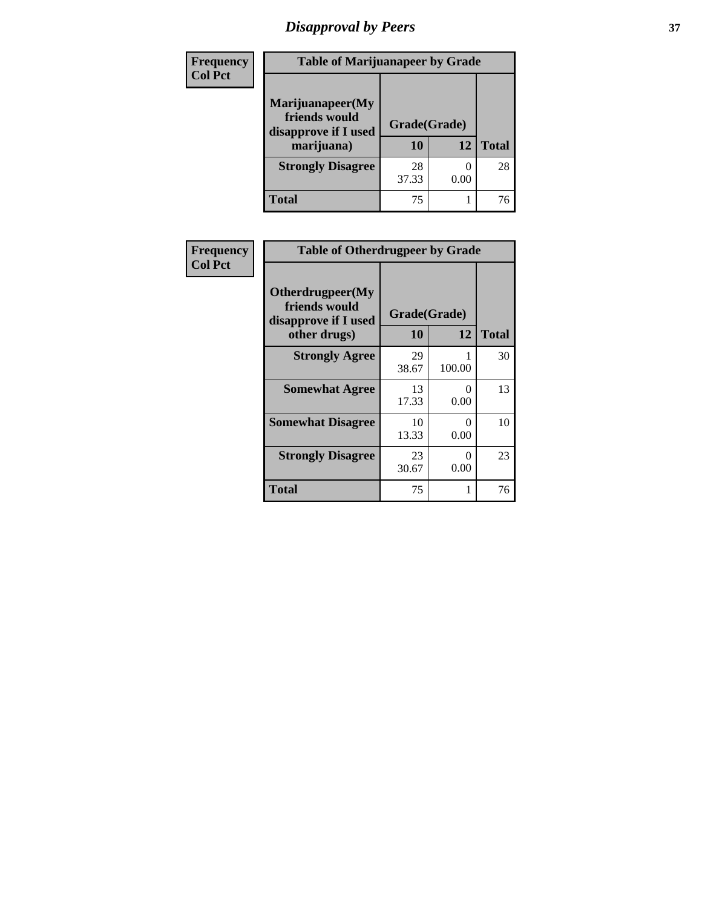# Disapproval by Peers

| Frequency Col Pct | Table of Marijuanapeer by Grade | | |
|---|---|---|---|
| Marijuanapeer(My friends would disapprove if I used marijuana) | Grade(Grade) | | |
| | 10 | 12 | Total |
| Strongly Disagree | 28<br>37.33 | 0<br>0.00 | 28 |
| Total | 75 | 1 | 76 |

| Frequency Col Pct | Table of Otherdrugpeer by Grade | | |
|---|---|---|---|
| Otherdrugpeer(My friends would disapprove if I used other drugs) | Grade(Grade) | | |
| | 10 | 12 | Total |
| Strongly Agree | 29<br>38.67 | 1<br>100.00 | 30 |
| Somewhat Agree | 13<br>17.33 | 0<br>0.00 | 13 |
| Somewhat Disagree | 10<br>13.33 | 0<br>0.00 | 10 |
| Strongly Disagree | 23<br>30.67 | 0<br>0.00 | 23 |
| Total | 75 | 1 | 76 |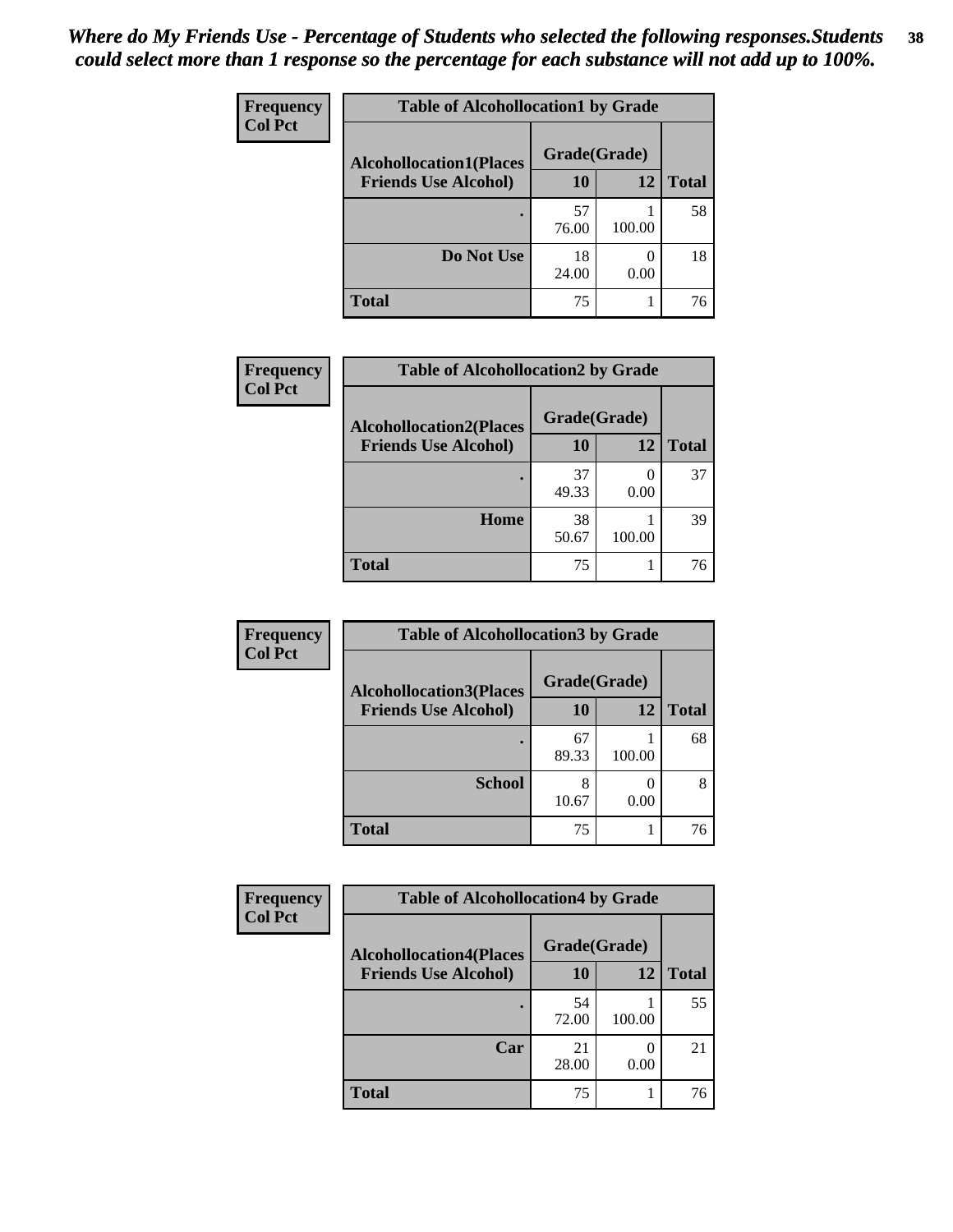*Where do My Friends Use - Percentage of Students who selected the following responses.Students could select more than 1 response so the percentage for each substance will not add up to 100%.*

**Frequency**
**Col Pct**

| Table of Alcohollocation1 by Grade | | | |
|---|---|---|---|
| **Alcohollocation1(Places Friends Use Alcohol)** | **Grade(Grade)** | | **Total** |
| | **10** | **12** | |
| **.** | 57<br>76.00 | 1<br>100.00 | 58 |
| **Do Not Use** | 18<br>24.00 | 0<br>0.00 | 18 |
| **Total** | 75 | 1 | 76 |

**Frequency**
**Col Pct**

| Table of Alcohollocation2 by Grade | | | |
|---|---|---|---|
| **Alcohollocation2(Places Friends Use Alcohol)** | **Grade(Grade)** | | **Total** |
| | **10** | **12** | |
| **.** | 37<br>49.33 | 0<br>0.00 | 37 |
| **Home** | 38<br>50.67 | 1<br>100.00 | 39 |
| **Total** | 75 | 1 | 76 |

**Frequency**
**Col Pct**

| Table of Alcohollocation3 by Grade | | | |
|---|---|---|---|
| **Alcohollocation3(Places Friends Use Alcohol)** | **Grade(Grade)** | | **Total** |
| | **10** | **12** | |
| **.** | 67<br>89.33 | 1<br>100.00 | 68 |
| **School** | 8<br>10.67 | 0<br>0.00 | 8 |
| **Total** | 75 | 1 | 76 |

**Frequency**
**Col Pct**

| Table of Alcohollocation4 by Grade | | | |
|---|---|---|---|
| **Alcohollocation4(Places Friends Use Alcohol)** | **Grade(Grade)** | | **Total** |
| | **10** | **12** | |
| **.** | 54<br>72.00 | 1<br>100.00 | 55 |
| **Car** | 21<br>28.00 | 0<br>0.00 | 21 |
| **Total** | 75 | 1 | 76 |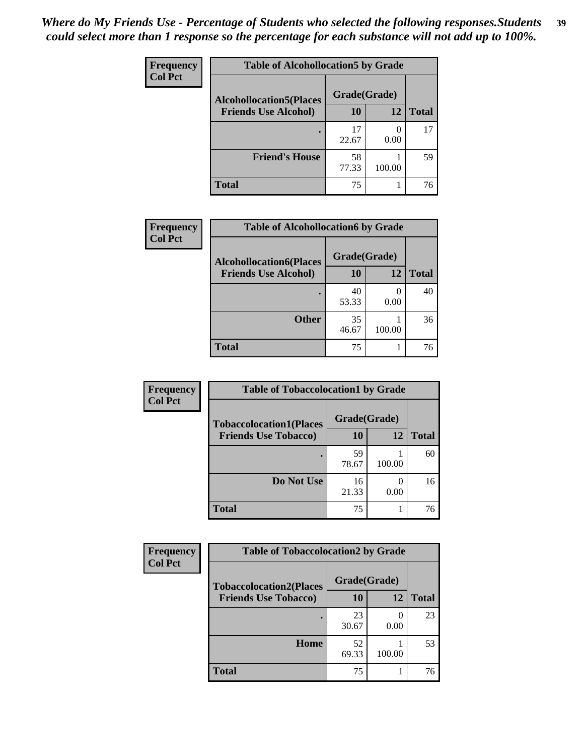*Where do My Friends Use - Percentage of Students who selected the following responses.Students could select more than 1 response so the percentage for each substance will not add up to 100%.*

**Frequency**
**Col Pct**

| Table of Alcohollocation5 by Grade | | | |
|---|---|---|---|
| **Alcohollocation5(Places Friends Use Alcohol)** | **Grade(Grade)** | | **Total** |
| | **10** | **12** | |
| **.** | 17<br>22.67 | 0<br>0.00 | 17 |
| **Friend's House** | 58<br>77.33 | 1<br>100.00 | 59 |
| **Total** | 75 | 1 | 76 |

**Frequency**
**Col Pct**

| Table of Alcohollocation6 by Grade | | | |
|---|---|---|---|
| **Alcohollocation6(Places Friends Use Alcohol)** | **Grade(Grade)** | | **Total** |
| | **10** | **12** | |
| **.** | 40<br>53.33 | 0<br>0.00 | 40 |
| **Other** | 35<br>46.67 | 1<br>100.00 | 36 |
| **Total** | 75 | 1 | 76 |

**Frequency**
**Col Pct**

| Table of Tobaccolocation1 by Grade | | | |
|---|---|---|---|
| **Tobaccolocation1(Places Friends Use Tobacco)** | **Grade(Grade)** | | **Total** |
| | **10** | **12** | |
| **.** | 59<br>78.67 | 1<br>100.00 | 60 |
| **Do Not Use** | 16<br>21.33 | 0<br>0.00 | 16 |
| **Total** | 75 | 1 | 76 |

**Frequency**
**Col Pct**

| Table of Tobaccolocation2 by Grade | | | |
|---|---|---|---|
| **Tobaccolocation2(Places Friends Use Tobacco)** | **Grade(Grade)** | | **Total** |
| | **10** | **12** | |
| **.** | 23<br>30.67 | 0<br>0.00 | 23 |
| **Home** | 52<br>69.33 | 1<br>100.00 | 53 |
| **Total** | 75 | 1 | 76 |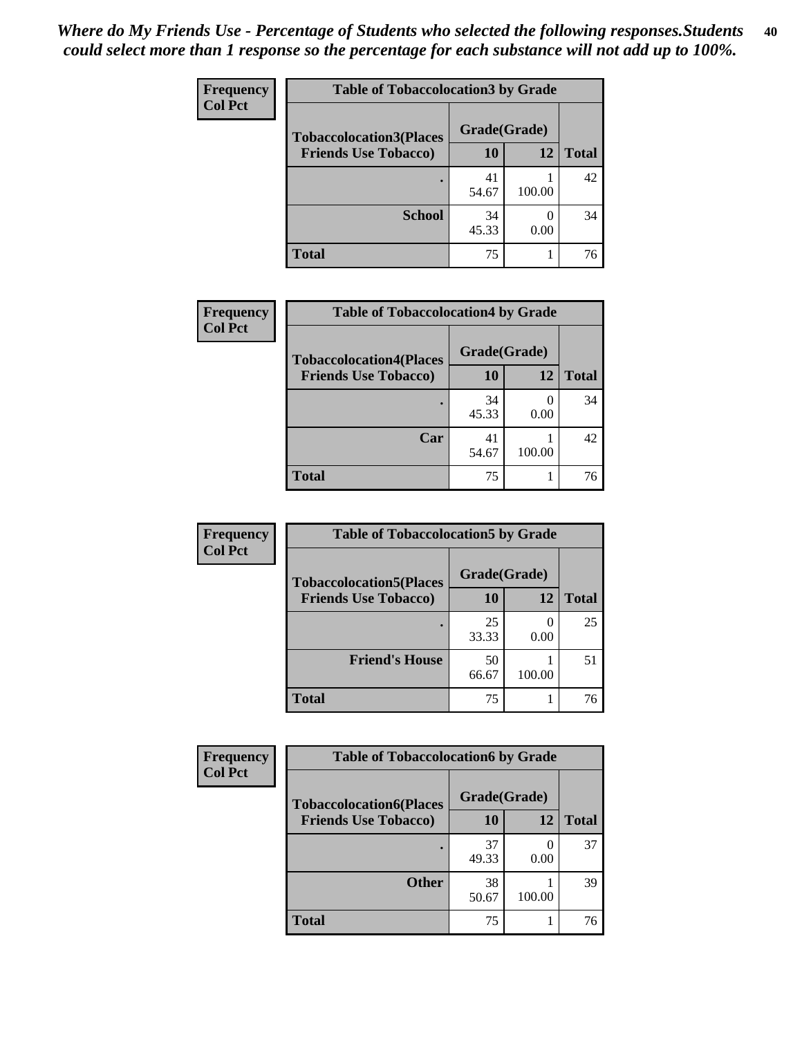*Where do My Friends Use - Percentage of Students who selected the following responses.Students could select more than 1 response so the percentage for each substance will not add up to 100%.*

**Frequency**
**Col Pct**

| Table of Tobaccolocation3 by Grade | | | |
|---|---|---|---|
| **Tobaccolocation3(Places Friends Use Tobacco)** | **Grade(Grade)** | | **Total** |
| | **10** | **12** | |
| **.** | 41<br>54.67 | 1<br>100.00 | 42 |
| **School** | 34<br>45.33 | 0<br>0.00 | 34 |
| **Total** | 75 | 1 | 76 |

**Frequency**
**Col Pct**

| Table of Tobaccolocation4 by Grade | | | |
|---|---|---|---|
| **Tobaccolocation4(Places Friends Use Tobacco)** | **Grade(Grade)** | | **Total** |
| | **10** | **12** | |
| **.** | 34<br>45.33 | 0<br>0.00 | 34 |
| **Car** | 41<br>54.67 | 1<br>100.00 | 42 |
| **Total** | 75 | 1 | 76 |

**Frequency**
**Col Pct**

| Table of Tobaccolocation5 by Grade | | | |
|---|---|---|---|
| **Tobaccolocation5(Places Friends Use Tobacco)** | **Grade(Grade)** | | **Total** |
| | **10** | **12** | |
| **.** | 25<br>33.33 | 0<br>0.00 | 25 |
| **Friend's House** | 50<br>66.67 | 1<br>100.00 | 51 |
| **Total** | 75 | 1 | 76 |

**Frequency**
**Col Pct**

| Table of Tobaccolocation6 by Grade | | | |
|---|---|---|---|
| **Tobaccolocation6(Places Friends Use Tobacco)** | **Grade(Grade)** | | **Total** |
| | **10** | **12** | |
| **.** | 37<br>49.33 | 0<br>0.00 | 37 |
| **Other** | 38<br>50.67 | 1<br>100.00 | 39 |
| **Total** | 75 | 1 | 76 |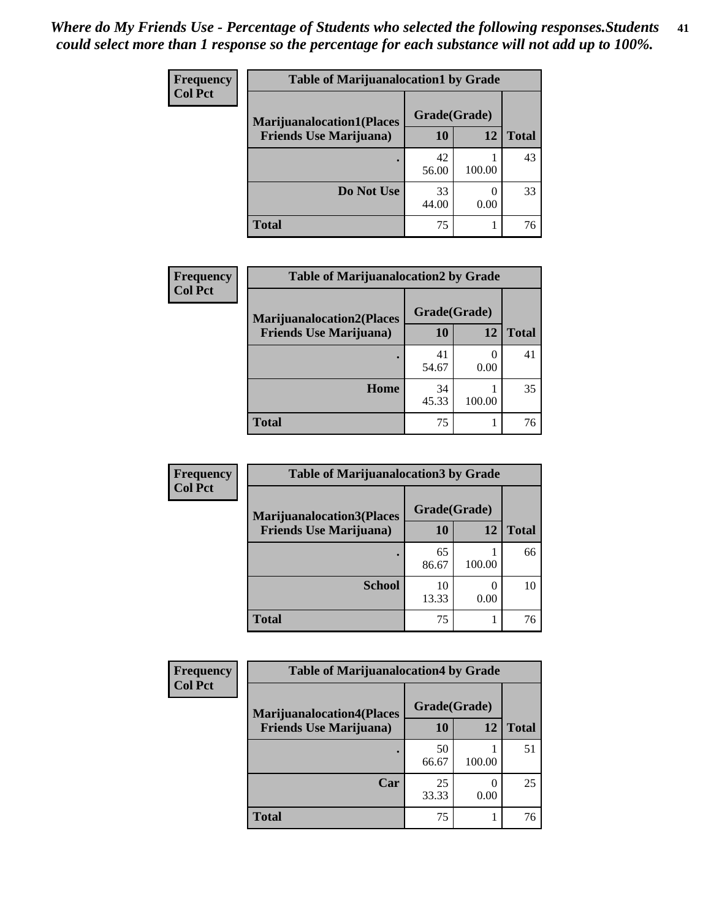*Where do My Friends Use - Percentage of Students who selected the following responses.Students could select more than 1 response so the percentage for each substance will not add up to 100%.*

**Table of Marijuanalocation1 by Grade**

| Frequency / Col Pct | | | |
|---|---|---|---|
| **Marijuanalocation1(Places Friends Use Marijuana)** | **Grade(Grade) 10** | **12** | **Total** |
| . | 42<br>56.00 | 1<br>100.00 | 43 |
| Do Not Use | 33<br>44.00 | 0<br>0.00 | 33 |
| Total | 75 | 1 | 76 |

**Table of Marijuanalocation2 by Grade**

| Frequency / Col Pct | | | |
|---|---|---|---|
| **Marijuanalocation2(Places Friends Use Marijuana)** | **Grade(Grade) 10** | **12** | **Total** |
| . | 41<br>54.67 | 0<br>0.00 | 41 |
| Home | 34<br>45.33 | 1<br>100.00 | 35 |
| Total | 75 | 1 | 76 |

**Table of Marijuanalocation3 by Grade**

| Frequency / Col Pct | | | |
|---|---|---|---|
| **Marijuanalocation3(Places Friends Use Marijuana)** | **Grade(Grade) 10** | **12** | **Total** |
| . | 65<br>86.67 | 1<br>100.00 | 66 |
| School | 10<br>13.33 | 0<br>0.00 | 10 |
| Total | 75 | 1 | 76 |

**Table of Marijuanalocation4 by Grade**

| Frequency / Col Pct | | | |
|---|---|---|---|
| **Marijuanalocation4(Places Friends Use Marijuana)** | **Grade(Grade) 10** | **12** | **Total** |
| . | 50<br>66.67 | 1<br>100.00 | 51 |
| Car | 25<br>33.33 | 0<br>0.00 | 25 |
| Total | 75 | 1 | 76 |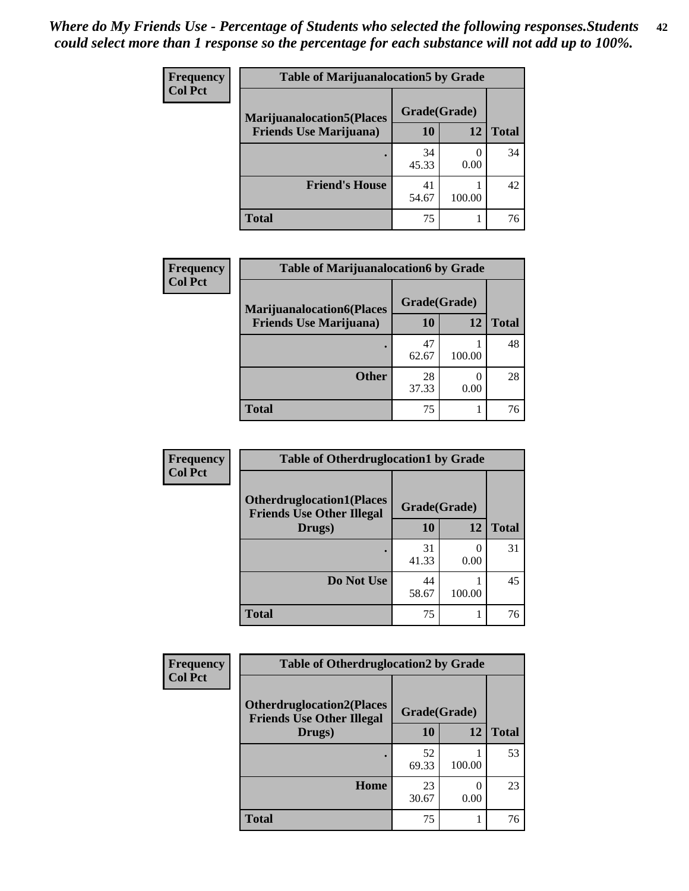*Where do My Friends Use - Percentage of Students who selected the following responses.Students could select more than 1 response so the percentage for each substance will not add up to 100%.*

**Frequency**
**Col Pct**

**Table of Marijuanalocation5 by Grade**

| Marijuanalocation5(Places Friends Use Marijuana) | Grade(Grade) 10 | 12 | Total |
|---|---|---|---|
| . | 34<br>45.33 | 0<br>0.00 | 34 |
| Friend's House | 41<br>54.67 | 1<br>100.00 | 42 |
| Total | 75 | 1 | 76 |

**Frequency**
**Col Pct**

**Table of Marijuanalocation6 by Grade**

| Marijuanalocation6(Places Friends Use Marijuana) | Grade(Grade) 10 | 12 | Total |
|---|---|---|---|
| . | 47<br>62.67 | 1<br>100.00 | 48 |
| Other | 28<br>37.33 | 0<br>0.00 | 28 |
| Total | 75 | 1 | 76 |

**Frequency**
**Col Pct**

**Table of Otherdruglocation1 by Grade**

| Otherdruglocation1(Places Friends Use Other Illegal Drugs) | Grade(Grade) 10 | 12 | Total |
|---|---|---|---|
| . | 31<br>41.33 | 0<br>0.00 | 31 |
| Do Not Use | 44<br>58.67 | 1<br>100.00 | 45 |
| Total | 75 | 1 | 76 |

**Frequency**
**Col Pct**

**Table of Otherdruglocation2 by Grade**

| Otherdruglocation2(Places Friends Use Other Illegal Drugs) | Grade(Grade) 10 | 12 | Total |
|---|---|---|---|
| . | 52<br>69.33 | 1<br>100.00 | 53 |
| Home | 23<br>30.67 | 0<br>0.00 | 23 |
| Total | 75 | 1 | 76 |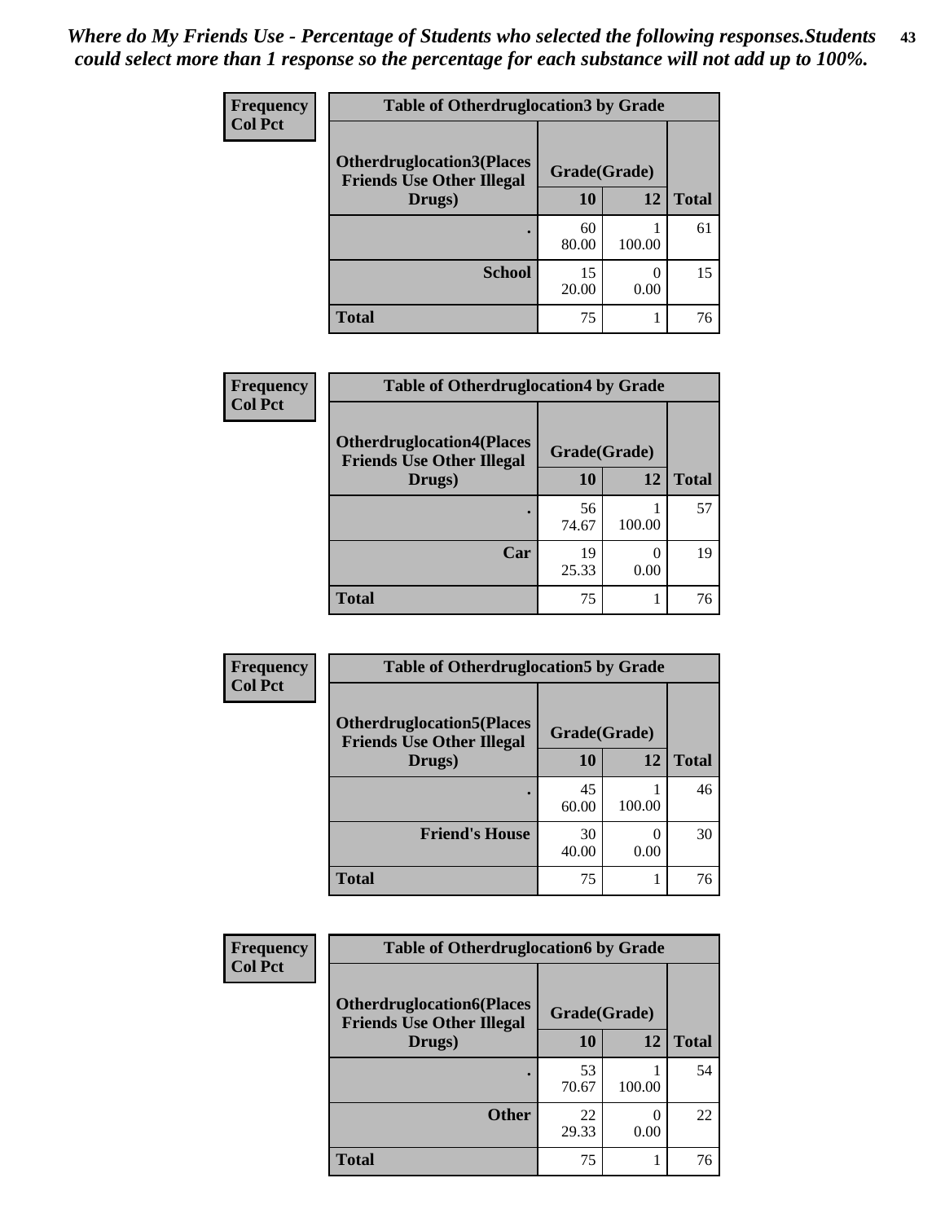*Where do My Friends Use - Percentage of Students who selected the following responses.Students could select more than 1 response so the percentage for each substance will not add up to 100%.*

**Table of Otherdruglocation3 by Grade**

| Frequency / Col Pct — Otherdruglocation3(Places Friends Use Other Illegal Drugs) | Grade(Grade) 10 | 12 | Total |
|---|---|---|---|
| . | 60<br>80.00 | 1<br>100.00 | 61 |
| School | 15<br>20.00 | 0<br>0.00 | 15 |
| Total | 75 | 1 | 76 |

**Table of Otherdruglocation4 by Grade**

| Frequency / Col Pct — Otherdruglocation4(Places Friends Use Other Illegal Drugs) | Grade(Grade) 10 | 12 | Total |
|---|---|---|---|
| . | 56<br>74.67 | 1<br>100.00 | 57 |
| Car | 19<br>25.33 | 0<br>0.00 | 19 |
| Total | 75 | 1 | 76 |

**Table of Otherdruglocation5 by Grade**

| Frequency / Col Pct — Otherdruglocation5(Places Friends Use Other Illegal Drugs) | Grade(Grade) 10 | 12 | Total |
|---|---|---|---|
| . | 45<br>60.00 | 1<br>100.00 | 46 |
| Friend's House | 30<br>40.00 | 0<br>0.00 | 30 |
| Total | 75 | 1 | 76 |

**Table of Otherdruglocation6 by Grade**

| Frequency / Col Pct — Otherdruglocation6(Places Friends Use Other Illegal Drugs) | Grade(Grade) 10 | 12 | Total |
|---|---|---|---|
| . | 53<br>70.67 | 1<br>100.00 | 54 |
| Other | 22<br>29.33 | 0<br>0.00 | 22 |
| Total | 75 | 1 | 76 |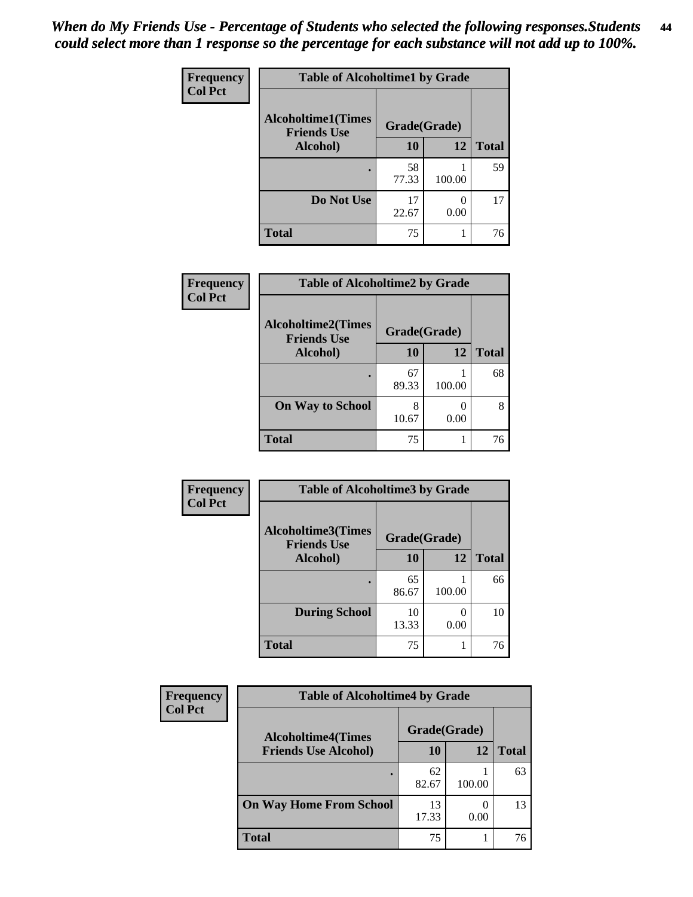*When do My Friends Use - Percentage of Students who selected the following responses.Students could select more than 1 response so the percentage for each substance will not add up to 100%.*

**Frequency**
**Col Pct**

**Table of Alcoholtime1 by Grade**

| Alcoholtime1(Times Friends Use Alcohol) | Grade(Grade) | | |
|---|---|---|---|
| | 10 | 12 | Total |
| . | 58<br>77.33 | 1<br>100.00 | 59 |
| Do Not Use | 17<br>22.67 | 0<br>0.00 | 17 |
| Total | 75 | 1 | 76 |

**Frequency**
**Col Pct**

**Table of Alcoholtime2 by Grade**

| Alcoholtime2(Times Friends Use Alcohol) | Grade(Grade) | | |
|---|---|---|---|
| | 10 | 12 | Total |
| . | 67<br>89.33 | 1<br>100.00 | 68 |
| On Way to School | 8<br>10.67 | 0<br>0.00 | 8 |
| Total | 75 | 1 | 76 |

**Frequency**
**Col Pct**

**Table of Alcoholtime3 by Grade**

| Alcoholtime3(Times Friends Use Alcohol) | Grade(Grade) | | |
|---|---|---|---|
| | 10 | 12 | Total |
| . | 65<br>86.67 | 1<br>100.00 | 66 |
| During School | 10<br>13.33 | 0<br>0.00 | 10 |
| Total | 75 | 1 | 76 |

**Frequency**
**Col Pct**

**Table of Alcoholtime4 by Grade**

| Alcoholtime4(Times Friends Use Alcohol) | Grade(Grade) | | |
|---|---|---|---|
| | 10 | 12 | Total |
| . | 62<br>82.67 | 1<br>100.00 | 63 |
| On Way Home From School | 13<br>17.33 | 0<br>0.00 | 13 |
| Total | 75 | 1 | 76 |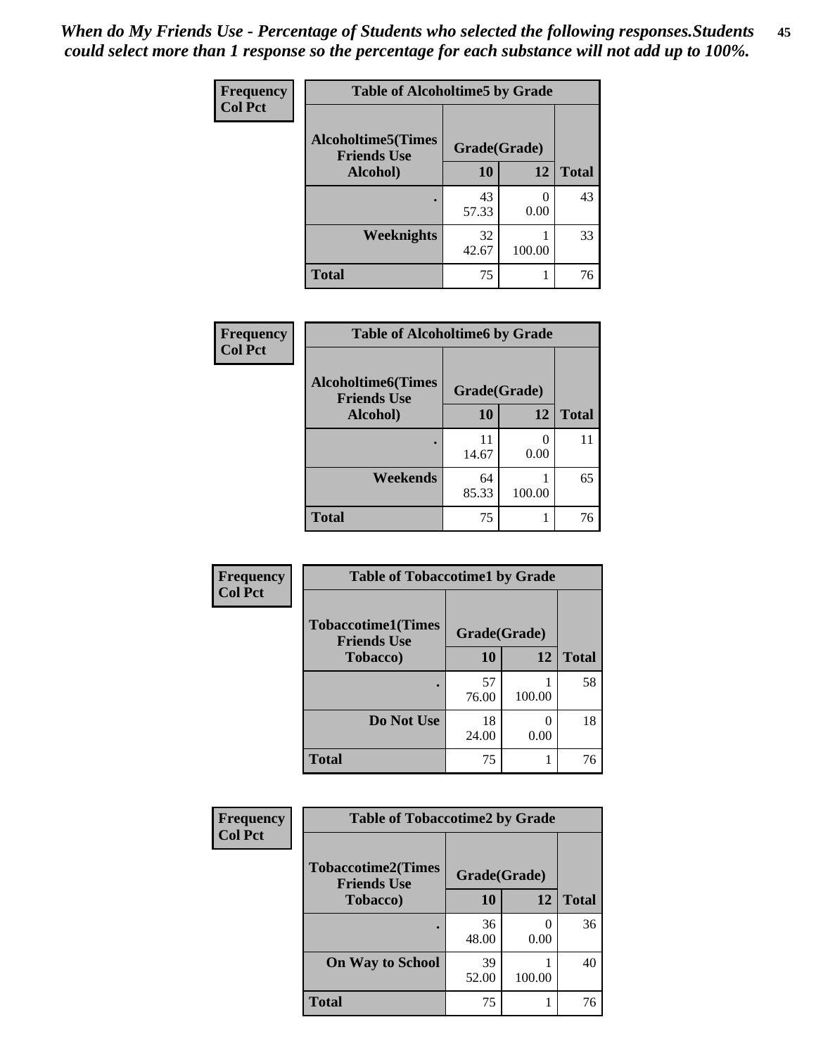*When do My Friends Use - Percentage of Students who selected the following responses.Students could select more than 1 response so the percentage for each substance will not add up to 100%.*

**Frequency**
**Col Pct**

| Table of Alcoholtime5 by Grade | | | |
|---|---|---|---|
| Alcoholtime5(Times Friends Use Alcohol) | Grade(Grade) | | Total |
| | 10 | 12 | |
| . | 43<br>57.33 | 0<br>0.00 | 43 |
| Weeknights | 32<br>42.67 | 1<br>100.00 | 33 |
| Total | 75 | 1 | 76 |

**Frequency**
**Col Pct**

| Table of Alcoholtime6 by Grade | | | |
|---|---|---|---|
| Alcoholtime6(Times Friends Use Alcohol) | Grade(Grade) | | Total |
| | 10 | 12 | |
| . | 11<br>14.67 | 0<br>0.00 | 11 |
| Weekends | 64<br>85.33 | 1<br>100.00 | 65 |
| Total | 75 | 1 | 76 |

**Frequency**
**Col Pct**

| Table of Tobaccotime1 by Grade | | | |
|---|---|---|---|
| Tobaccotime1(Times Friends Use Tobacco) | Grade(Grade) | | Total |
| | 10 | 12 | |
| . | 57<br>76.00 | 1<br>100.00 | 58 |
| Do Not Use | 18<br>24.00 | 0<br>0.00 | 18 |
| Total | 75 | 1 | 76 |

**Frequency**
**Col Pct**

| Table of Tobaccotime2 by Grade | | | |
|---|---|---|---|
| Tobaccotime2(Times Friends Use Tobacco) | Grade(Grade) | | Total |
| | 10 | 12 | |
| . | 36<br>48.00 | 0<br>0.00 | 36 |
| On Way to School | 39<br>52.00 | 1<br>100.00 | 40 |
| Total | 75 | 1 | 76 |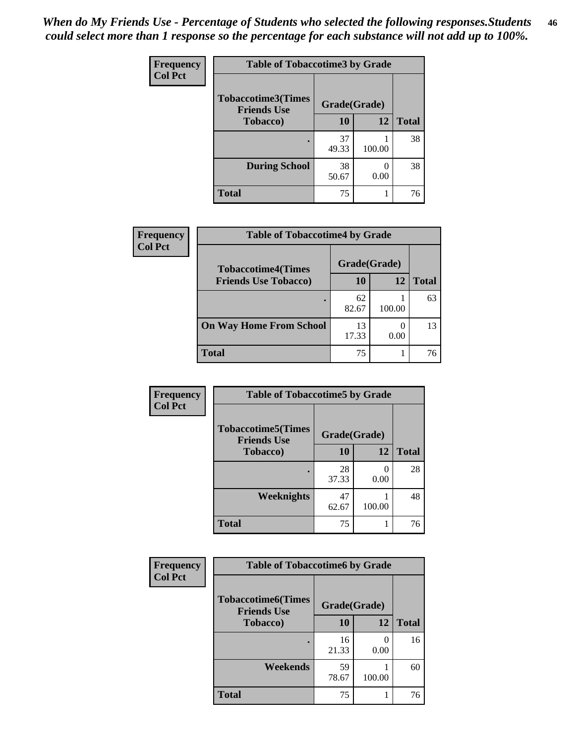*When do My Friends Use - Percentage of Students who selected the following responses.Students could select more than 1 response so the percentage for each substance will not add up to 100%.*

**Frequency / Col Pct**

**Table of Tobaccotime3 by Grade**

| Tobaccotime3(Times Friends Use Tobacco) | Grade(Grade) 10 | 12 | Total |
|---|---|---|---|
| . | 37<br>49.33 | 1<br>100.00 | 38 |
| During School | 38<br>50.67 | 0<br>0.00 | 38 |
| Total | 75 | 1 | 76 |

**Frequency / Col Pct**

**Table of Tobaccotime4 by Grade**

| Tobaccotime4(Times Friends Use Tobacco) | Grade(Grade) 10 | 12 | Total |
|---|---|---|---|
| . | 62<br>82.67 | 1<br>100.00 | 63 |
| On Way Home From School | 13<br>17.33 | 0<br>0.00 | 13 |
| Total | 75 | 1 | 76 |

**Frequency / Col Pct**

**Table of Tobaccotime5 by Grade**

| Tobaccotime5(Times Friends Use Tobacco) | Grade(Grade) 10 | 12 | Total |
|---|---|---|---|
| . | 28<br>37.33 | 0<br>0.00 | 28 |
| Weeknights | 47<br>62.67 | 1<br>100.00 | 48 |
| Total | 75 | 1 | 76 |

**Frequency / Col Pct**

**Table of Tobaccotime6 by Grade**

| Tobaccotime6(Times Friends Use Tobacco) | Grade(Grade) 10 | 12 | Total |
|---|---|---|---|
| . | 16<br>21.33 | 0<br>0.00 | 16 |
| Weekends | 59<br>78.67 | 1<br>100.00 | 60 |
| Total | 75 | 1 | 76 |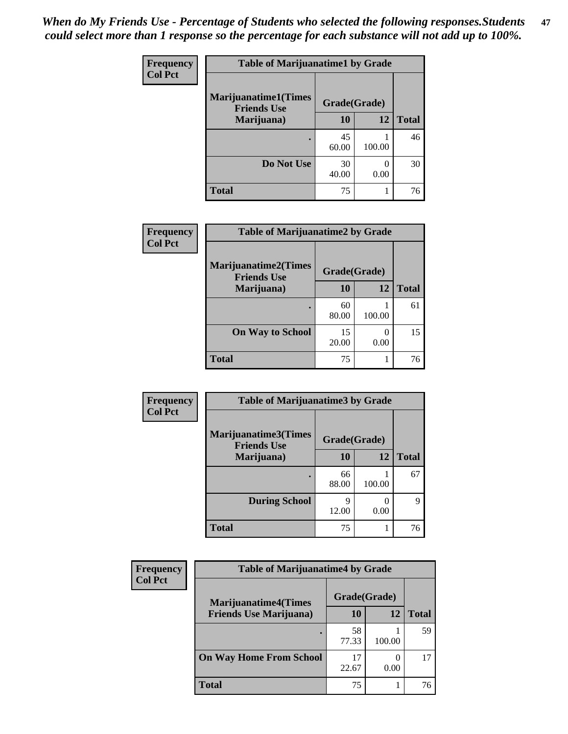*When do My Friends Use - Percentage of Students who selected the following responses.Students could select more than 1 response so the percentage for each substance will not add up to 100%.*

**Frequency**
**Col Pct**

| Table of Marijuanatime1 by Grade | | | |
|---|---|---|---|
| **Marijuanatime1(Times Friends Use Marijuana)** | **Grade(Grade)** | | |
| | **10** | **12** | **Total** |
| **.** | 45<br>60.00 | 1<br>100.00 | 46 |
| **Do Not Use** | 30<br>40.00 | 0<br>0.00 | 30 |
| **Total** | 75 | 1 | 76 |

**Frequency**
**Col Pct**

| Table of Marijuanatime2 by Grade | | | |
|---|---|---|---|
| **Marijuanatime2(Times Friends Use Marijuana)** | **Grade(Grade)** | | |
| | **10** | **12** | **Total** |
| **.** | 60<br>80.00 | 1<br>100.00 | 61 |
| **On Way to School** | 15<br>20.00 | 0<br>0.00 | 15 |
| **Total** | 75 | 1 | 76 |

**Frequency**
**Col Pct**

| Table of Marijuanatime3 by Grade | | | |
|---|---|---|---|
| **Marijuanatime3(Times Friends Use Marijuana)** | **Grade(Grade)** | | |
| | **10** | **12** | **Total** |
| **.** | 66<br>88.00 | 1<br>100.00 | 67 |
| **During School** | 9<br>12.00 | 0<br>0.00 | 9 |
| **Total** | 75 | 1 | 76 |

**Frequency**
**Col Pct**

| Table of Marijuanatime4 by Grade | | | |
|---|---|---|---|
| **Marijuanatime4(Times Friends Use Marijuana)** | **Grade(Grade)** | | |
| | **10** | **12** | **Total** |
| **.** | 58<br>77.33 | 1<br>100.00 | 59 |
| **On Way Home From School** | 17<br>22.67 | 0<br>0.00 | 17 |
| **Total** | 75 | 1 | 76 |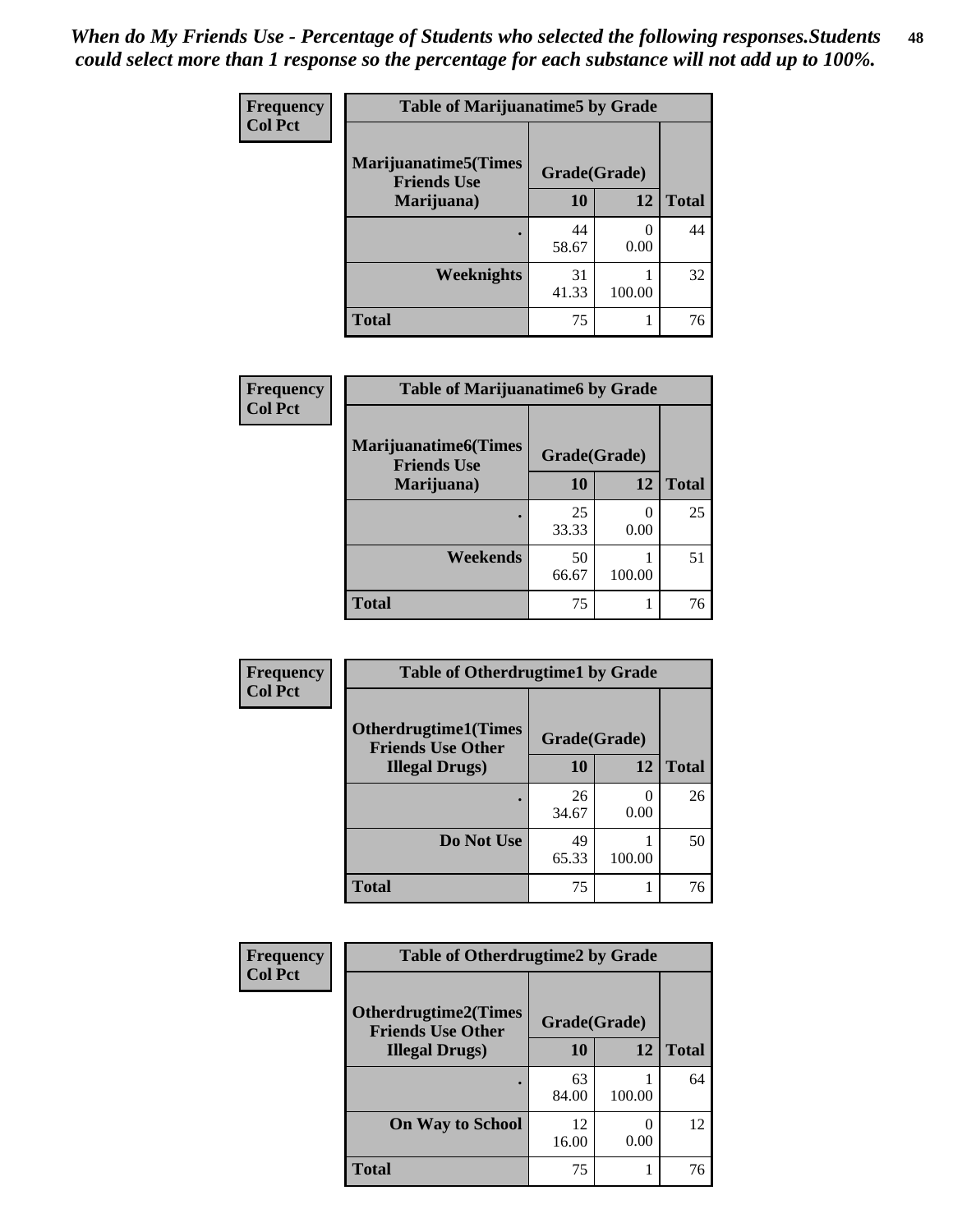*When do My Friends Use - Percentage of Students who selected the following responses.Students could select more than 1 response so the percentage for each substance will not add up to 100%.*

**Frequency / Col Pct**

| Table of Marijuanatime5 by Grade | | | |
|---|---|---|---|
| Marijuanatime5(Times Friends Use Marijuana) | Grade(Grade) | | |
| | 10 | 12 | Total |
| . | 44<br>58.67 | 0<br>0.00 | 44 |
| Weeknights | 31<br>41.33 | 1<br>100.00 | 32 |
| Total | 75 | 1 | 76 |

**Frequency / Col Pct**

| Table of Marijuanatime6 by Grade | | | |
|---|---|---|---|
| Marijuanatime6(Times Friends Use Marijuana) | Grade(Grade) | | |
| | 10 | 12 | Total |
| . | 25<br>33.33 | 0<br>0.00 | 25 |
| Weekends | 50<br>66.67 | 1<br>100.00 | 51 |
| Total | 75 | 1 | 76 |

**Frequency / Col Pct**

| Table of Otherdrugtime1 by Grade | | | |
|---|---|---|---|
| Otherdrugtime1(Times Friends Use Other Illegal Drugs) | Grade(Grade) | | |
| | 10 | 12 | Total |
| . | 26<br>34.67 | 0<br>0.00 | 26 |
| Do Not Use | 49<br>65.33 | 1<br>100.00 | 50 |
| Total | 75 | 1 | 76 |

**Frequency / Col Pct**

| Table of Otherdrugtime2 by Grade | | | |
|---|---|---|---|
| Otherdrugtime2(Times Friends Use Other Illegal Drugs) | Grade(Grade) | | |
| | 10 | 12 | Total |
| . | 63<br>84.00 | 1<br>100.00 | 64 |
| On Way to School | 12<br>16.00 | 0<br>0.00 | 12 |
| Total | 75 | 1 | 76 |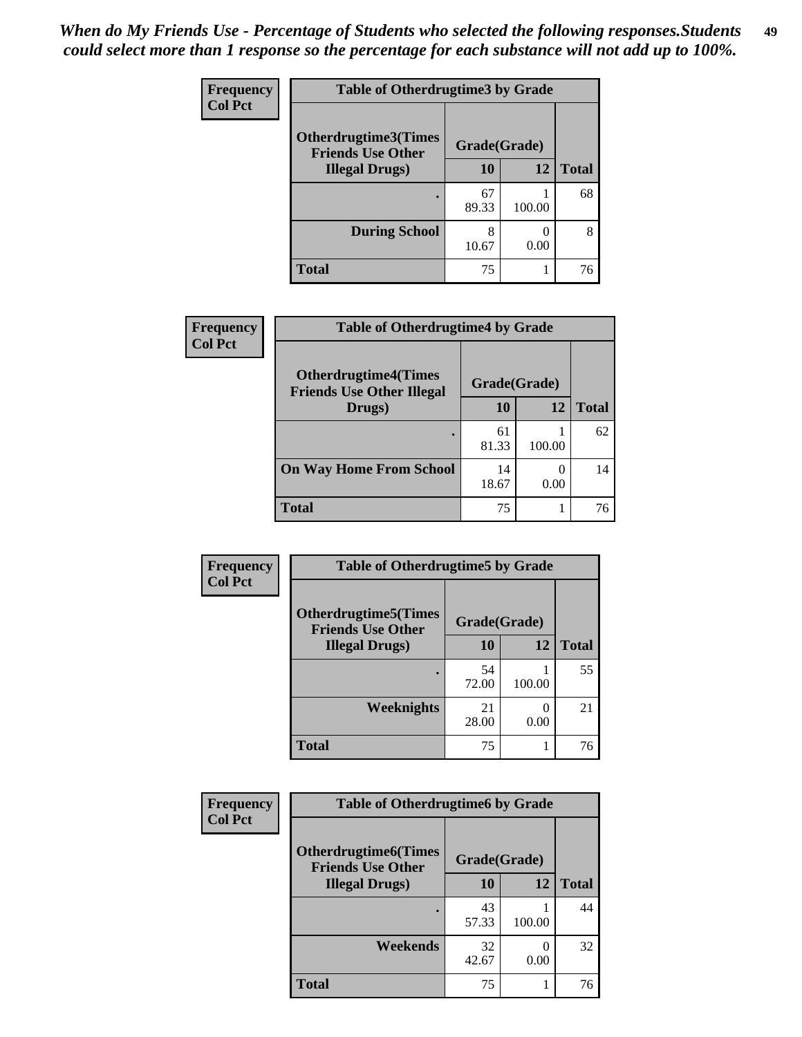*When do My Friends Use - Percentage of Students who selected the following responses.Students could select more than 1 response so the percentage for each substance will not add up to 100%.*

**Frequency**
**Col Pct**

| Table of Otherdrugtime3 by Grade | | | |
|---|---|---|---|
| **Otherdrugtime3(Times Friends Use Other Illegal Drugs)** | **Grade(Grade)** | | |
| | **10** | **12** | **Total** |
| **.** | 67<br>89.33 | 1<br>100.00 | 68 |
| **During School** | 8<br>10.67 | 0<br>0.00 | 8 |
| **Total** | 75 | 1 | 76 |

**Frequency**
**Col Pct**

| Table of Otherdrugtime4 by Grade | | | |
|---|---|---|---|
| **Otherdrugtime4(Times Friends Use Other Illegal Drugs)** | **Grade(Grade)** | | |
| | **10** | **12** | **Total** |
| **.** | 61<br>81.33 | 1<br>100.00 | 62 |
| **On Way Home From School** | 14<br>18.67 | 0<br>0.00 | 14 |
| **Total** | 75 | 1 | 76 |

**Frequency**
**Col Pct**

| Table of Otherdrugtime5 by Grade | | | |
|---|---|---|---|
| **Otherdrugtime5(Times Friends Use Other Illegal Drugs)** | **Grade(Grade)** | | |
| | **10** | **12** | **Total** |
| **.** | 54<br>72.00 | 1<br>100.00 | 55 |
| **Weeknights** | 21<br>28.00 | 0<br>0.00 | 21 |
| **Total** | 75 | 1 | 76 |

**Frequency**
**Col Pct**

| Table of Otherdrugtime6 by Grade | | | |
|---|---|---|---|
| **Otherdrugtime6(Times Friends Use Other Illegal Drugs)** | **Grade(Grade)** | | |
| | **10** | **12** | **Total** |
| **.** | 43<br>57.33 | 1<br>100.00 | 44 |
| **Weekends** | 32<br>42.67 | 0<br>0.00 | 32 |
| **Total** | 75 | 1 | 76 |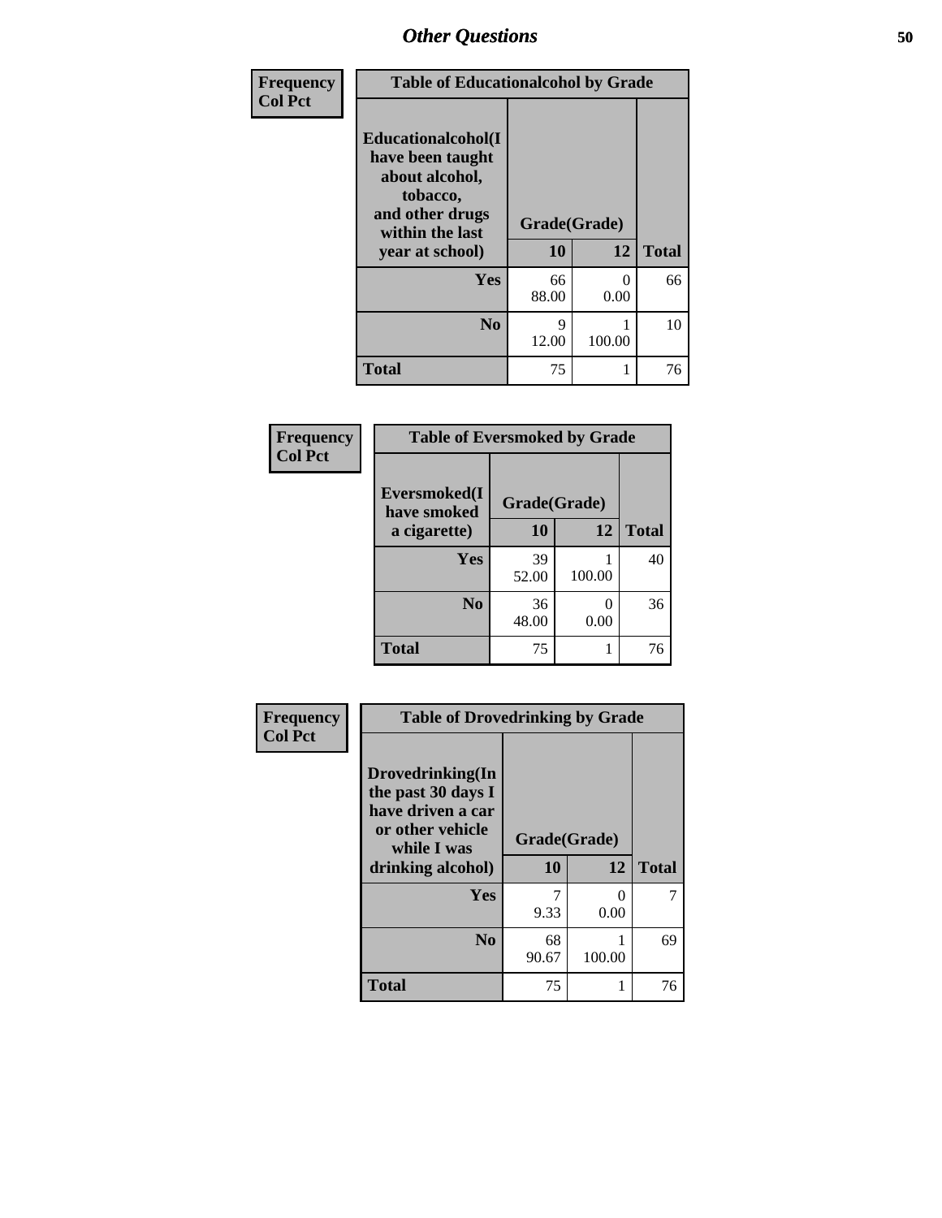## Other Questions

**Frequency**
**Col Pct**

**Table of Educationalcohol by Grade**

| Educationalcohol(I have been taught about alcohol, tobacco, and other drugs within the last year at school) | Grade(Grade) | | Total |
|---|---|---|---|
| | 10 | 12 | |
| Yes | 66<br>88.00 | 0<br>0.00 | 66 |
| No | 9<br>12.00 | 1<br>100.00 | 10 |
| Total | 75 | 1 | 76 |

**Frequency**
**Col Pct**

**Table of Eversmoked by Grade**

| Eversmoked(I have smoked a cigarette) | Grade(Grade) | | Total |
|---|---|---|---|
| | 10 | 12 | |
| Yes | 39<br>52.00 | 1<br>100.00 | 40 |
| No | 36<br>48.00 | 0<br>0.00 | 36 |
| Total | 75 | 1 | 76 |

**Frequency**
**Col Pct**

**Table of Drovedrinking by Grade**

| Drovedrinking(In the past 30 days I have driven a car or other vehicle while I was drinking alcohol) | Grade(Grade) | | Total |
|---|---|---|---|
| | 10 | 12 | |
| Yes | 7<br>9.33 | 0<br>0.00 | 7 |
| No | 68<br>90.67 | 1<br>100.00 | 69 |
| Total | 75 | 1 | 76 |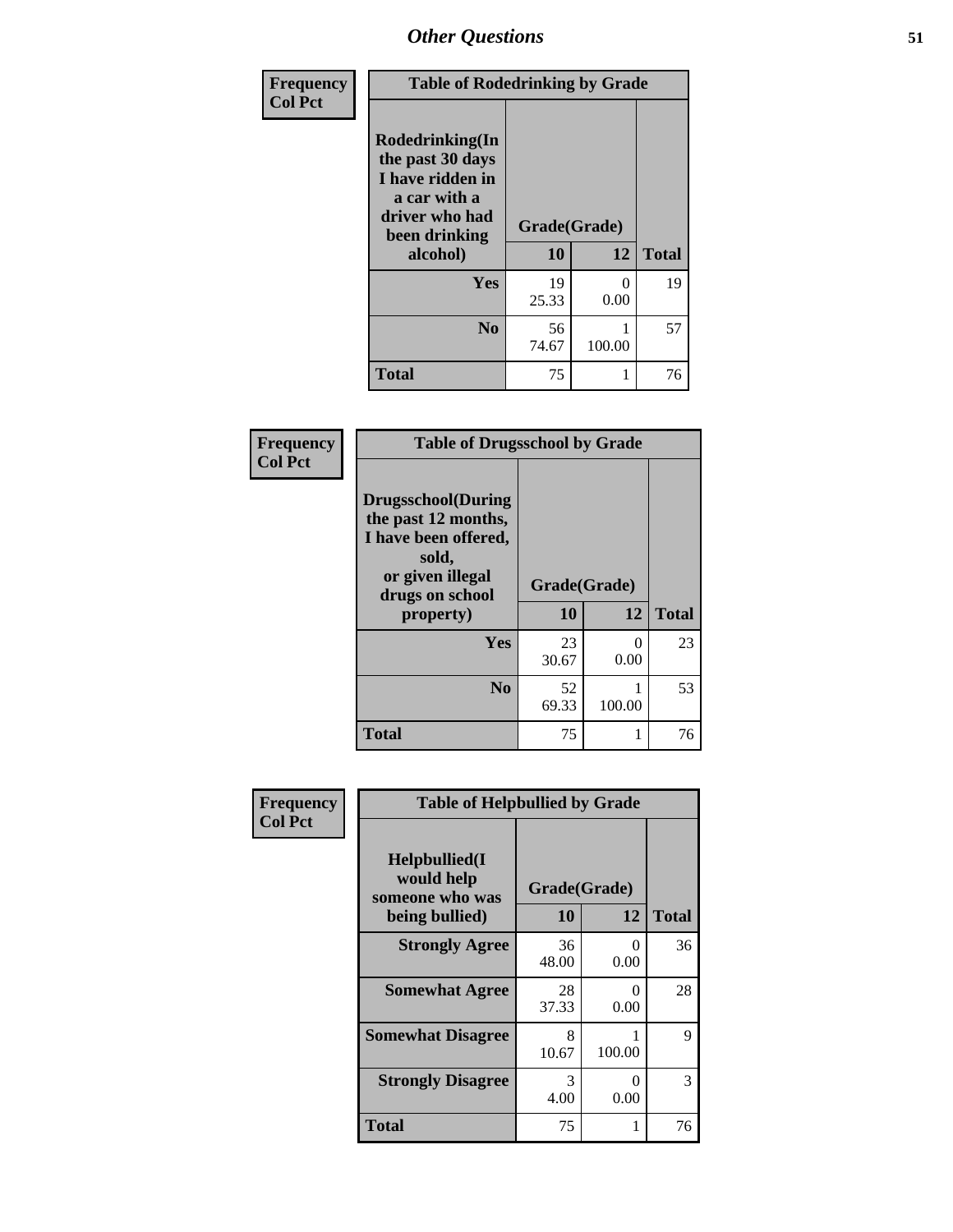| Frequency<br>Col Pct | Table of Rodedrinking by Grade | | |
|---|---|---|---|
| Rodedrinking(In the past 30 days I have ridden in a car with a driver who had been drinking alcohol) | Grade(Grade) | | |
| | 10 | 12 | Total |
| Yes | 19<br>25.33 | 0<br>0.00 | 19 |
| No | 56<br>74.67 | 1<br>100.00 | 57 |
| Total | 75 | 1 | 76 |

| Frequency<br>Col Pct | Table of Drugsschool by Grade | | |
|---|---|---|---|
| Drugsschool(During the past 12 months, I have been offered, sold, or given illegal drugs on school property) | Grade(Grade) | | |
| | 10 | 12 | Total |
| Yes | 23<br>30.67 | 0<br>0.00 | 23 |
| No | 52<br>69.33 | 1<br>100.00 | 53 |
| Total | 75 | 1 | 76 |

| Frequency<br>Col Pct | Table of Helpbullied by Grade | | |
|---|---|---|---|
| Helpbullied(I would help someone who was being bullied) | Grade(Grade) | | |
| | 10 | 12 | Total |
| Strongly Agree | 36<br>48.00 | 0<br>0.00 | 36 |
| Somewhat Agree | 28<br>37.33 | 0<br>0.00 | 28 |
| Somewhat Disagree | 8<br>10.67 | 1<br>100.00 | 9 |
| Strongly Disagree | 3<br>4.00 | 0<br>0.00 | 3 |
| Total | 75 | 1 | 76 |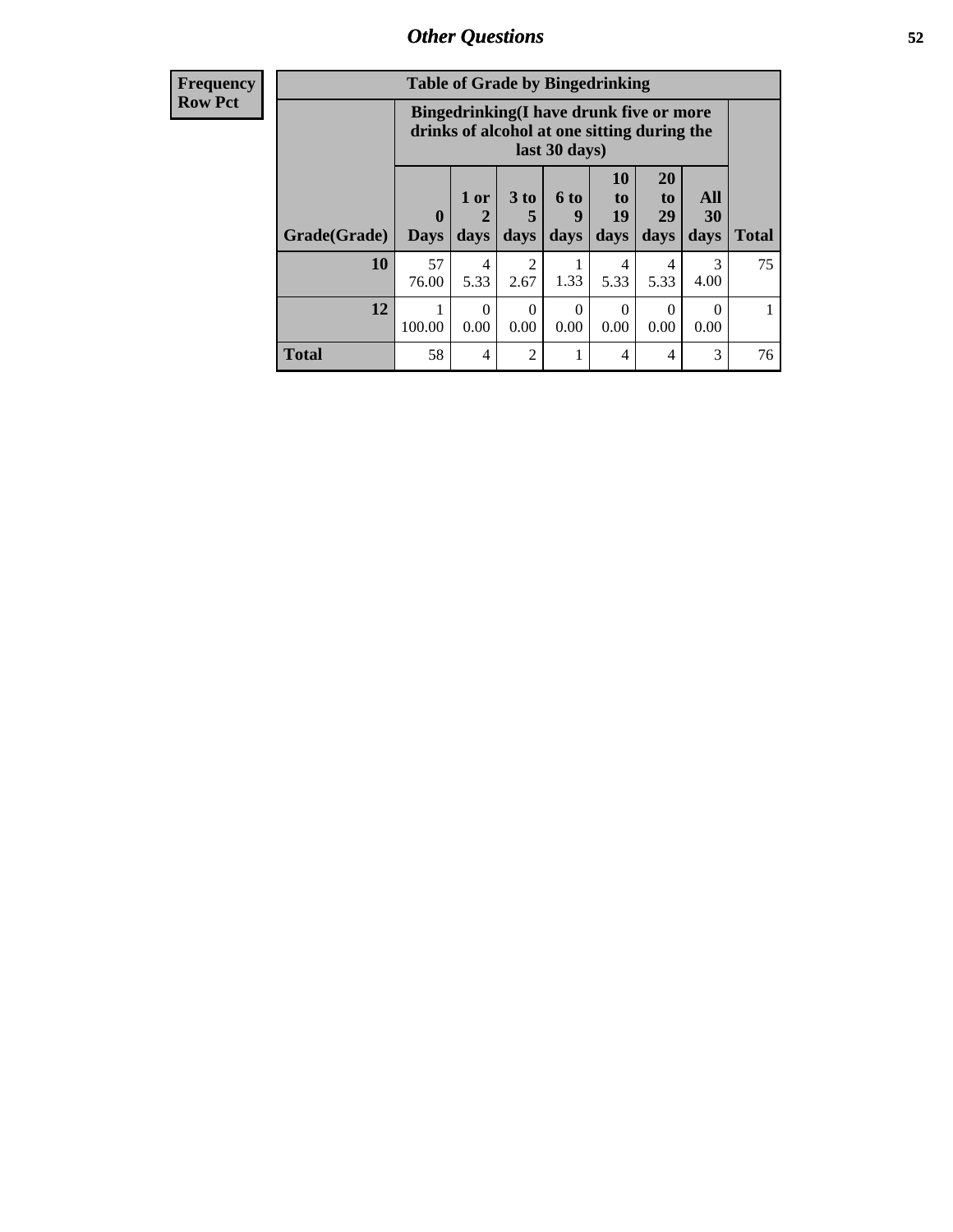Frequency
Row Pct

| Table of Grade by Bingedrinking | | | | | | | | |
|---|---|---|---|---|---|---|---|---|
| | Bingedrinking(I have drunk five or more drinks of alcohol at one sitting during the last 30 days) | | | | | | | |
| Grade(Grade) | 0 Days | 1 or 2 days | 3 to 5 days | 6 to 9 days | 10 to 19 days | 20 to 29 days | All 30 days | Total |
| 10 | 57<br>76.00 | 4<br>5.33 | 2<br>2.67 | 1<br>1.33 | 4<br>5.33 | 4<br>5.33 | 3<br>4.00 | 75 |
| 12 | 1<br>100.00 | 0<br>0.00 | 0<br>0.00 | 0<br>0.00 | 0<br>0.00 | 0<br>0.00 | 0<br>0.00 | 1 |
| Total | 58 | 4 | 2 | 1 | 4 | 4 | 3 | 76 |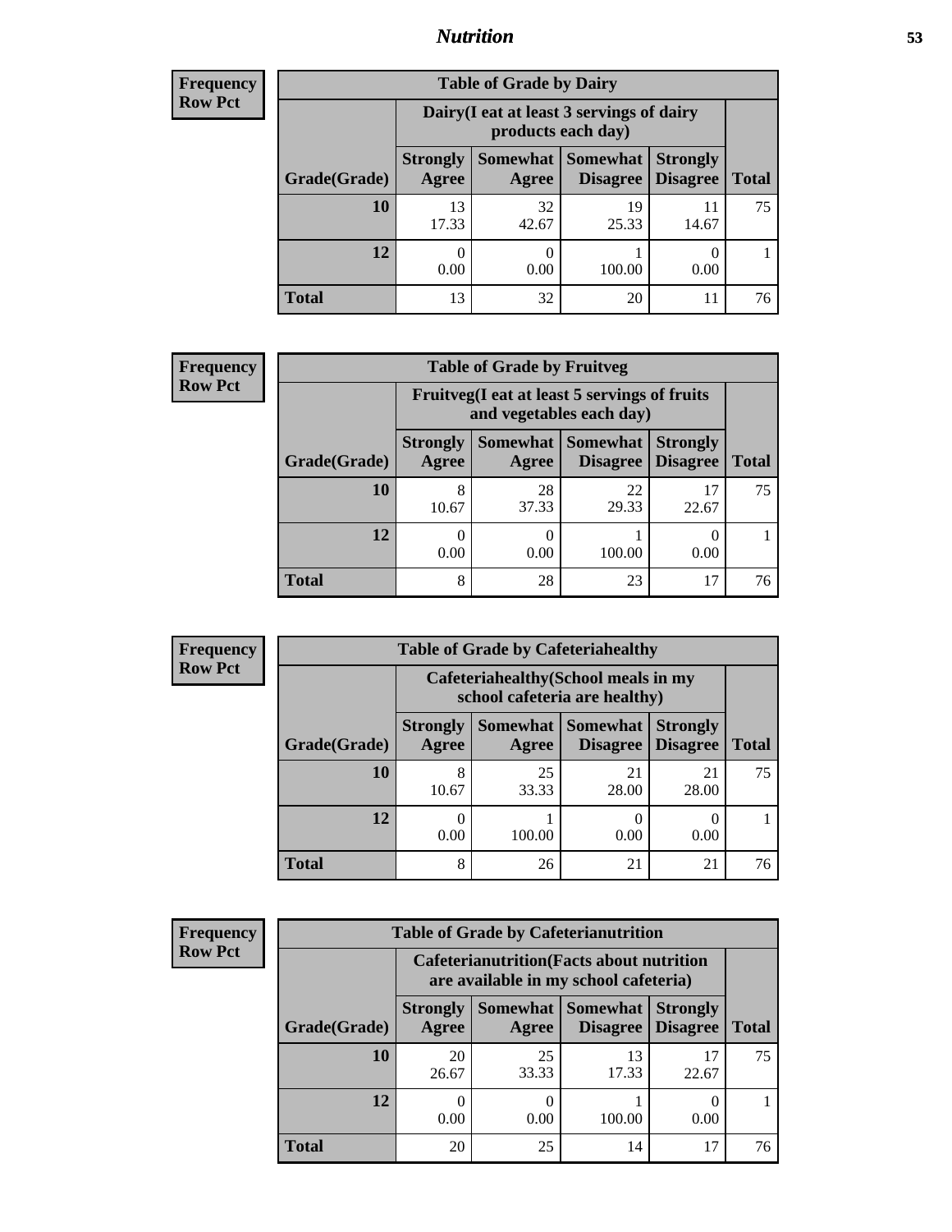## Nutrition

**Frequency**
**Row Pct**

| Table of Grade by Dairy | | | | | |
|---|---|---|---|---|---|
| | Dairy(I eat at least 3 servings of dairy products each day) | | | | |
| Grade(Grade) | Strongly Agree | Somewhat Agree | Somewhat Disagree | Strongly Disagree | Total |
| 10 | 13<br>17.33 | 32<br>42.67 | 19<br>25.33 | 11<br>14.67 | 75 |
| 12 | 0<br>0.00 | 0<br>0.00 | 1<br>100.00 | 0<br>0.00 | 1 |
| Total | 13 | 32 | 20 | 11 | 76 |

**Frequency**
**Row Pct**

| Table of Grade by Fruitveg | | | | | |
|---|---|---|---|---|---|
| | Fruitveg(I eat at least 5 servings of fruits and vegetables each day) | | | | |
| Grade(Grade) | Strongly Agree | Somewhat Agree | Somewhat Disagree | Strongly Disagree | Total |
| 10 | 8<br>10.67 | 28<br>37.33 | 22<br>29.33 | 17<br>22.67 | 75 |
| 12 | 0<br>0.00 | 0<br>0.00 | 1<br>100.00 | 0<br>0.00 | 1 |
| Total | 8 | 28 | 23 | 17 | 76 |

**Frequency**
**Row Pct**

| Table of Grade by Cafeteriahealthy | | | | | |
|---|---|---|---|---|---|
| | Cafeteriahealthy(School meals in my school cafeteria are healthy) | | | | |
| Grade(Grade) | Strongly Agree | Somewhat Agree | Somewhat Disagree | Strongly Disagree | Total |
| 10 | 8<br>10.67 | 25<br>33.33 | 21<br>28.00 | 21<br>28.00 | 75 |
| 12 | 0<br>0.00 | 1<br>100.00 | 0<br>0.00 | 0<br>0.00 | 1 |
| Total | 8 | 26 | 21 | 21 | 76 |

**Frequency**
**Row Pct**

| Table of Grade by Cafeterianutrition | | | | | |
|---|---|---|---|---|---|
| | Cafeterianutrition(Facts about nutrition are available in my school cafeteria) | | | | |
| Grade(Grade) | Strongly Agree | Somewhat Agree | Somewhat Disagree | Strongly Disagree | Total |
| 10 | 20<br>26.67 | 25<br>33.33 | 13<br>17.33 | 17<br>22.67 | 75 |
| 12 | 0<br>0.00 | 0<br>0.00 | 1<br>100.00 | 0<br>0.00 | 1 |
| Total | 20 | 25 | 14 | 17 | 76 |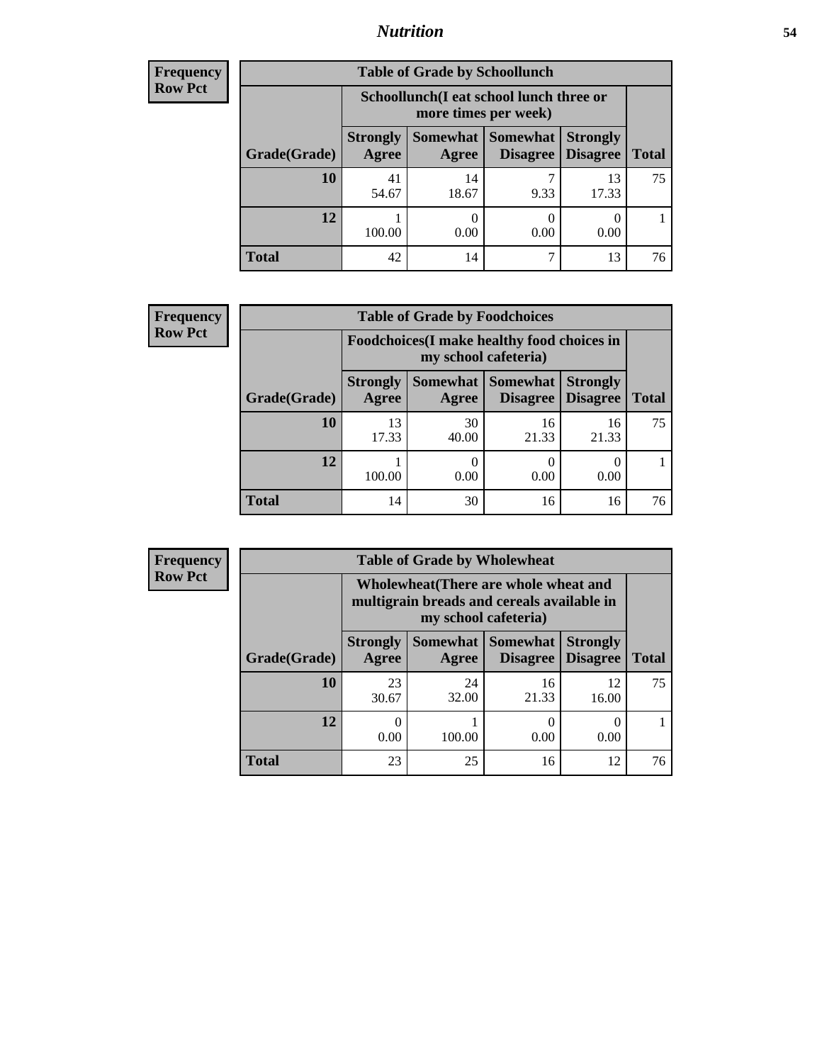## Nutrition

**Frequency**
**Row Pct**

| Table of Grade by Schoollunch | | | | | |
|---|---|---|---|---|---|
| | Schoollunch(I eat school lunch three or more times per week) | | | | |
| Grade(Grade) | Strongly Agree | Somewhat Agree | Somewhat Disagree | Strongly Disagree | Total |
| 10 | 41<br>54.67 | 14<br>18.67 | 7<br>9.33 | 13<br>17.33 | 75 |
| 12 | 1<br>100.00 | 0<br>0.00 | 0<br>0.00 | 0<br>0.00 | 1 |
| Total | 42 | 14 | 7 | 13 | 76 |

**Frequency**
**Row Pct**

| Table of Grade by Foodchoices | | | | | |
|---|---|---|---|---|---|
| | Foodchoices(I make healthy food choices in my school cafeteria) | | | | |
| Grade(Grade) | Strongly Agree | Somewhat Agree | Somewhat Disagree | Strongly Disagree | Total |
| 10 | 13<br>17.33 | 30<br>40.00 | 16<br>21.33 | 16<br>21.33 | 75 |
| 12 | 1<br>100.00 | 0<br>0.00 | 0<br>0.00 | 0<br>0.00 | 1 |
| Total | 14 | 30 | 16 | 16 | 76 |

**Frequency**
**Row Pct**

| Table of Grade by Wholewheat | | | | | |
|---|---|---|---|---|---|
| | Wholewheat(There are whole wheat and multigrain breads and cereals available in my school cafeteria) | | | | |
| Grade(Grade) | Strongly Agree | Somewhat Agree | Somewhat Disagree | Strongly Disagree | Total |
| 10 | 23<br>30.67 | 24<br>32.00 | 16<br>21.33 | 12<br>16.00 | 75 |
| 12 | 0<br>0.00 | 1<br>100.00 | 0<br>0.00 | 0<br>0.00 | 1 |
| Total | 23 | 25 | 16 | 12 | 76 |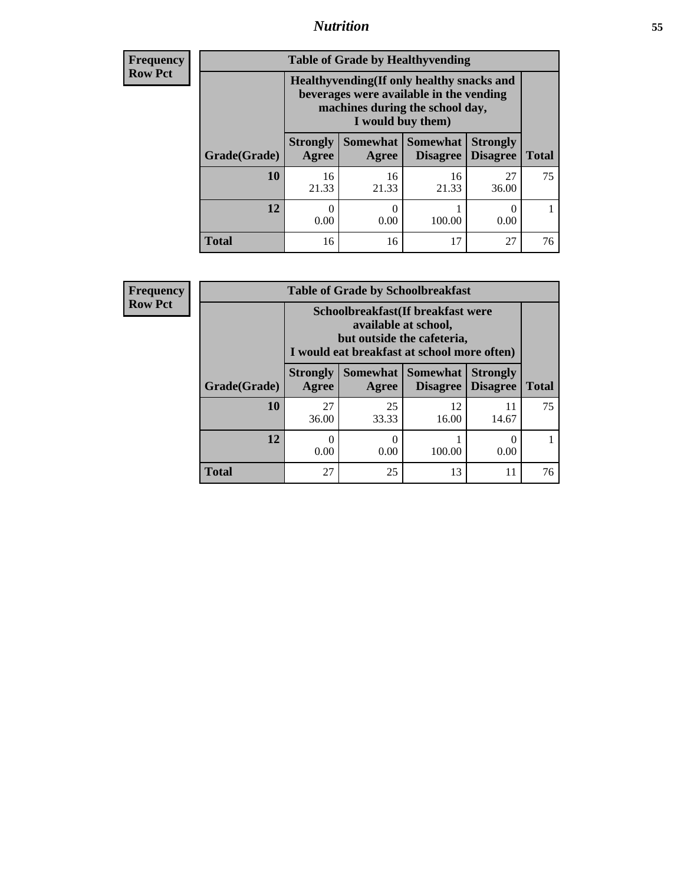| Frequency<br>Row Pct | Table of Grade by Healthyvending | | | | |
|---|---|---|---|---|---|
| | Healthyvending(If only healthy snacks and beverages were available in the vending machines during the school day, I would buy them) | | | | |
| Grade(Grade) | Strongly Agree | Somewhat Agree | Somewhat Disagree | Strongly Disagree | Total |
| 10 | 16<br>21.33 | 16<br>21.33 | 16<br>21.33 | 27<br>36.00 | 75 |
| 12 | 0<br>0.00 | 0<br>0.00 | 1<br>100.00 | 0<br>0.00 | 1 |
| Total | 16 | 16 | 17 | 27 | 76 |

| Frequency<br>Row Pct | Table of Grade by Schoolbreakfast | | | | |
|---|---|---|---|---|---|
| | Schoolbreakfast(If breakfast were available at school, but outside the cafeteria, I would eat breakfast at school more often) | | | | |
| Grade(Grade) | Strongly Agree | Somewhat Agree | Somewhat Disagree | Strongly Disagree | Total |
| 10 | 27<br>36.00 | 25<br>33.33 | 12<br>16.00 | 11<br>14.67 | 75 |
| 12 | 0<br>0.00 | 0<br>0.00 | 1<br>100.00 | 0<br>0.00 | 1 |
| Total | 27 | 25 | 13 | 11 | 76 |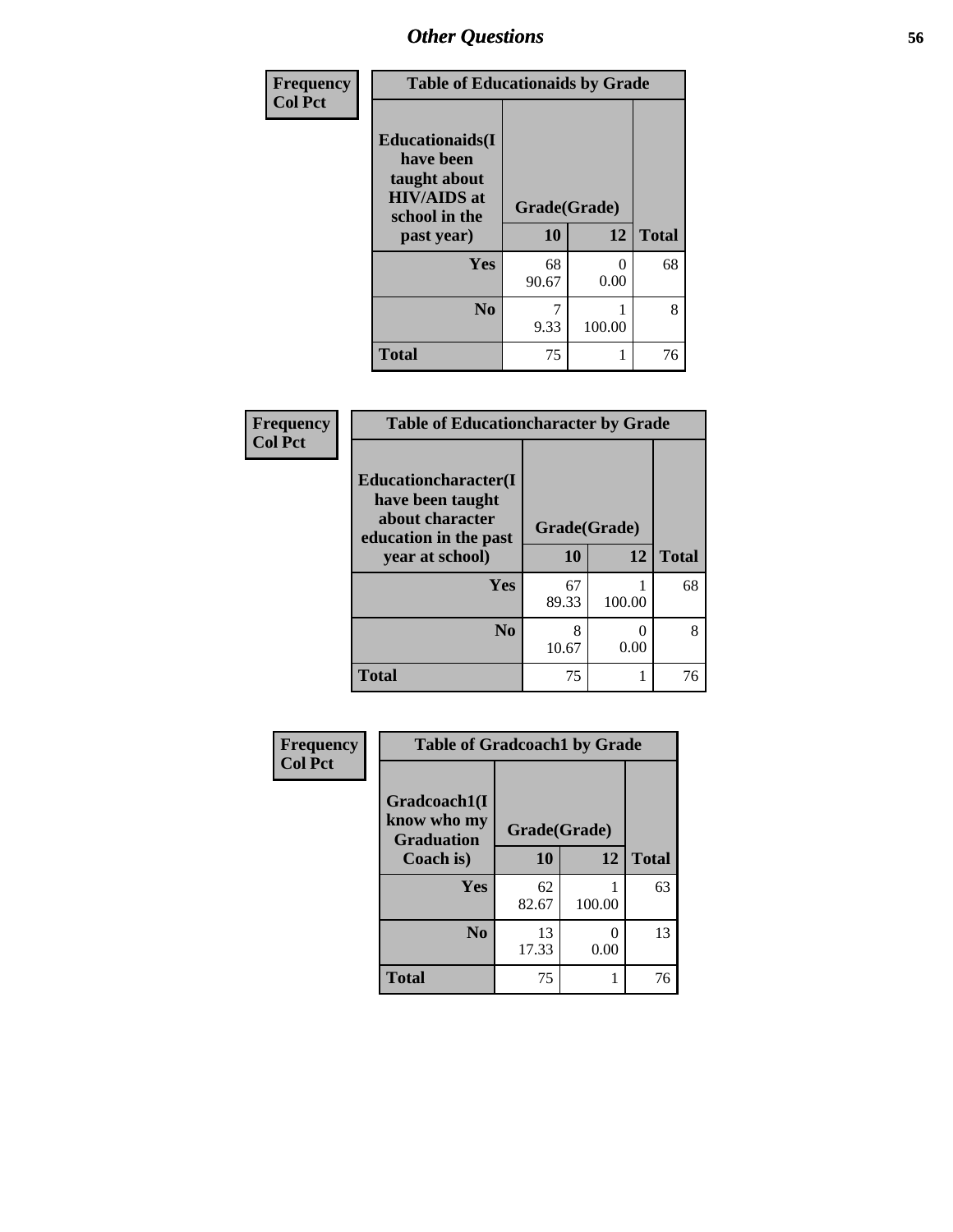## Other Questions

| Frequency Col Pct |
|---|

| Table of Educationaids by Grade | | | |
|---|---|---|---|
| Educationaids(I have been taught about HIV/AIDS at school in the past year) | Grade(Grade) | | |
| | 10 | 12 | Total |
| Yes | 68<br>90.67 | 0<br>0.00 | 68 |
| No | 7<br>9.33 | 1<br>100.00 | 8 |
| Total | 75 | 1 | 76 |

| Frequency Col Pct |
|---|

| Table of Educationcharacter by Grade | | | |
|---|---|---|---|
| Educationcharacter(I have been taught about character education in the past year at school) | Grade(Grade) | | |
| | 10 | 12 | Total |
| Yes | 67<br>89.33 | 1<br>100.00 | 68 |
| No | 8<br>10.67 | 0<br>0.00 | 8 |
| Total | 75 | 1 | 76 |

| Frequency Col Pct |
|---|

| Table of Gradcoach1 by Grade | | | |
|---|---|---|---|
| Gradcoach1(I know who my Graduation Coach is) | Grade(Grade) | | |
| | 10 | 12 | Total |
| Yes | 62<br>82.67 | 1<br>100.00 | 63 |
| No | 13<br>17.33 | 0<br>0.00 | 13 |
| Total | 75 | 1 | 76 |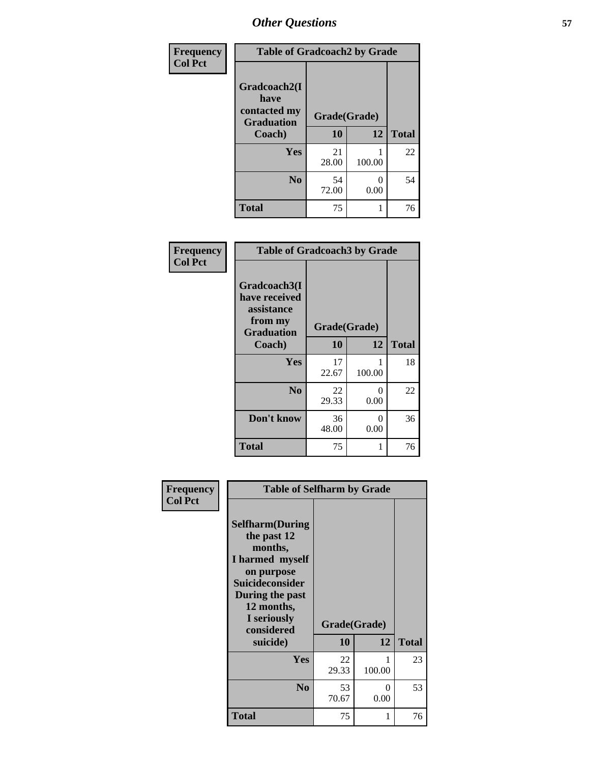| Frequency<br>Col Pct |
|---|

| Table of Gradcoach2 by Grade | | | |
|---|---|---|---|
| Gradcoach2(I have contacted my Graduation Coach) | Grade(Grade) | | |
| | 10 | 12 | Total |
| Yes | 21<br>28.00 | 1<br>100.00 | 22 |
| No | 54<br>72.00 | 0<br>0.00 | 54 |
| Total | 75 | 1 | 76 |

| Frequency<br>Col Pct |
|---|

| Table of Gradcoach3 by Grade | | | |
|---|---|---|---|
| Gradcoach3(I have received assistance from my Graduation Coach) | Grade(Grade) | | |
| | 10 | 12 | Total |
| Yes | 17<br>22.67 | 1<br>100.00 | 18 |
| No | 22<br>29.33 | 0<br>0.00 | 22 |
| Don't know | 36<br>48.00 | 0<br>0.00 | 36 |
| Total | 75 | 1 | 76 |

| Frequency<br>Col Pct |
|---|

| Table of Selfharm by Grade | | | |
|---|---|---|---|
| Selfharm(During the past 12 months, I harmed myself on purpose Suicideconsider During the past 12 months, I seriously considered suicide) | Grade(Grade) | | |
| | 10 | 12 | Total |
| Yes | 22<br>29.33 | 1<br>100.00 | 23 |
| No | 53<br>70.67 | 0<br>0.00 | 53 |
| Total | 75 | 1 | 76 |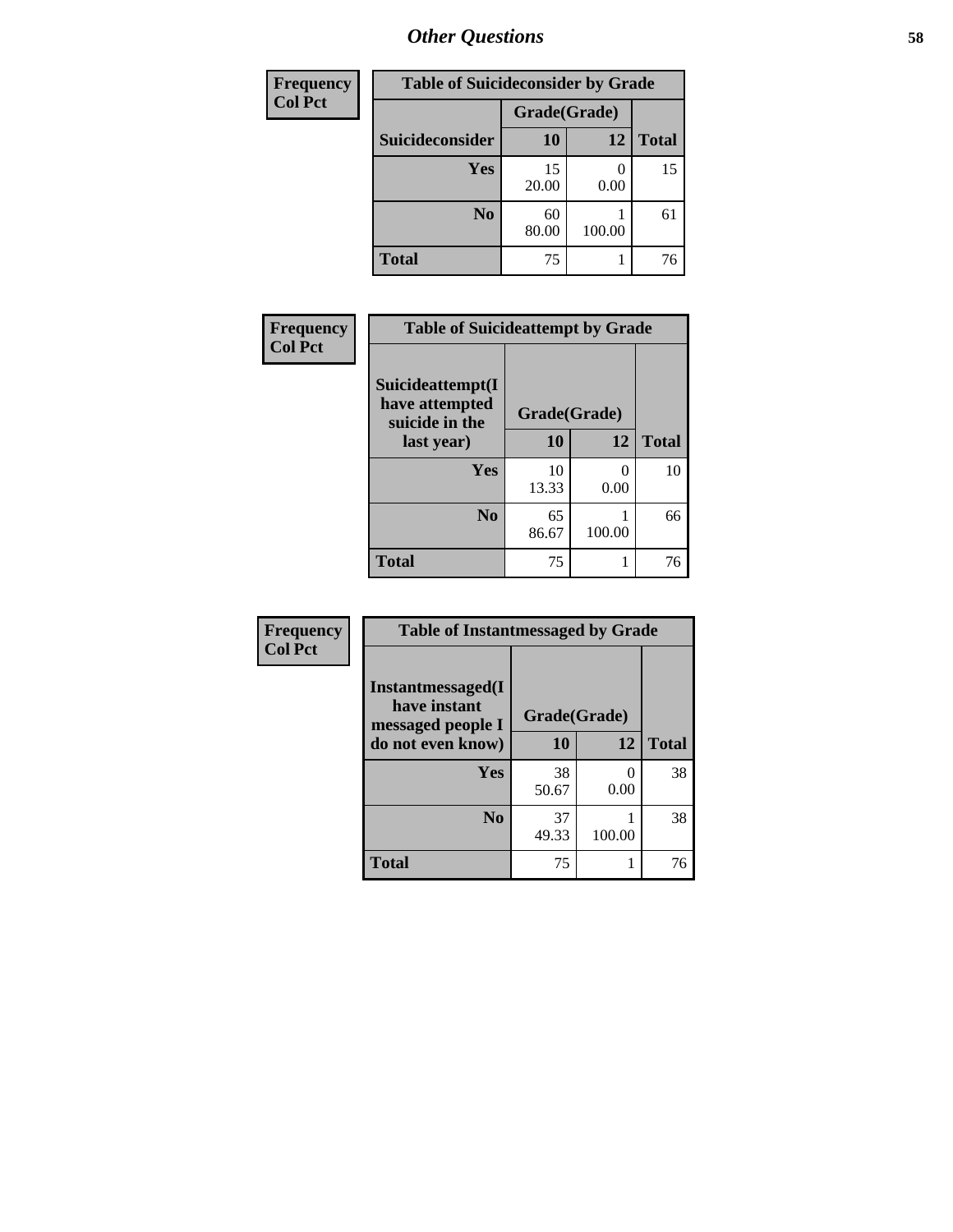## Other Questions

| Frequency<br>Col Pct | | | |
|---|---|---|---|
| **Table of Suicideconsider by Grade** | | | |
| | **Grade(Grade)** | | |
| **Suicideconsider** | **10** | **12** | **Total** |
| **Yes** | 15<br>20.00 | 0<br>0.00 | 15 |
| **No** | 60<br>80.00 | 1<br>100.00 | 61 |
| **Total** | 75 | 1 | 76 |

| Frequency<br>Col Pct | | | |
|---|---|---|---|
| **Table of Suicideattempt by Grade** | | | |
| | **Grade(Grade)** | | |
| **Suicideattempt(I have attempted suicide in the last year)** | **10** | **12** | **Total** |
| **Yes** | 10<br>13.33 | 0<br>0.00 | 10 |
| **No** | 65<br>86.67 | 1<br>100.00 | 66 |
| **Total** | 75 | 1 | 76 |

| Frequency<br>Col Pct | | | |
|---|---|---|---|
| **Table of Instantmessaged by Grade** | | | |
| | **Grade(Grade)** | | |
| **Instantmessaged(I have instant messaged people I do not even know)** | **10** | **12** | **Total** |
| **Yes** | 38<br>50.67 | 0<br>0.00 | 38 |
| **No** | 37<br>49.33 | 1<br>100.00 | 38 |
| **Total** | 75 | 1 | 76 |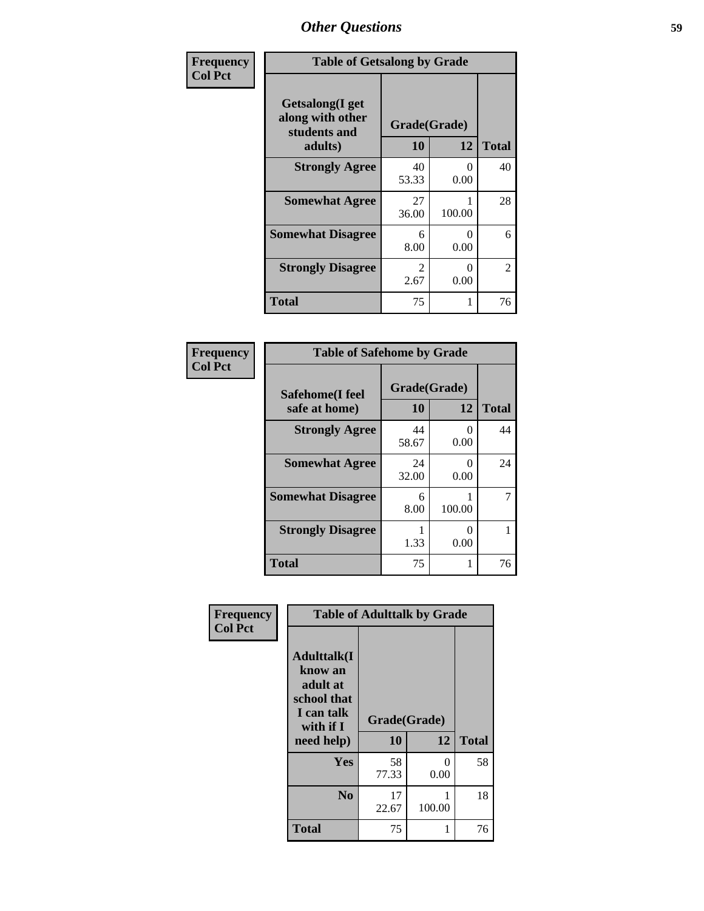| Frequency<br>Col Pct | Table of Getsalong by Grade | | |
|---|---|---|---|
| Getsalong(I get along with other students and adults) | Grade(Grade) | | |
| | 10 | 12 | Total |
| Strongly Agree | 40<br>53.33 | 0<br>0.00 | 40 |
| Somewhat Agree | 27<br>36.00 | 1<br>100.00 | 28 |
| Somewhat Disagree | 6<br>8.00 | 0<br>0.00 | 6 |
| Strongly Disagree | 2<br>2.67 | 0<br>0.00 | 2 |
| Total | 75 | 1 | 76 |

| Frequency<br>Col Pct | Table of Safehome by Grade | | |
|---|---|---|---|
| Safehome(I feel safe at home) | Grade(Grade) | | |
| | 10 | 12 | Total |
| Strongly Agree | 44<br>58.67 | 0<br>0.00 | 44 |
| Somewhat Agree | 24<br>32.00 | 0<br>0.00 | 24 |
| Somewhat Disagree | 6<br>8.00 | 1<br>100.00 | 7 |
| Strongly Disagree | 1<br>1.33 | 0<br>0.00 | 1 |
| Total | 75 | 1 | 76 |

| Frequency<br>Col Pct | Table of Adulttalk by Grade | | |
|---|---|---|---|
| Adulttalk(I know an adult at school that I can talk with if I need help) | Grade(Grade) | | |
| | 10 | 12 | Total |
| Yes | 58<br>77.33 | 0<br>0.00 | 58 |
| No | 17<br>22.67 | 1<br>100.00 | 18 |
| Total | 75 | 1 | 76 |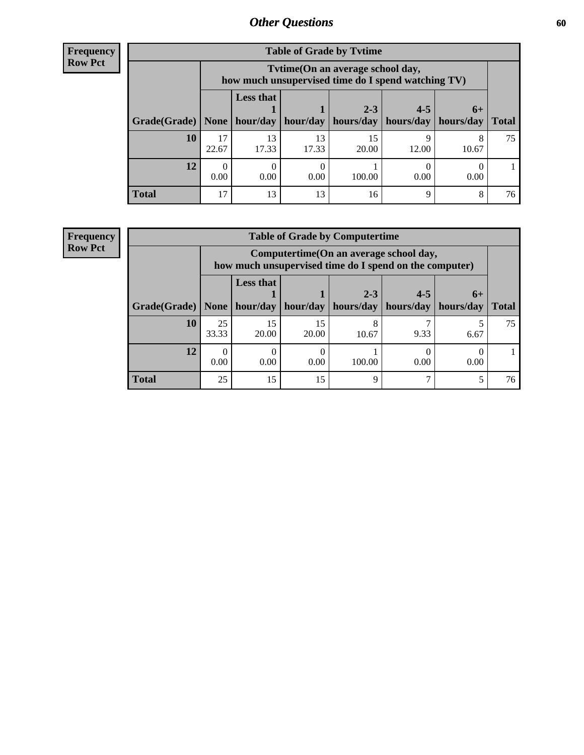**Frequency**
**Row Pct**

| Table of Grade by Tvtime | | | | | | | |
|---|---|---|---|---|---|---|---|
| | Tvtime(On an average school day, how much unsupervised time do I spend watching TV) | | | | | | |
| Grade(Grade) | None | Less that 1 hour/day | 1 hour/day | 2-3 hours/day | 4-5 hours/day | 6+ hours/day | Total |
| **10** | 17<br>22.67 | 13<br>17.33 | 13<br>17.33 | 15<br>20.00 | 9<br>12.00 | 8<br>10.67 | 75 |
| **12** | 0<br>0.00 | 0<br>0.00 | 0<br>0.00 | 1<br>100.00 | 0<br>0.00 | 0<br>0.00 | 1 |
| **Total** | 17 | 13 | 13 | 16 | 9 | 8 | 76 |

**Frequency**
**Row Pct**

| Table of Grade by Computertime | | | | | | | |
|---|---|---|---|---|---|---|---|
| | Computertime(On an average school day, how much unsupervised time do I spend on the computer) | | | | | | |
| Grade(Grade) | None | Less that 1 hour/day | 1 hour/day | 2-3 hours/day | 4-5 hours/day | 6+ hours/day | Total |
| **10** | 25<br>33.33 | 15<br>20.00 | 15<br>20.00 | 8<br>10.67 | 7<br>9.33 | 5<br>6.67 | 75 |
| **12** | 0<br>0.00 | 0<br>0.00 | 0<br>0.00 | 1<br>100.00 | 0<br>0.00 | 0<br>0.00 | 1 |
| **Total** | 25 | 15 | 15 | 9 | 7 | 5 | 76 |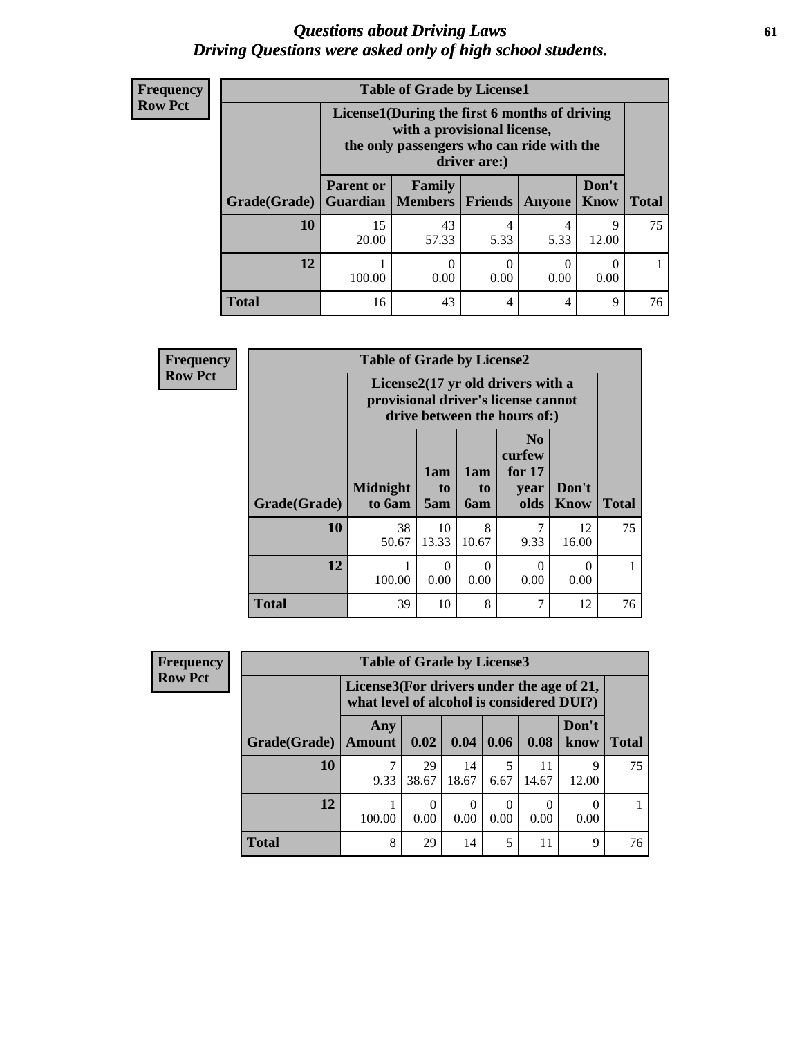# Questions about Driving Laws
## Driving Questions were asked only of high school students.

**Frequency Row Pct**

| Table of Grade by License1 | | | | | | |
|---|---|---|---|---|---|---|
| | License1(During the first 6 months of driving with a provisional license, the only passengers who can ride with the driver are:) | | | | | |
| Grade(Grade) | Parent or Guardian | Family Members | Friends | Anyone | Don't Know | Total |
| 10 | 15<br>20.00 | 43<br>57.33 | 4<br>5.33 | 4<br>5.33 | 9<br>12.00 | 75 |
| 12 | 1<br>100.00 | 0<br>0.00 | 0<br>0.00 | 0<br>0.00 | 0<br>0.00 | 1 |
| Total | 16 | 43 | 4 | 4 | 9 | 76 |

**Frequency Row Pct**

| Table of Grade by License2 | | | | | | |
|---|---|---|---|---|---|---|
| | License2(17 yr old drivers with a provisional driver's license cannot drive between the hours of:) | | | | | |
| Grade(Grade) | Midnight to 6am | 1am to 5am | 1am to 6am | No curfew for 17 year olds | Don't Know | Total |
| 10 | 38<br>50.67 | 10<br>13.33 | 8<br>10.67 | 7<br>9.33 | 12<br>16.00 | 75 |
| 12 | 1<br>100.00 | 0<br>0.00 | 0<br>0.00 | 0<br>0.00 | 0<br>0.00 | 1 |
| Total | 39 | 10 | 8 | 7 | 12 | 76 |

**Frequency Row Pct**

| Table of Grade by License3 | | | | | | | |
|---|---|---|---|---|---|---|---|
| | License3(For drivers under the age of 21, what level of alcohol is considered DUI?) | | | | | | |
| Grade(Grade) | Any Amount | 0.02 | 0.04 | 0.06 | 0.08 | Don't know | Total |
| 10 | 7<br>9.33 | 29<br>38.67 | 14<br>18.67 | 5<br>6.67 | 11<br>14.67 | 9<br>12.00 | 75 |
| 12 | 1<br>100.00 | 0<br>0.00 | 0<br>0.00 | 0<br>0.00 | 0<br>0.00 | 0<br>0.00 | 1 |
| Total | 8 | 29 | 14 | 5 | 11 | 9 | 76 |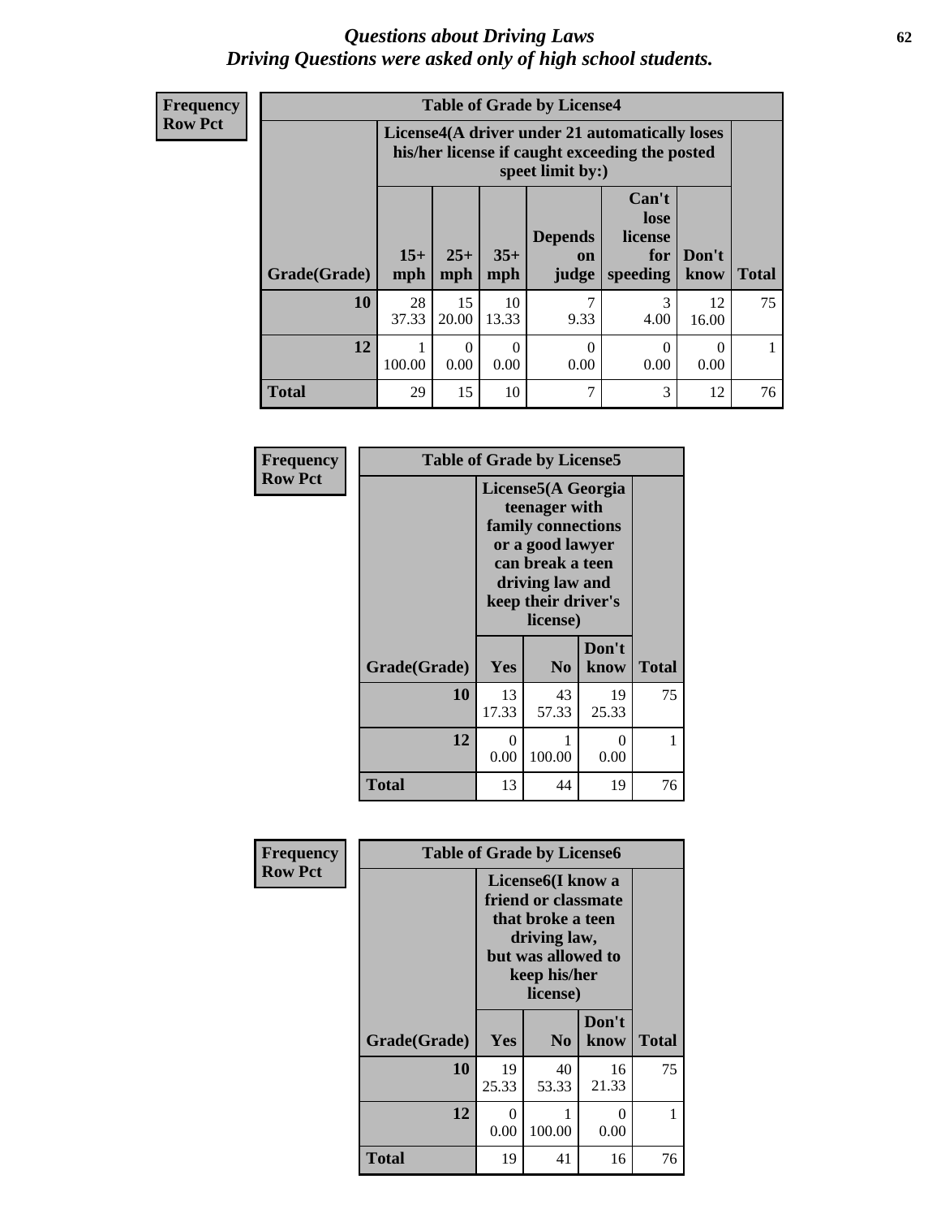# *Questions about Driving Laws*
# *Driving Questions were asked only of high school students.*

**Frequency**
**Row Pct**

| Table of Grade by License4 | | | | | | | |
|---|---|---|---|---|---|---|---|
| | License4(A driver under 21 automatically loses his/her license if caught exceeding the posted speet limit by:) | | | | | | |
| Grade(Grade) | 15+ mph | 25+ mph | 35+ mph | Depends on judge | Can't lose license for speeding | Don't know | Total |
| **10** | 28<br>37.33 | 15<br>20.00 | 10<br>13.33 | 7<br>9.33 | 3<br>4.00 | 12<br>16.00 | 75 |
| **12** | 1<br>100.00 | 0<br>0.00 | 0<br>0.00 | 0<br>0.00 | 0<br>0.00 | 0<br>0.00 | 1 |
| **Total** | 29 | 15 | 10 | 7 | 3 | 12 | 76 |

**Frequency**
**Row Pct**

| Table of Grade by License5 | | | | |
|---|---|---|---|---|
| | License5(A Georgia teenager with family connections or a good lawyer can break a teen driving law and keep their driver's license) | | | |
| Grade(Grade) | Yes | No | Don't know | Total |
| **10** | 13<br>17.33 | 43<br>57.33 | 19<br>25.33 | 75 |
| **12** | 0<br>0.00 | 1<br>100.00 | 0<br>0.00 | 1 |
| **Total** | 13 | 44 | 19 | 76 |

**Frequency**
**Row Pct**

| Table of Grade by License6 | | | | |
|---|---|---|---|---|
| | License6(I know a friend or classmate that broke a teen driving law, but was allowed to keep his/her license) | | | |
| Grade(Grade) | Yes | No | Don't know | Total |
| **10** | 19<br>25.33 | 40<br>53.33 | 16<br>21.33 | 75 |
| **12** | 0<br>0.00 | 1<br>100.00 | 0<br>0.00 | 1 |
| **Total** | 19 | 41 | 16 | 76 |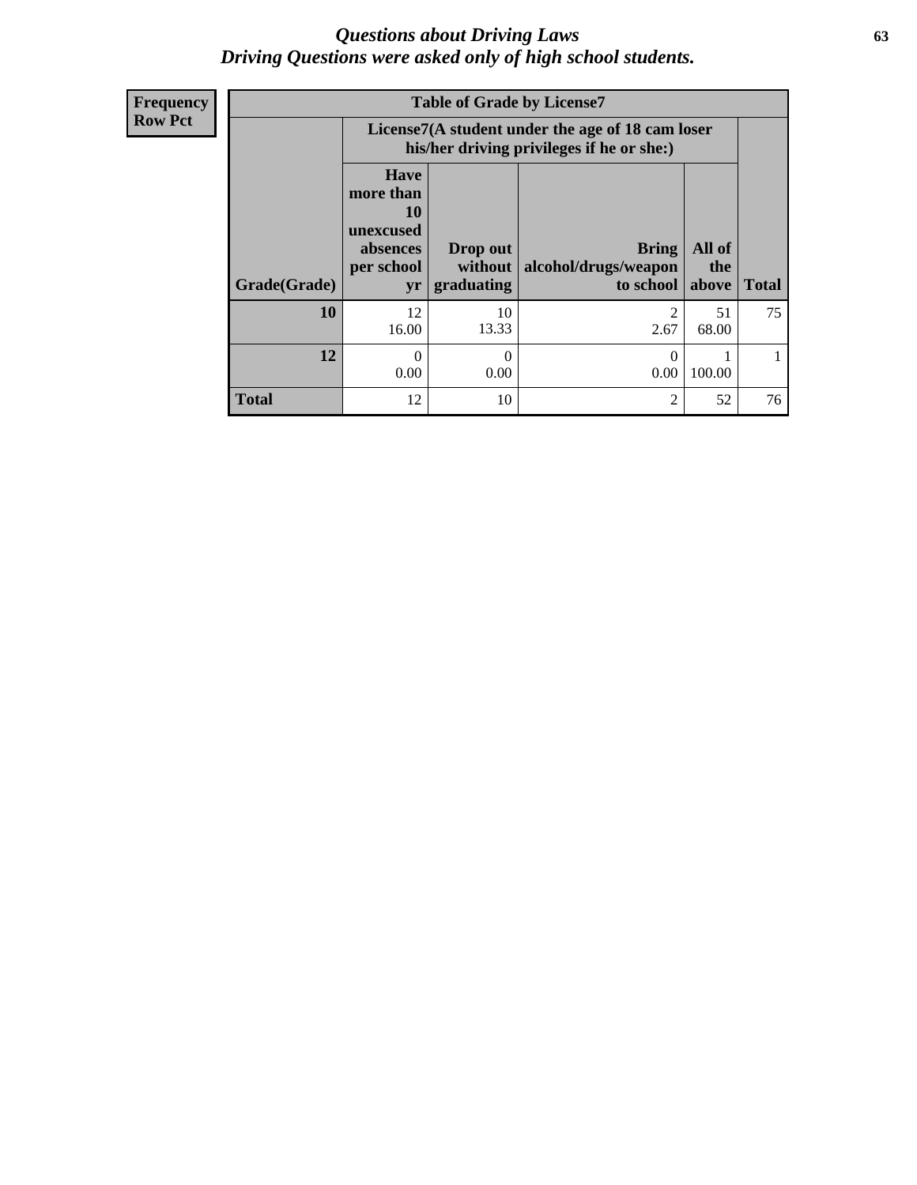# *Questions about Driving Laws*
## *Driving Questions were asked only of high school students.*

**Frequency**
**Row Pct**

| Table of Grade by License7 | | | | | |
|---|---|---|---|---|---|
| | License7(A student under the age of 18 cam loser his/her driving privileges if he or she:) | | | | |
| Grade(Grade) | Have more than 10 unexcused absences per school yr | Drop out without graduating | Bring alcohol/drugs/weapon to school | All of the above | Total |
| 10 | 12<br>16.00 | 10<br>13.33 | 2<br>2.67 | 51<br>68.00 | 75 |
| 12 | 0<br>0.00 | 0<br>0.00 | 0<br>0.00 | 1<br>100.00 | 1 |
| Total | 12 | 10 | 2 | 52 | 76 |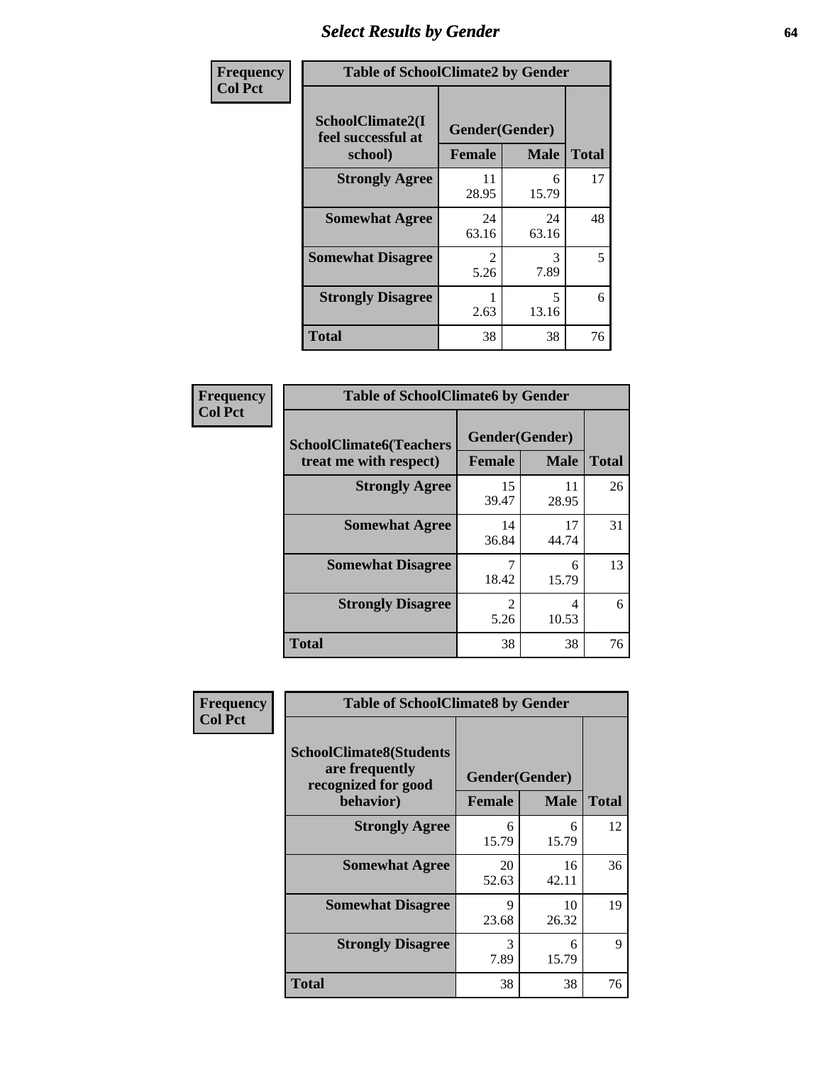# Select Results by Gender

Frequency
Col Pct

| Table of SchoolClimate2 by Gender | | | |
|---|---|---|---|
| SchoolClimate2(I feel successful at school) | Gender(Gender) | | Total |
| | Female | Male | |
| Strongly Agree | 11<br>28.95 | 6<br>15.79 | 17 |
| Somewhat Agree | 24<br>63.16 | 24<br>63.16 | 48 |
| Somewhat Disagree | 2<br>5.26 | 3<br>7.89 | 5 |
| Strongly Disagree | 1<br>2.63 | 5<br>13.16 | 6 |
| Total | 38 | 38 | 76 |

Frequency
Col Pct

| Table of SchoolClimate6 by Gender | | | |
|---|---|---|---|
| SchoolClimate6(Teachers treat me with respect) | Gender(Gender) | | Total |
| | Female | Male | |
| Strongly Agree | 15<br>39.47 | 11<br>28.95 | 26 |
| Somewhat Agree | 14<br>36.84 | 17<br>44.74 | 31 |
| Somewhat Disagree | 7<br>18.42 | 6<br>15.79 | 13 |
| Strongly Disagree | 2<br>5.26 | 4<br>10.53 | 6 |
| Total | 38 | 38 | 76 |

Frequency
Col Pct

| Table of SchoolClimate8 by Gender | | | |
|---|---|---|---|
| SchoolClimate8(Students are frequently recognized for good behavior) | Gender(Gender) | | Total |
| | Female | Male | |
| Strongly Agree | 6<br>15.79 | 6<br>15.79 | 12 |
| Somewhat Agree | 20<br>52.63 | 16<br>42.11 | 36 |
| Somewhat Disagree | 9<br>23.68 | 10<br>26.32 | 19 |
| Strongly Disagree | 3<br>7.89 | 6<br>15.79 | 9 |
| Total | 38 | 38 | 76 |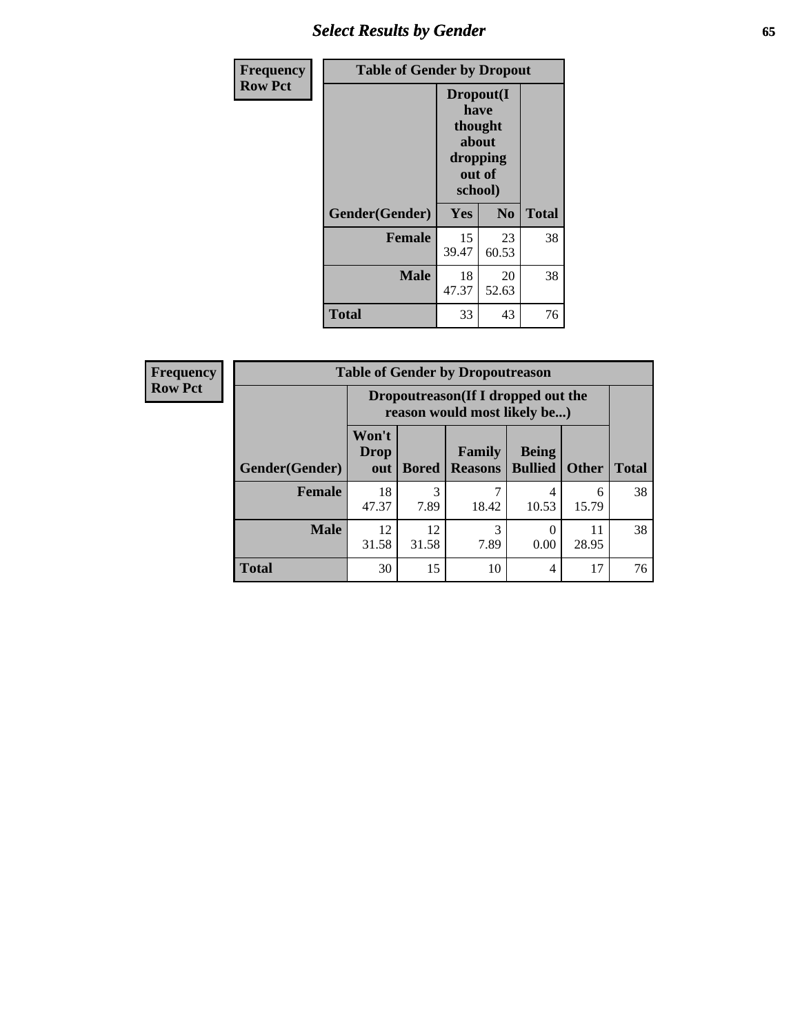## Select Results by Gender

**Frequency**
**Row Pct**

| Table of Gender by Dropout | | | |
|---|---|---|---|
| | Dropout(I have thought about dropping out of school) | | |
| Gender(Gender) | Yes | No | Total |
| **Female** | 15<br>39.47 | 23<br>60.53 | 38 |
| **Male** | 18<br>47.37 | 20<br>52.63 | 38 |
| **Total** | 33 | 43 | 76 |

**Frequency**
**Row Pct**

| Table of Gender by Dropoutreason | | | | | | |
|---|---|---|---|---|---|---|
| | Dropoutreason(If I dropped out the reason would most likely be...) | | | | | |
| Gender(Gender) | Won't Drop out | Bored | Family Reasons | Being Bullied | Other | Total |
| **Female** | 18<br>47.37 | 3<br>7.89 | 7<br>18.42 | 4<br>10.53 | 6<br>15.79 | 38 |
| **Male** | 12<br>31.58 | 12<br>31.58 | 3<br>7.89 | 0<br>0.00 | 11<br>28.95 | 38 |
| **Total** | 30 | 15 | 10 | 4 | 17 | 76 |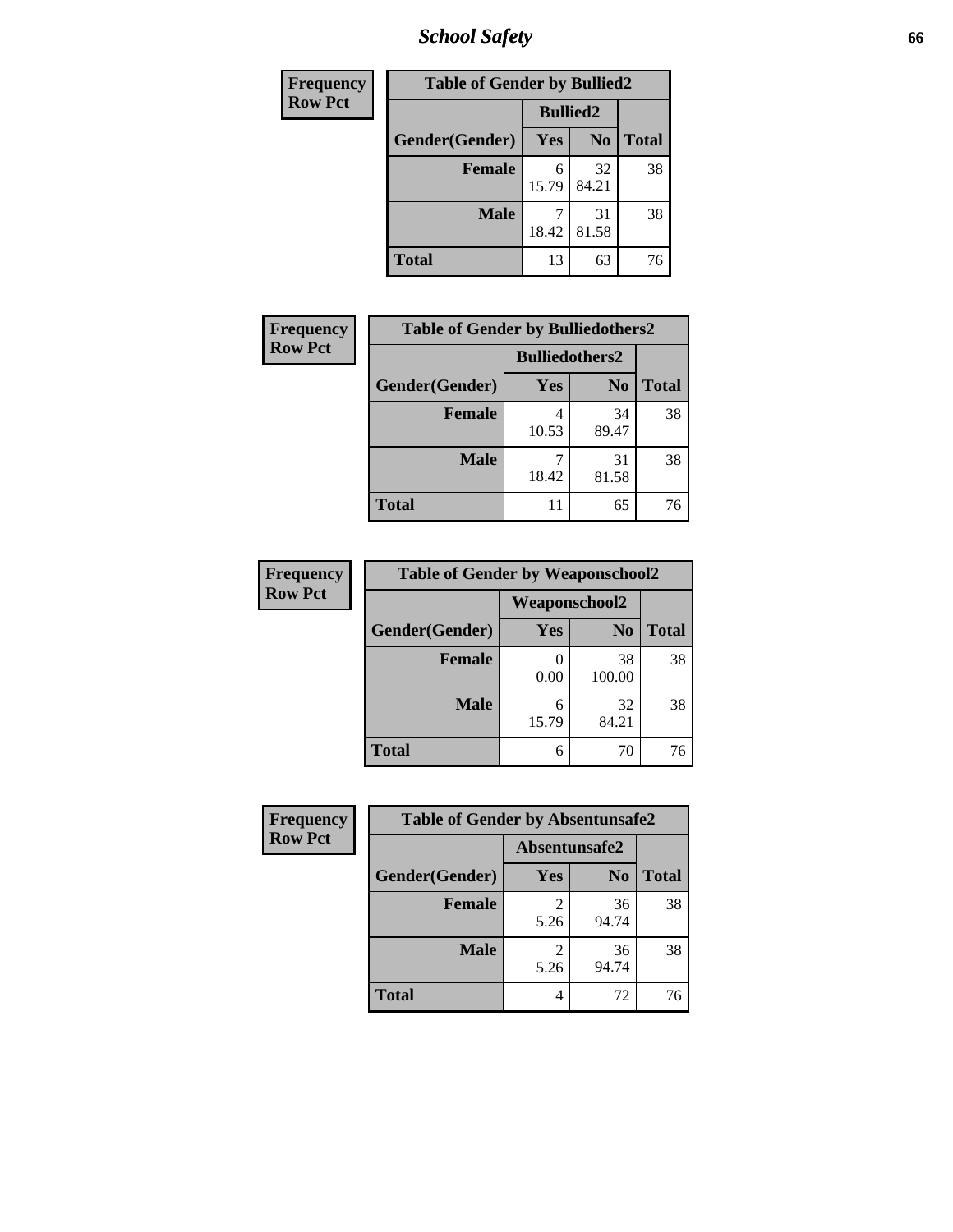# School Safety

| Frequency Row Pct |
|---|

| Table of Gender by Bullied2 | | | |
|---|---|---|---|
| | Bullied2 | | |
| Gender(Gender) | Yes | No | Total |
| Female | 6<br>15.79 | 32<br>84.21 | 38 |
| Male | 7<br>18.42 | 31<br>81.58 | 38 |
| Total | 13 | 63 | 76 |

| Frequency Row Pct |
|---|

| Table of Gender by Bulliedothers2 | | | |
|---|---|---|---|
| | Bulliedothers2 | | |
| Gender(Gender) | Yes | No | Total |
| Female | 4<br>10.53 | 34<br>89.47 | 38 |
| Male | 7<br>18.42 | 31<br>81.58 | 38 |
| Total | 11 | 65 | 76 |

| Frequency Row Pct |
|---|

| Table of Gender by Weaponschool2 | | | |
|---|---|---|---|
| | Weaponschool2 | | |
| Gender(Gender) | Yes | No | Total |
| Female | 0<br>0.00 | 38<br>100.00 | 38 |
| Male | 6<br>15.79 | 32<br>84.21 | 38 |
| Total | 6 | 70 | 76 |

| Frequency Row Pct |
|---|

| Table of Gender by Absentunsafe2 | | | |
|---|---|---|---|
| | Absentunsafe2 | | |
| Gender(Gender) | Yes | No | Total |
| Female | 2<br>5.26 | 36<br>94.74 | 38 |
| Male | 2<br>5.26 | 36<br>94.74 | 38 |
| Total | 4 | 72 | 76 |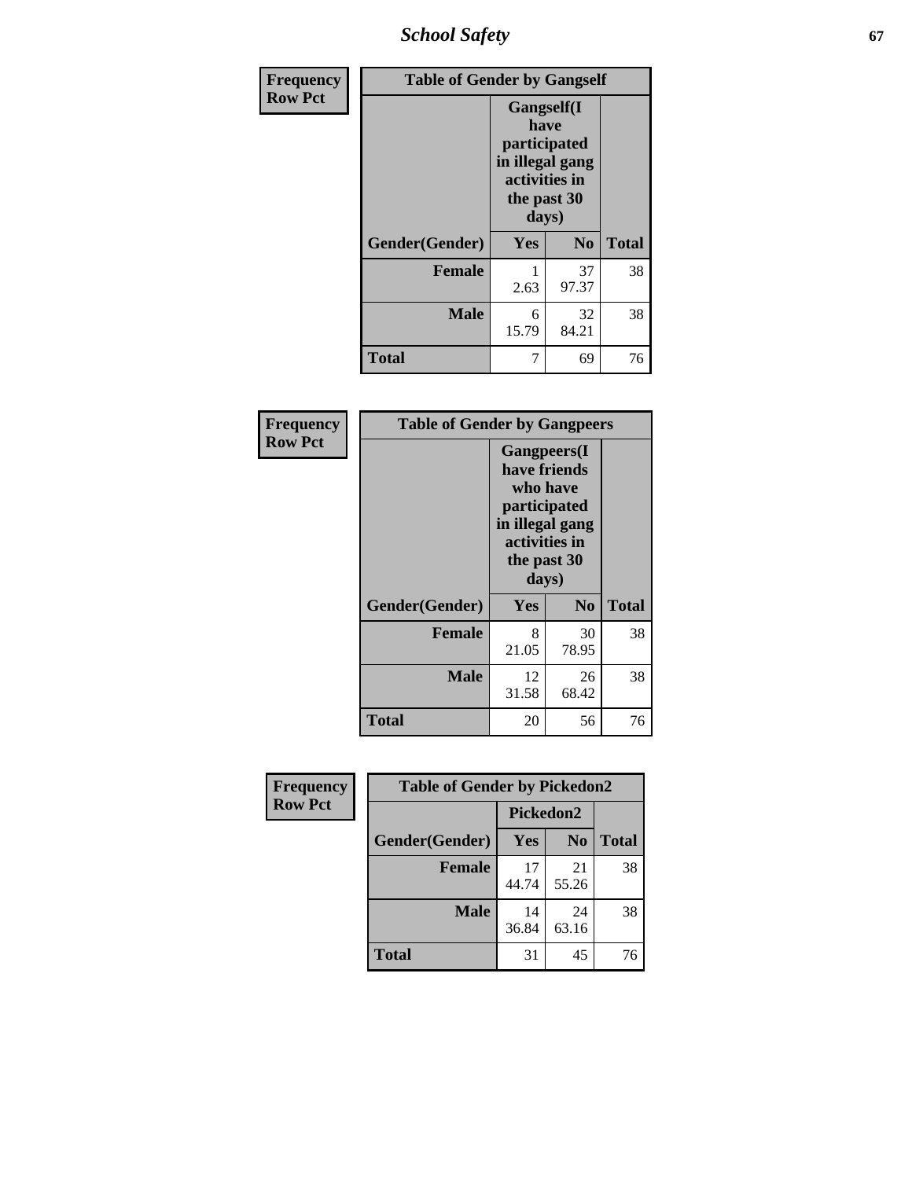| Frequency Row Pct | Table of Gender by Gangself | | |
|---|---|---|---|
| | Gangself(I have participated in illegal gang activities in the past 30 days) | | |
| Gender(Gender) | Yes | No | Total |
| Female | 1<br>2.63 | 37<br>97.37 | 38 |
| Male | 6<br>15.79 | 32<br>84.21 | 38 |
| Total | 7 | 69 | 76 |

| Frequency Row Pct | Table of Gender by Gangpeers | | |
|---|---|---|---|
| | Gangpeers(I have friends who have participated in illegal gang activities in the past 30 days) | | |
| Gender(Gender) | Yes | No | Total |
| Female | 8<br>21.05 | 30<br>78.95 | 38 |
| Male | 12<br>31.58 | 26<br>68.42 | 38 |
| Total | 20 | 56 | 76 |

| Frequency Row Pct | Table of Gender by Pickedon2 | | |
|---|---|---|---|
| | Pickedon2 | | |
| Gender(Gender) | Yes | No | Total |
| Female | 17<br>44.74 | 21<br>55.26 | 38 |
| Male | 14<br>36.84 | 24<br>63.16 | 38 |
| Total | 31 | 45 | 76 |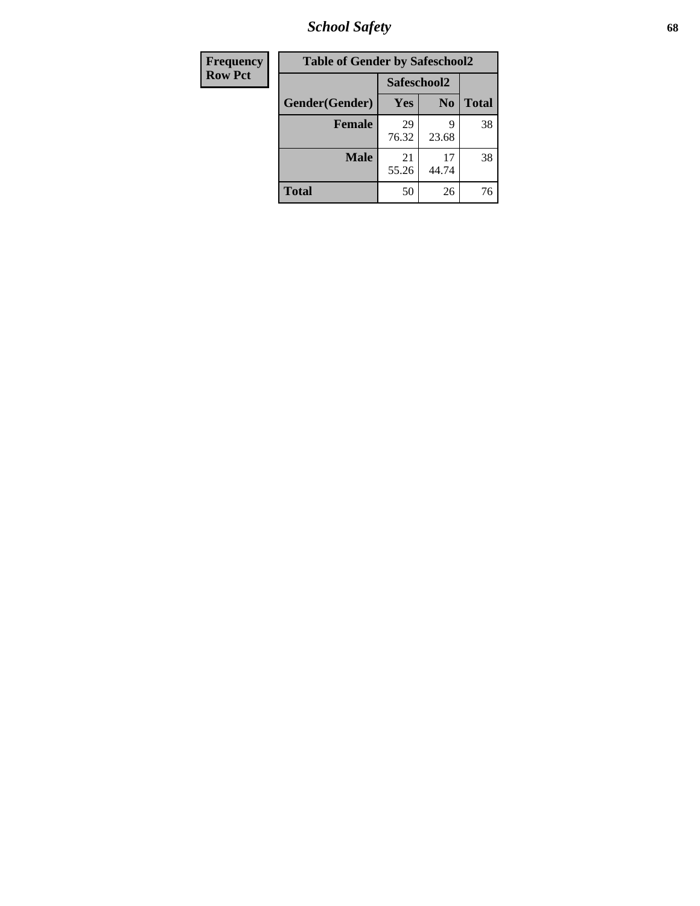| Frequency |
|---|
| Row Pct |

| Table of Gender by Safeschool2 | | | |
|---|---|---|---|
| | Safeschool2 | | |
| Gender(Gender) | Yes | No | Total |
| Female | 29<br>76.32 | 9<br>23.68 | 38 |
| Male | 21<br>55.26 | 17<br>44.74 | 38 |
| Total | 50 | 26 | 76 |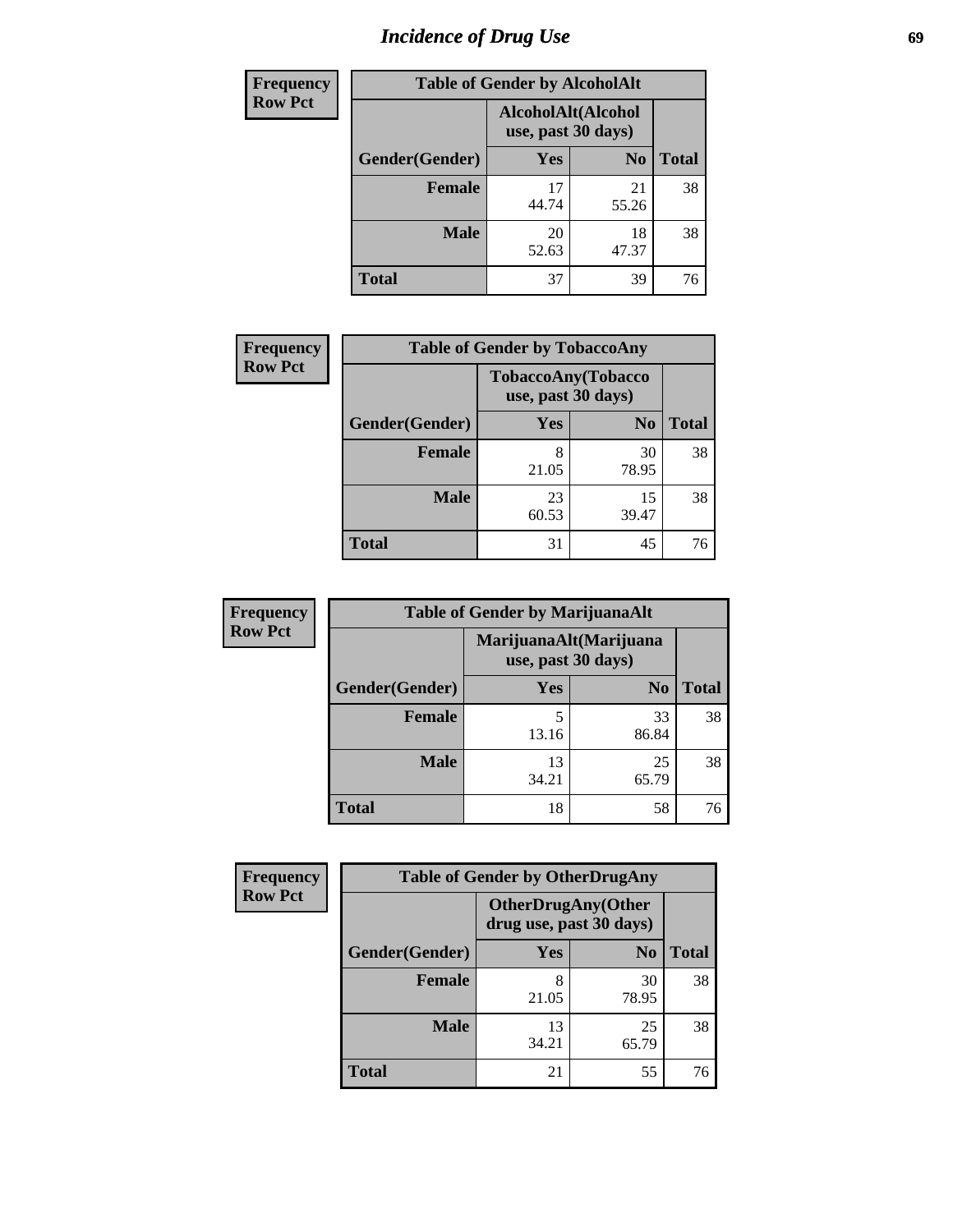# Incidence of Drug Use

**Frequency**
**Row Pct**

| Table of Gender by AlcoholAlt | | | |
|---|---|---|---|
| | AlcoholAlt(Alcohol use, past 30 days) | | |
| Gender(Gender) | Yes | No | Total |
| Female | 17<br>44.74 | 21<br>55.26 | 38 |
| Male | 20<br>52.63 | 18<br>47.37 | 38 |
| Total | 37 | 39 | 76 |

**Frequency**
**Row Pct**

| Table of Gender by TobaccoAny | | | |
|---|---|---|---|
| | TobaccoAny(Tobacco use, past 30 days) | | |
| Gender(Gender) | Yes | No | Total |
| Female | 8<br>21.05 | 30<br>78.95 | 38 |
| Male | 23<br>60.53 | 15<br>39.47 | 38 |
| Total | 31 | 45 | 76 |

**Frequency**
**Row Pct**

| Table of Gender by MarijuanaAlt | | | |
|---|---|---|---|
| | MarijuanaAlt(Marijuana use, past 30 days) | | |
| Gender(Gender) | Yes | No | Total |
| Female | 5<br>13.16 | 33<br>86.84 | 38 |
| Male | 13<br>34.21 | 25<br>65.79 | 38 |
| Total | 18 | 58 | 76 |

**Frequency**
**Row Pct**

| Table of Gender by OtherDrugAny | | | |
|---|---|---|---|
| | OtherDrugAny(Other drug use, past 30 days) | | |
| Gender(Gender) | Yes | No | Total |
| Female | 8<br>21.05 | 30<br>78.95 | 38 |
| Male | 13<br>34.21 | 25<br>65.79 | 38 |
| Total | 21 | 55 | 76 |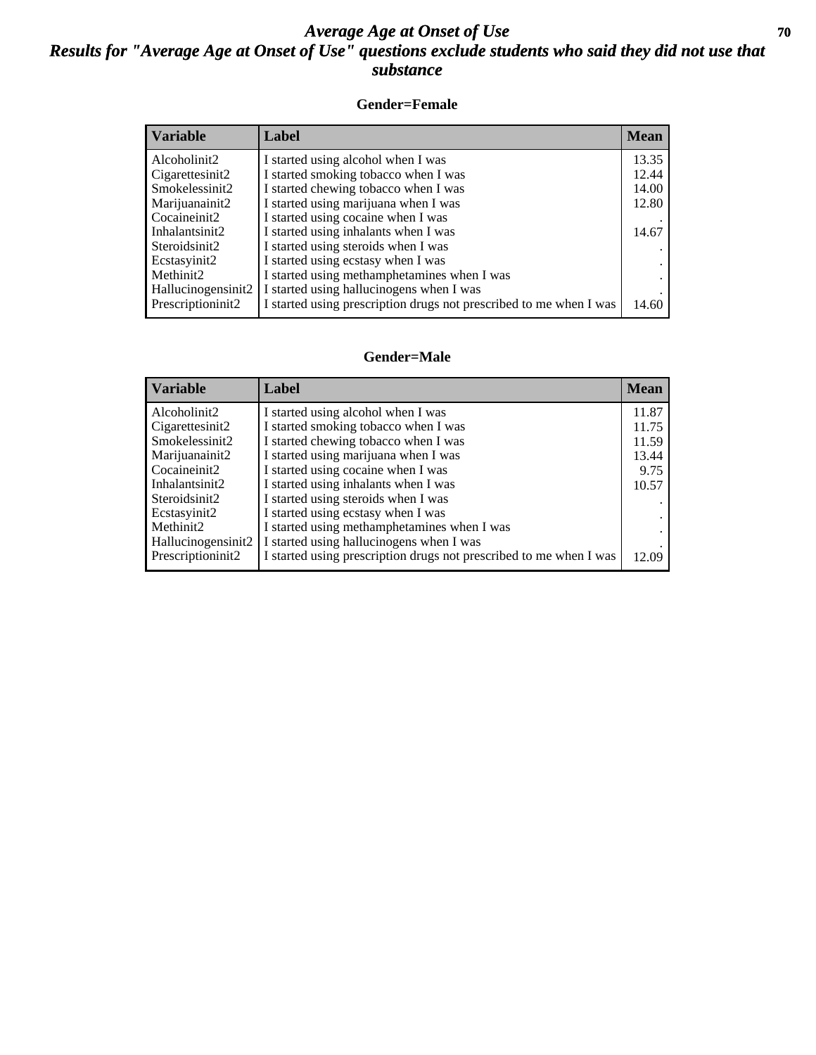# *Average Age at Onset of Use*

## *Results for "Average Age at Onset of Use" questions exclude students who said they did not use that substance*

### Gender=Female

| Variable | Label | Mean |
|---|---|---|
| Alcoholinit2 | I started using alcohol when I was | 13.35 |
| Cigarettesinit2 | I started smoking tobacco when I was | 12.44 |
| Smokelessinit2 | I started chewing tobacco when I was | 14.00 |
| Marijuanainit2 | I started using marijuana when I was | 12.80 |
| Cocaineinit2 | I started using cocaine when I was | . |
| Inhalantsinit2 | I started using inhalants when I was | 14.67 |
| Steroidsinit2 | I started using steroids when I was | . |
| Ecstasyinit2 | I started using ecstasy when I was | . |
| Methinit2 | I started using methamphetamines when I was | . |
| Hallucinogensinit2 | I started using hallucinogens when I was | . |
| Prescriptioninit2 | I started using prescription drugs not prescribed to me when I was | 14.60 |

### Gender=Male

| Variable | Label | Mean |
|---|---|---|
| Alcoholinit2 | I started using alcohol when I was | 11.87 |
| Cigarettesinit2 | I started smoking tobacco when I was | 11.75 |
| Smokelessinit2 | I started chewing tobacco when I was | 11.59 |
| Marijuanainit2 | I started using marijuana when I was | 13.44 |
| Cocaineinit2 | I started using cocaine when I was | 9.75 |
| Inhalantsinit2 | I started using inhalants when I was | 10.57 |
| Steroidsinit2 | I started using steroids when I was | . |
| Ecstasyinit2 | I started using ecstasy when I was | . |
| Methinit2 | I started using methamphetamines when I was | . |
| Hallucinogensinit2 | I started using hallucinogens when I was | . |
| Prescriptioninit2 | I started using prescription drugs not prescribed to me when I was | 12.09 |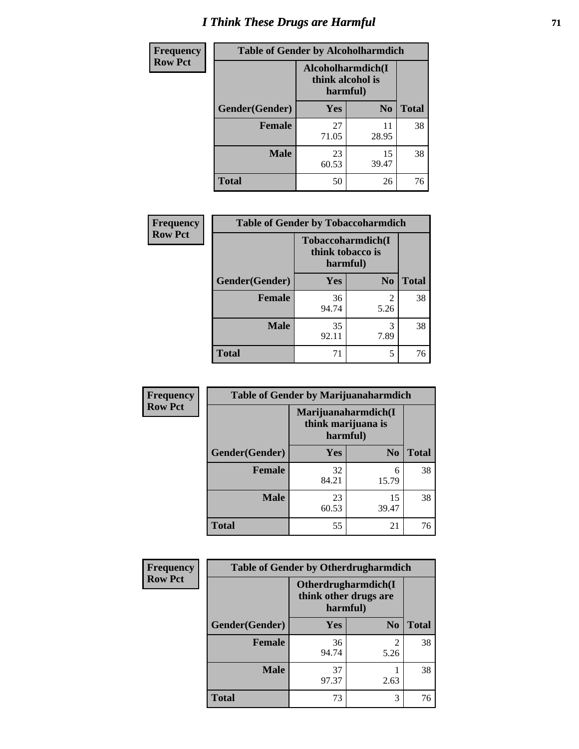# I Think These Drugs are Harmful

| Frequency Row Pct | Table of Gender by Alcoholharmdich | | |
|---|---|---|---|
| | Alcoholharmdich(I think alcohol is harmful) | | |
| Gender(Gender) | Yes | No | Total |
| Female | 27<br>71.05 | 11<br>28.95 | 38 |
| Male | 23<br>60.53 | 15<br>39.47 | 38 |
| Total | 50 | 26 | 76 |

| Frequency Row Pct | Table of Gender by Tobaccoharmdich | | |
|---|---|---|---|
| | Tobaccoharmdich(I think tobacco is harmful) | | |
| Gender(Gender) | Yes | No | Total |
| Female | 36<br>94.74 | 2<br>5.26 | 38 |
| Male | 35<br>92.11 | 3<br>7.89 | 38 |
| Total | 71 | 5 | 76 |

| Frequency Row Pct | Table of Gender by Marijuanaharmdich | | |
|---|---|---|---|
| | Marijuanaharmdich(I think marijuana is harmful) | | |
| Gender(Gender) | Yes | No | Total |
| Female | 32<br>84.21 | 6<br>15.79 | 38 |
| Male | 23<br>60.53 | 15<br>39.47 | 38 |
| Total | 55 | 21 | 76 |

| Frequency Row Pct | Table of Gender by Otherdrugharmdich | | |
|---|---|---|---|
| | Otherdrugharmdich(I think other drugs are harmful) | | |
| Gender(Gender) | Yes | No | Total |
| Female | 36<br>94.74 | 2<br>5.26 | 38 |
| Male | 37<br>97.37 | 1<br>2.63 | 38 |
| Total | 73 | 3 | 76 |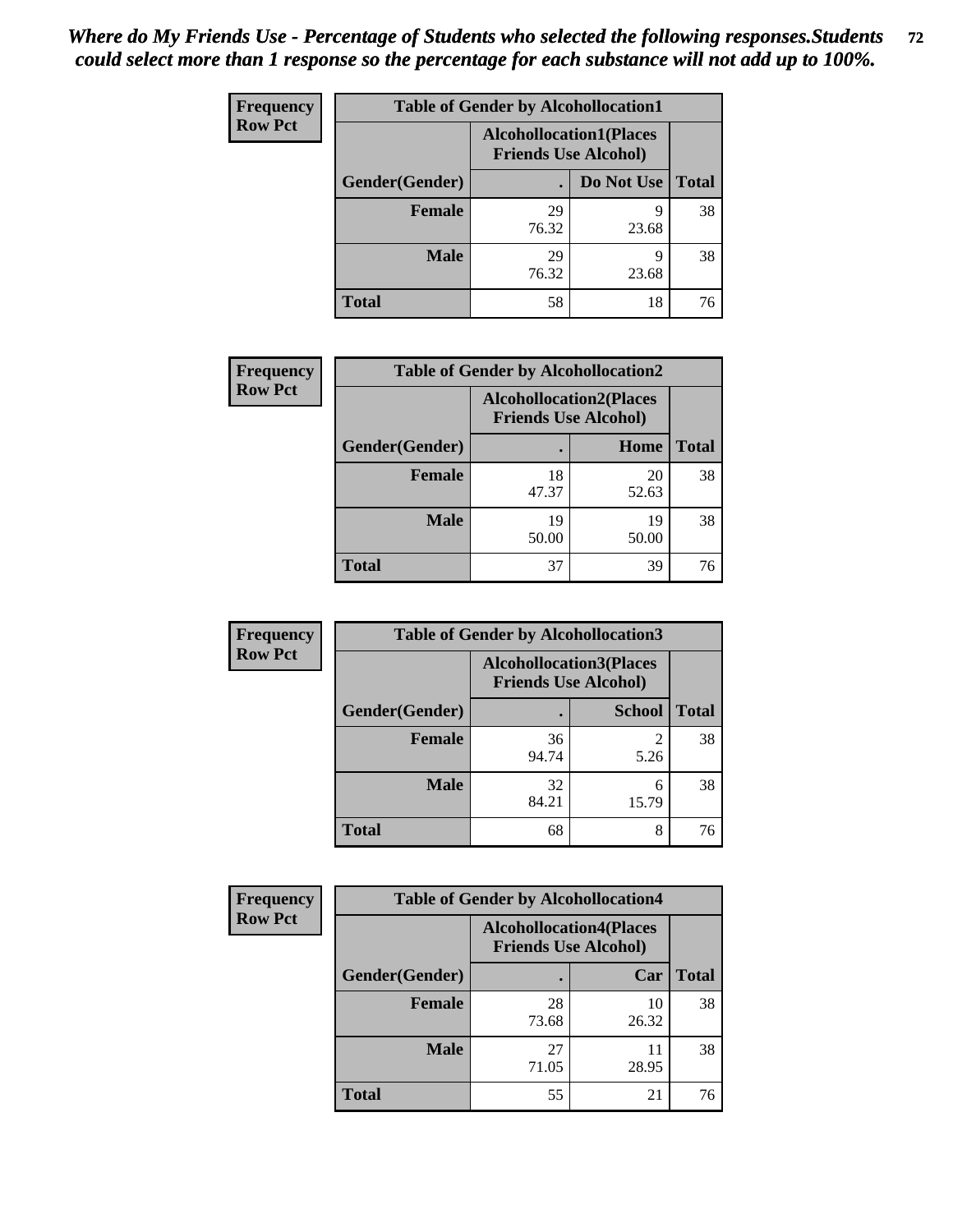*Where do My Friends Use - Percentage of Students who selected the following responses.Students could select more than 1 response so the percentage for each substance will not add up to 100%.*

**Frequency**
**Row Pct**

| Table of Gender by Alcohollocation1 | | | |
|---|---|---|---|
| | Alcohollocation1(Places Friends Use Alcohol) | | |
| Gender(Gender) | . | Do Not Use | Total |
| **Female** | 29<br>76.32 | 9<br>23.68 | 38 |
| **Male** | 29<br>76.32 | 9<br>23.68 | 38 |
| **Total** | 58 | 18 | 76 |

**Frequency**
**Row Pct**

| Table of Gender by Alcohollocation2 | | | |
|---|---|---|---|
| | Alcohollocation2(Places Friends Use Alcohol) | | |
| Gender(Gender) | . | Home | Total |
| **Female** | 18<br>47.37 | 20<br>52.63 | 38 |
| **Male** | 19<br>50.00 | 19<br>50.00 | 38 |
| **Total** | 37 | 39 | 76 |

**Frequency**
**Row Pct**

| Table of Gender by Alcohollocation3 | | | |
|---|---|---|---|
| | Alcohollocation3(Places Friends Use Alcohol) | | |
| Gender(Gender) | . | School | Total |
| **Female** | 36<br>94.74 | 2<br>5.26 | 38 |
| **Male** | 32<br>84.21 | 6<br>15.79 | 38 |
| **Total** | 68 | 8 | 76 |

**Frequency**
**Row Pct**

| Table of Gender by Alcohollocation4 | | | |
|---|---|---|---|
| | Alcohollocation4(Places Friends Use Alcohol) | | |
| Gender(Gender) | . | Car | Total |
| **Female** | 28<br>73.68 | 10<br>26.32 | 38 |
| **Male** | 27<br>71.05 | 11<br>28.95 | 38 |
| **Total** | 55 | 21 | 76 |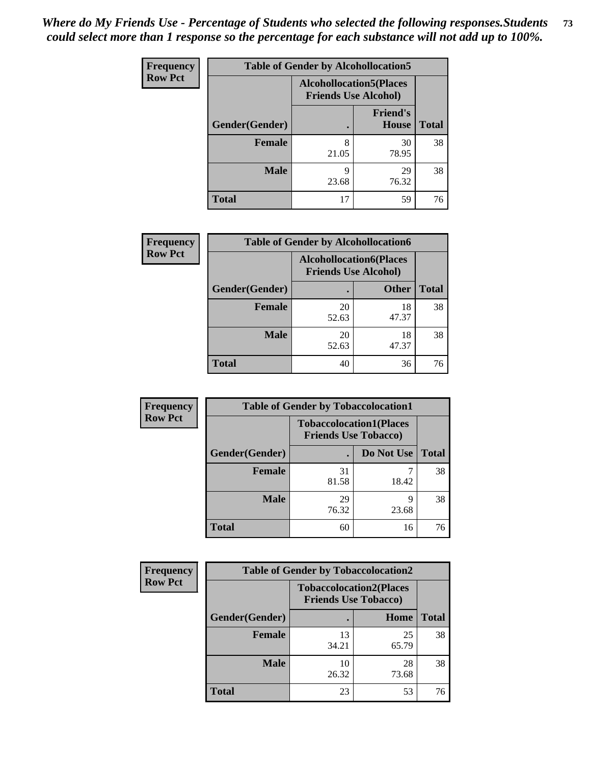*Where do My Friends Use - Percentage of Students who selected the following responses.Students could select more than 1 response so the percentage for each substance will not add up to 100%.*

| Frequency Row Pct | Table of Gender by Alcohollocation5 | | |
|---|---|---|---|
| | Alcohollocation5(Places Friends Use Alcohol) | | |
| Gender(Gender) | . | Friend's House | Total |
| Female | 8<br>21.05 | 30<br>78.95 | 38 |
| Male | 9<br>23.68 | 29<br>76.32 | 38 |
| Total | 17 | 59 | 76 |

| Frequency Row Pct | Table of Gender by Alcohollocation6 | | |
|---|---|---|---|
| | Alcohollocation6(Places Friends Use Alcohol) | | |
| Gender(Gender) | . | Other | Total |
| Female | 20<br>52.63 | 18<br>47.37 | 38 |
| Male | 20<br>52.63 | 18<br>47.37 | 38 |
| Total | 40 | 36 | 76 |

| Frequency Row Pct | Table of Gender by Tobaccolocation1 | | |
|---|---|---|---|
| | Tobaccolocation1(Places Friends Use Tobacco) | | |
| Gender(Gender) | . | Do Not Use | Total |
| Female | 31<br>81.58 | 7<br>18.42 | 38 |
| Male | 29<br>76.32 | 9<br>23.68 | 38 |
| Total | 60 | 16 | 76 |

| Frequency Row Pct | Table of Gender by Tobaccolocation2 | | |
|---|---|---|---|
| | Tobaccolocation2(Places Friends Use Tobacco) | | |
| Gender(Gender) | . | Home | Total |
| Female | 13<br>34.21 | 25<br>65.79 | 38 |
| Male | 10<br>26.32 | 28<br>73.68 | 38 |
| Total | 23 | 53 | 76 |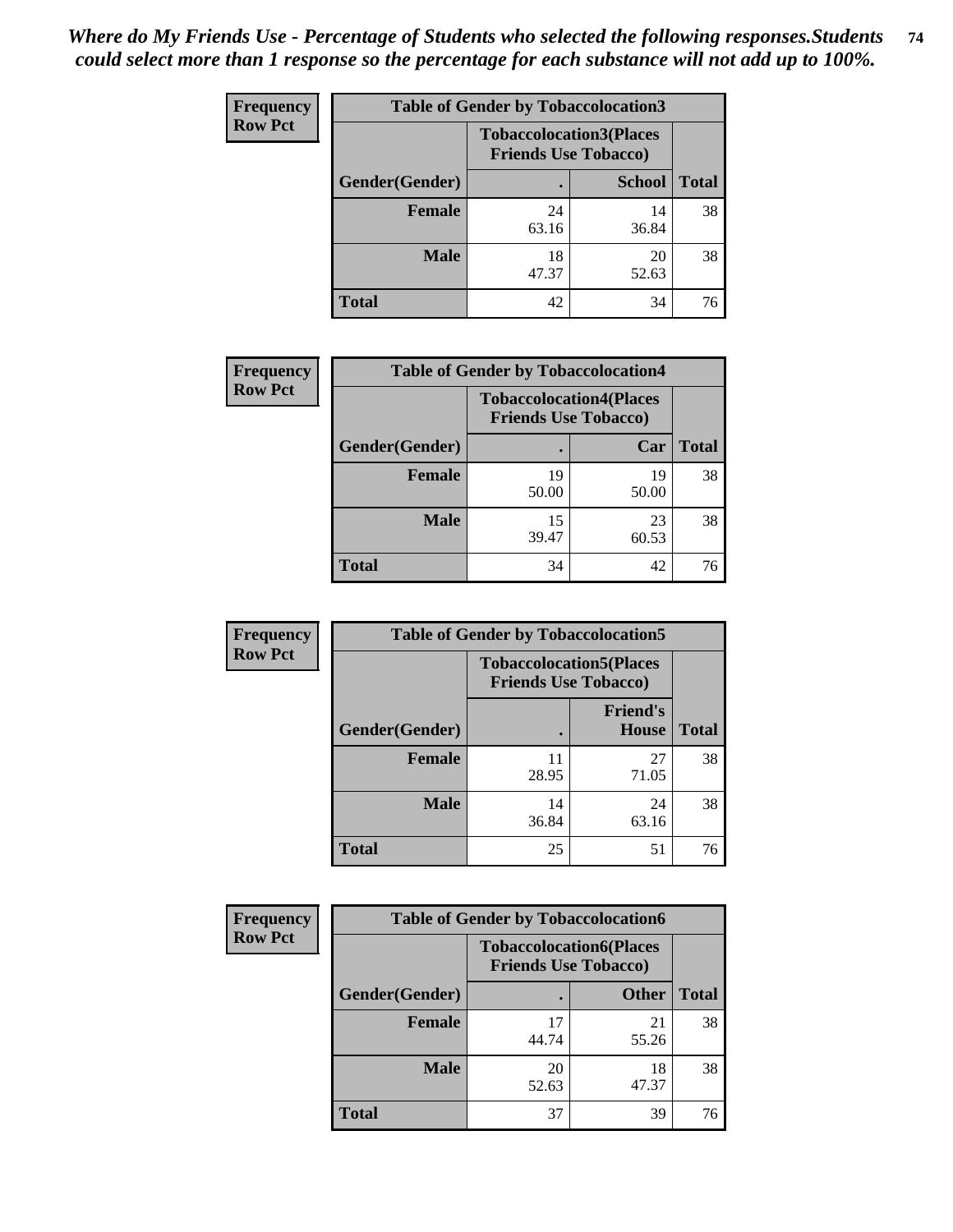*Where do My Friends Use - Percentage of Students who selected the following responses.Students could select more than 1 response so the percentage for each substance will not add up to 100%.*

**Frequency / Row Pct**

| Table of Gender by Tobaccolocation3 | | | |
|---|---|---|---|
| | Tobaccolocation3(Places Friends Use Tobacco) | | |
| Gender(Gender) | . | School | Total |
| Female | 24<br>63.16 | 14<br>36.84 | 38 |
| Male | 18<br>47.37 | 20<br>52.63 | 38 |
| Total | 42 | 34 | 76 |

**Frequency / Row Pct**

| Table of Gender by Tobaccolocation4 | | | |
|---|---|---|---|
| | Tobaccolocation4(Places Friends Use Tobacco) | | |
| Gender(Gender) | . | Car | Total |
| Female | 19<br>50.00 | 19<br>50.00 | 38 |
| Male | 15<br>39.47 | 23<br>60.53 | 38 |
| Total | 34 | 42 | 76 |

**Frequency / Row Pct**

| Table of Gender by Tobaccolocation5 | | | |
|---|---|---|---|
| | Tobaccolocation5(Places Friends Use Tobacco) | | |
| Gender(Gender) | . | Friend's House | Total |
| Female | 11<br>28.95 | 27<br>71.05 | 38 |
| Male | 14<br>36.84 | 24<br>63.16 | 38 |
| Total | 25 | 51 | 76 |

**Frequency / Row Pct**

| Table of Gender by Tobaccolocation6 | | | |
|---|---|---|---|
| | Tobaccolocation6(Places Friends Use Tobacco) | | |
| Gender(Gender) | . | Other | Total |
| Female | 17<br>44.74 | 21<br>55.26 | 38 |
| Male | 20<br>52.63 | 18<br>47.37 | 38 |
| Total | 37 | 39 | 76 |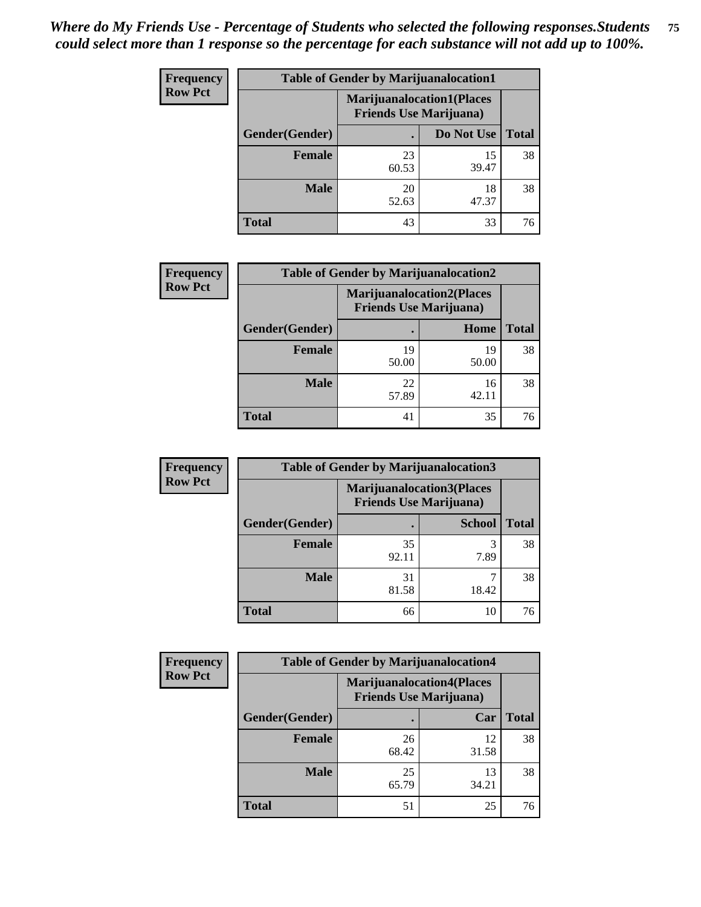*Where do My Friends Use - Percentage of Students who selected the following responses.Students could select more than 1 response so the percentage for each substance will not add up to 100%.*

**Frequency**
**Row Pct**

| Table of Gender by Marijuanalocation1 | | | |
|---|---|---|---|
| | Marijuanalocation1(Places Friends Use Marijuana) | | |
| Gender(Gender) | . | Do Not Use | Total |
| **Female** | 23<br>60.53 | 15<br>39.47 | 38 |
| **Male** | 20<br>52.63 | 18<br>47.37 | 38 |
| **Total** | 43 | 33 | 76 |

**Frequency**
**Row Pct**

| Table of Gender by Marijuanalocation2 | | | |
|---|---|---|---|
| | Marijuanalocation2(Places Friends Use Marijuana) | | |
| Gender(Gender) | . | Home | Total |
| **Female** | 19<br>50.00 | 19<br>50.00 | 38 |
| **Male** | 22<br>57.89 | 16<br>42.11 | 38 |
| **Total** | 41 | 35 | 76 |

**Frequency**
**Row Pct**

| Table of Gender by Marijuanalocation3 | | | |
|---|---|---|---|
| | Marijuanalocation3(Places Friends Use Marijuana) | | |
| Gender(Gender) | . | School | Total |
| **Female** | 35<br>92.11 | 3<br>7.89 | 38 |
| **Male** | 31<br>81.58 | 7<br>18.42 | 38 |
| **Total** | 66 | 10 | 76 |

**Frequency**
**Row Pct**

| Table of Gender by Marijuanalocation4 | | | |
|---|---|---|---|
| | Marijuanalocation4(Places Friends Use Marijuana) | | |
| Gender(Gender) | . | Car | Total |
| **Female** | 26<br>68.42 | 12<br>31.58 | 38 |
| **Male** | 25<br>65.79 | 13<br>34.21 | 38 |
| **Total** | 51 | 25 | 76 |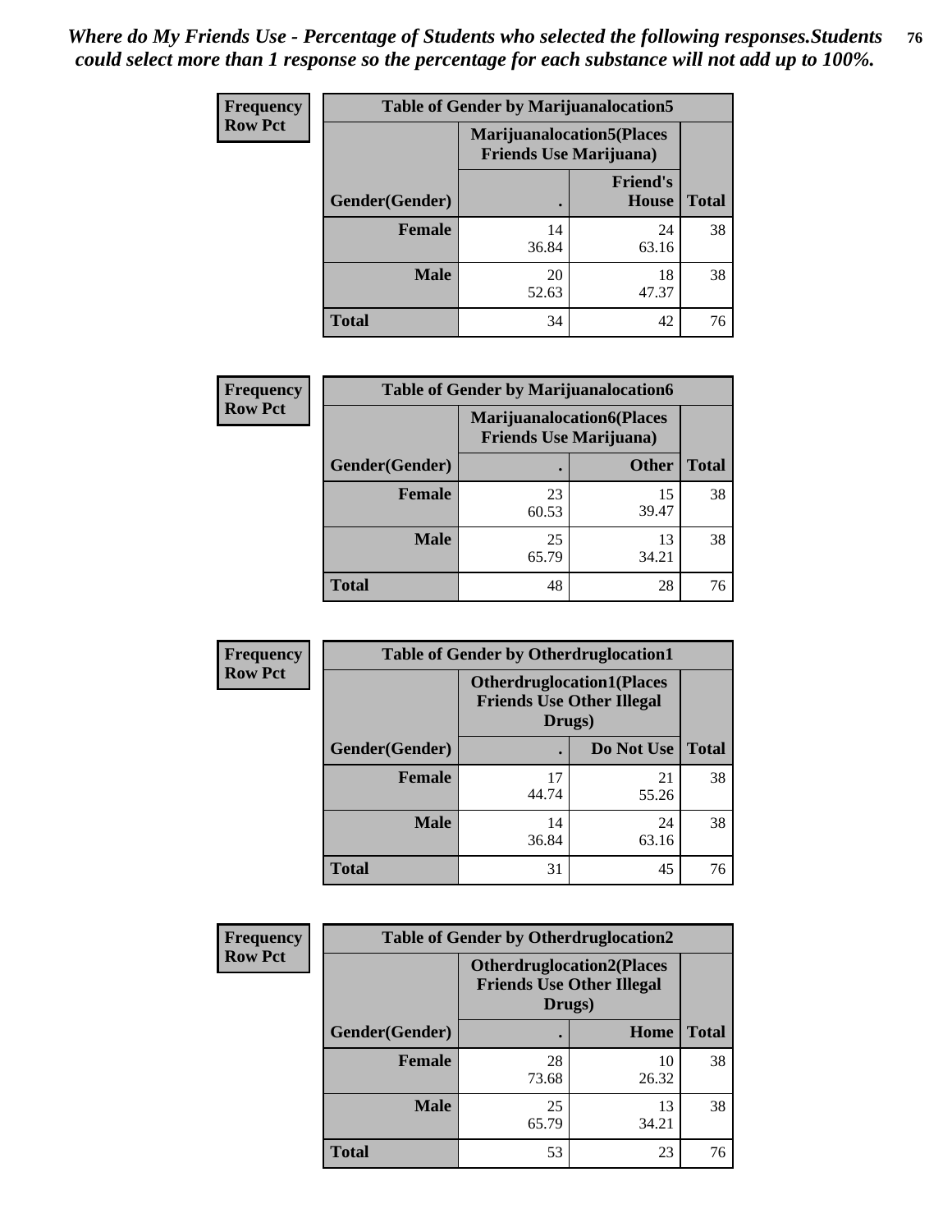*Where do My Friends Use - Percentage of Students who selected the following responses.Students could select more than 1 response so the percentage for each substance will not add up to 100%.*

**Frequency**
**Row Pct**

| Table of Gender by Marijuanalocation5 | | | |
|---|---|---|---|
| | Marijuanalocation5(Places Friends Use Marijuana) | | |
| Gender(Gender) | . | Friend's House | Total |
| **Female** | 14<br>36.84 | 24<br>63.16 | 38 |
| **Male** | 20<br>52.63 | 18<br>47.37 | 38 |
| **Total** | 34 | 42 | 76 |

**Frequency**
**Row Pct**

| Table of Gender by Marijuanalocation6 | | | |
|---|---|---|---|
| | Marijuanalocation6(Places Friends Use Marijuana) | | |
| Gender(Gender) | . | Other | Total |
| **Female** | 23<br>60.53 | 15<br>39.47 | 38 |
| **Male** | 25<br>65.79 | 13<br>34.21 | 38 |
| **Total** | 48 | 28 | 76 |

**Frequency**
**Row Pct**

| Table of Gender by Otherdruglocation1 | | | |
|---|---|---|---|
| | Otherdruglocation1(Places Friends Use Other Illegal Drugs) | | |
| Gender(Gender) | . | Do Not Use | Total |
| **Female** | 17<br>44.74 | 21<br>55.26 | 38 |
| **Male** | 14<br>36.84 | 24<br>63.16 | 38 |
| **Total** | 31 | 45 | 76 |

**Frequency**
**Row Pct**

| Table of Gender by Otherdruglocation2 | | | |
|---|---|---|---|
| | Otherdruglocation2(Places Friends Use Other Illegal Drugs) | | |
| Gender(Gender) | . | Home | Total |
| **Female** | 28<br>73.68 | 10<br>26.32 | 38 |
| **Male** | 25<br>65.79 | 13<br>34.21 | 38 |
| **Total** | 53 | 23 | 76 |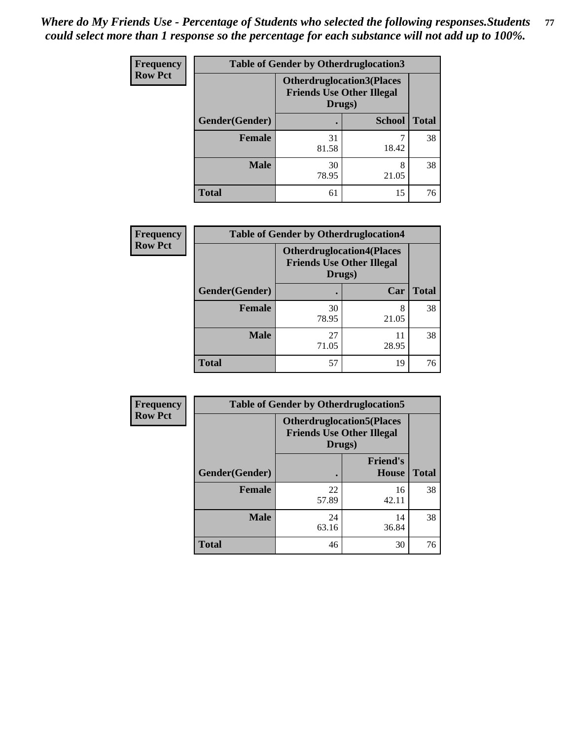*Where do My Friends Use - Percentage of Students who selected the following responses.Students could select more than 1 response so the percentage for each substance will not add up to 100%.*

**Frequency**
**Row Pct**

| Table of Gender by Otherdruglocation3 | | | |
|---|---|---|---|
| | Otherdruglocation3(Places Friends Use Other Illegal Drugs) | | |
| Gender(Gender) | . | School | Total |
| **Female** | 31<br>81.58 | 7<br>18.42 | 38 |
| **Male** | 30<br>78.95 | 8<br>21.05 | 38 |
| **Total** | 61 | 15 | 76 |

**Frequency**
**Row Pct**

| Table of Gender by Otherdruglocation4 | | | |
|---|---|---|---|
| | Otherdruglocation4(Places Friends Use Other Illegal Drugs) | | |
| Gender(Gender) | . | Car | Total |
| **Female** | 30<br>78.95 | 8<br>21.05 | 38 |
| **Male** | 27<br>71.05 | 11<br>28.95 | 38 |
| **Total** | 57 | 19 | 76 |

**Frequency**
**Row Pct**

| Table of Gender by Otherdruglocation5 | | | |
|---|---|---|---|
| | Otherdruglocation5(Places Friends Use Other Illegal Drugs) | | |
| Gender(Gender) | . | Friend's House | Total |
| **Female** | 22<br>57.89 | 16<br>42.11 | 38 |
| **Male** | 24<br>63.16 | 14<br>36.84 | 38 |
| **Total** | 46 | 30 | 76 |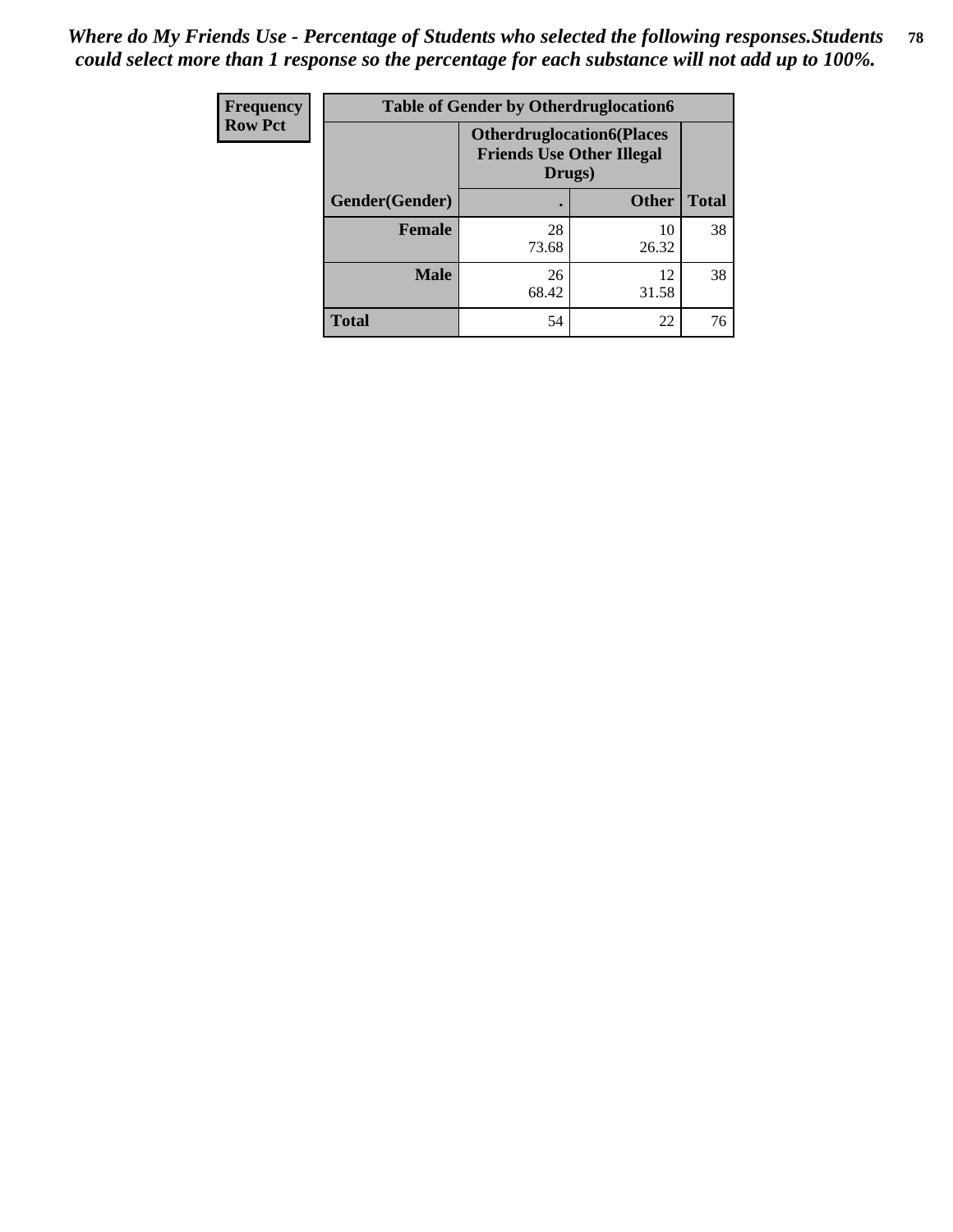*Where do My Friends Use - Percentage of Students who selected the following responses.Students could select more than 1 response so the percentage for each substance will not add up to 100%.*

| Frequency<br>Row Pct | Table of Gender by Otherdruglocation6 | | |
|---|---|---|---|
| | Otherdruglocation6(Places Friends Use Other Illegal Drugs) | | |
| Gender(Gender) | . | Other | Total |
| Female | 28<br>73.68 | 10<br>26.32 | 38 |
| Male | 26<br>68.42 | 12<br>31.58 | 38 |
| Total | 54 | 22 | 76 |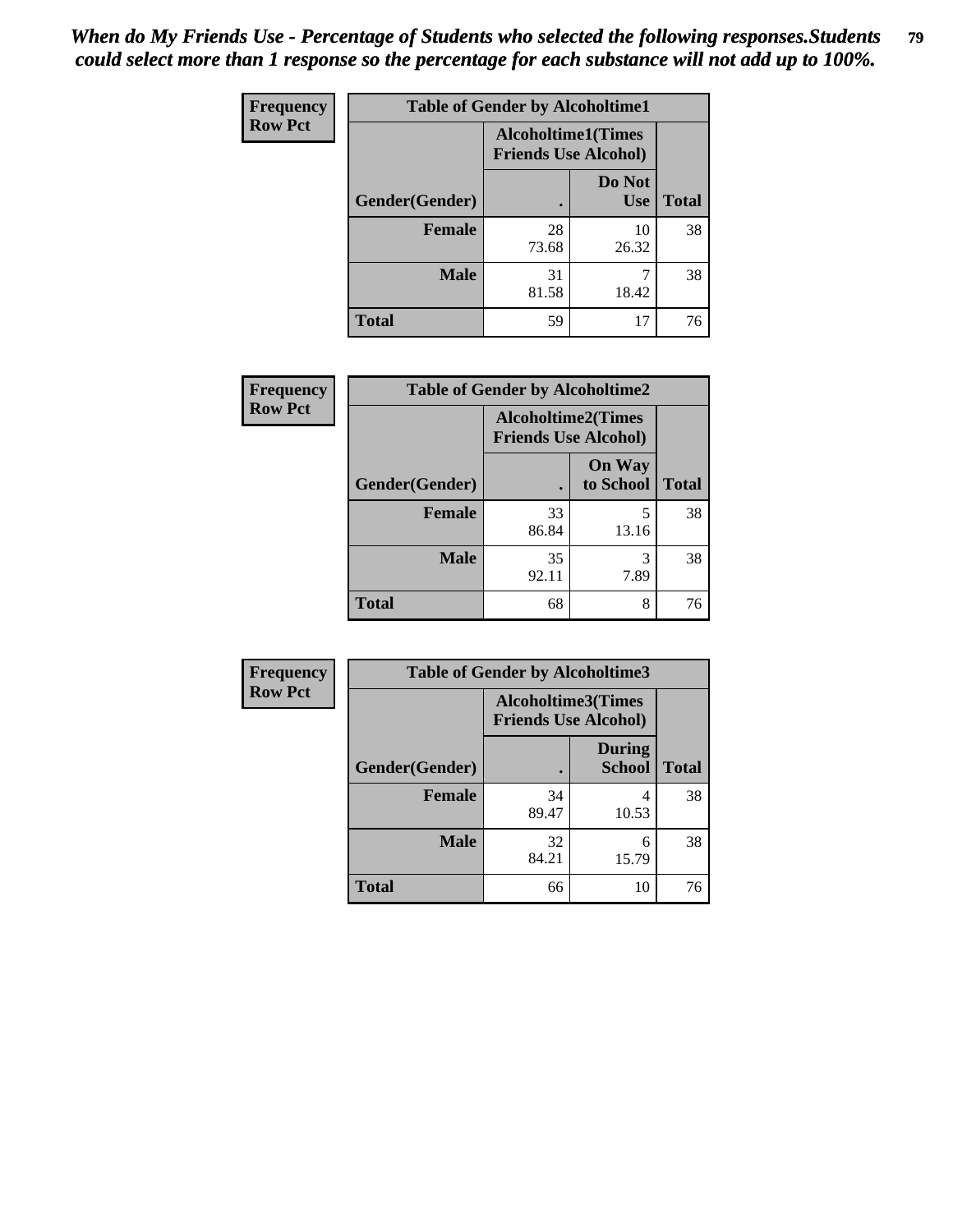*When do My Friends Use - Percentage of Students who selected the following responses.Students could select more than 1 response so the percentage for each substance will not add up to 100%.*

**Frequency**
**Row Pct**

**Table of Gender by Alcoholtime1**

| Gender(Gender) | Alcoholtime1(Times Friends Use Alcohol) . | Alcoholtime1(Times Friends Use Alcohol) Do Not Use | Total |
|---|---|---|---|
| **Female** | 28<br>73.68 | 10<br>26.32 | 38 |
| **Male** | 31<br>81.58 | 7<br>18.42 | 38 |
| **Total** | 59 | 17 | 76 |

**Frequency**
**Row Pct**

**Table of Gender by Alcoholtime2**

| Gender(Gender) | Alcoholtime2(Times Friends Use Alcohol) . | Alcoholtime2(Times Friends Use Alcohol) On Way to School | Total |
|---|---|---|---|
| **Female** | 33<br>86.84 | 5<br>13.16 | 38 |
| **Male** | 35<br>92.11 | 3<br>7.89 | 38 |
| **Total** | 68 | 8 | 76 |

**Frequency**
**Row Pct**

**Table of Gender by Alcoholtime3**

| Gender(Gender) | Alcoholtime3(Times Friends Use Alcohol) . | Alcoholtime3(Times Friends Use Alcohol) During School | Total |
|---|---|---|---|
| **Female** | 34<br>89.47 | 4<br>10.53 | 38 |
| **Male** | 32<br>84.21 | 6<br>15.79 | 38 |
| **Total** | 66 | 10 | 76 |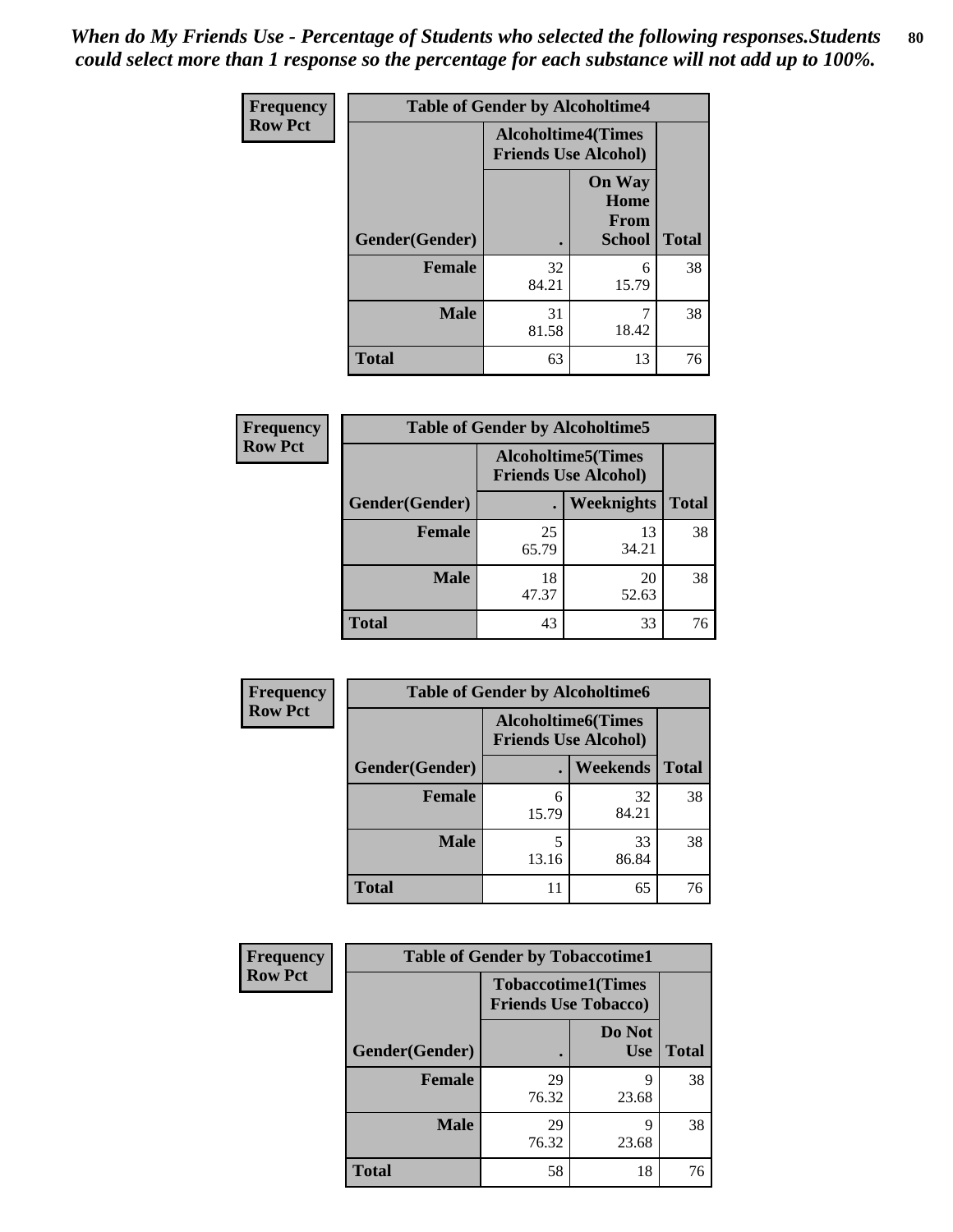*When do My Friends Use - Percentage of Students who selected the following responses.Students could select more than 1 response so the percentage for each substance will not add up to 100%.*

**Frequency Row Pct**

| Table of Gender by Alcoholtime4 | | | |
|---|---|---|---|
| | Alcoholtime4(Times Friends Use Alcohol) | | |
| Gender(Gender) | . | On Way Home From School | Total |
| **Female** | 32<br>84.21 | 6<br>15.79 | 38 |
| **Male** | 31<br>81.58 | 7<br>18.42 | 38 |
| **Total** | 63 | 13 | 76 |

**Frequency Row Pct**

| Table of Gender by Alcoholtime5 | | | |
|---|---|---|---|
| | Alcoholtime5(Times Friends Use Alcohol) | | |
| Gender(Gender) | . | Weeknights | Total |
| **Female** | 25<br>65.79 | 13<br>34.21 | 38 |
| **Male** | 18<br>47.37 | 20<br>52.63 | 38 |
| **Total** | 43 | 33 | 76 |

**Frequency Row Pct**

| Table of Gender by Alcoholtime6 | | | |
|---|---|---|---|
| | Alcoholtime6(Times Friends Use Alcohol) | | |
| Gender(Gender) | . | Weekends | Total |
| **Female** | 6<br>15.79 | 32<br>84.21 | 38 |
| **Male** | 5<br>13.16 | 33<br>86.84 | 38 |
| **Total** | 11 | 65 | 76 |

**Frequency Row Pct**

| Table of Gender by Tobaccotime1 | | | |
|---|---|---|---|
| | Tobaccotime1(Times Friends Use Tobacco) | | |
| Gender(Gender) | . | Do Not Use | Total |
| **Female** | 29<br>76.32 | 9<br>23.68 | 38 |
| **Male** | 29<br>76.32 | 9<br>23.68 | 38 |
| **Total** | 58 | 18 | 76 |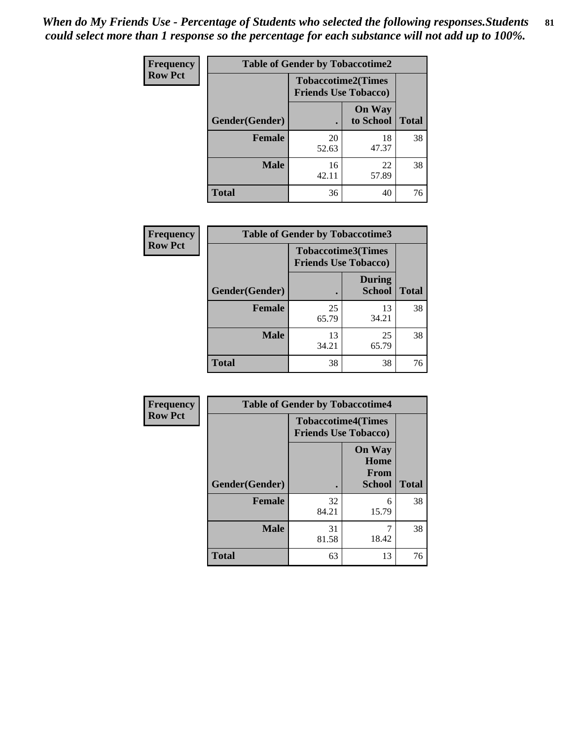*When do My Friends Use - Percentage of Students who selected the following responses.Students could select more than 1 response so the percentage for each substance will not add up to 100%.*

**Frequency**
**Row Pct**

**Table of Gender by Tobaccotime2**

| Gender(Gender) | Tobaccotime2(Times Friends Use Tobacco) . | On Way to School | Total |
|---|---|---|---|
| **Female** | 20<br>52.63 | 18<br>47.37 | 38 |
| **Male** | 16<br>42.11 | 22<br>57.89 | 38 |
| **Total** | 36 | 40 | 76 |

**Frequency**
**Row Pct**

**Table of Gender by Tobaccotime3**

| Gender(Gender) | Tobaccotime3(Times Friends Use Tobacco) . | During School | Total |
|---|---|---|---|
| **Female** | 25<br>65.79 | 13<br>34.21 | 38 |
| **Male** | 13<br>34.21 | 25<br>65.79 | 38 |
| **Total** | 38 | 38 | 76 |

**Frequency**
**Row Pct**

**Table of Gender by Tobaccotime4**

| Gender(Gender) | Tobaccotime4(Times Friends Use Tobacco) . | On Way Home From School | Total |
|---|---|---|---|
| **Female** | 32<br>84.21 | 6<br>15.79 | 38 |
| **Male** | 31<br>81.58 | 7<br>18.42 | 38 |
| **Total** | 63 | 13 | 76 |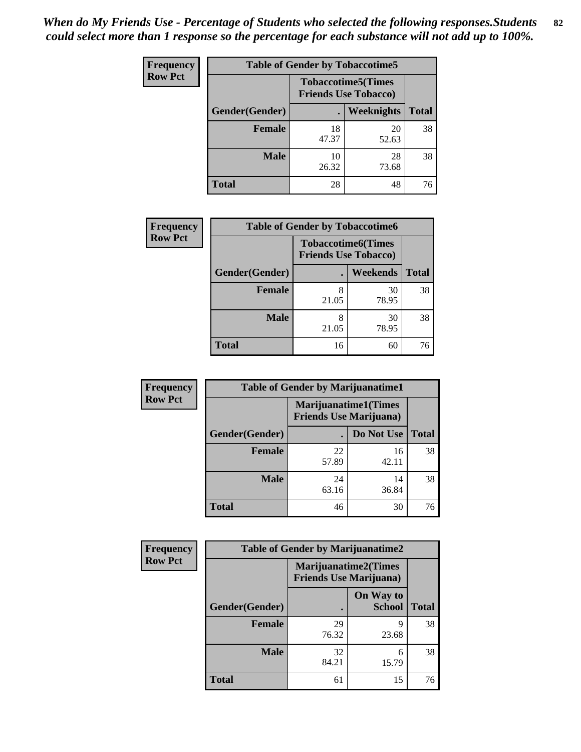*When do My Friends Use - Percentage of Students who selected the following responses.Students could select more than 1 response so the percentage for each substance will not add up to 100%.*

**Frequency**
**Row Pct**

| Table of Gender by Tobaccotime5 | | | |
|---|---|---|---|
| | Tobaccotime5(Times Friends Use Tobacco) | | |
| Gender(Gender) | . | Weeknights | Total |
| **Female** | 18<br>47.37 | 20<br>52.63 | 38 |
| **Male** | 10<br>26.32 | 28<br>73.68 | 38 |
| **Total** | 28 | 48 | 76 |

**Frequency**
**Row Pct**

| Table of Gender by Tobaccotime6 | | | |
|---|---|---|---|
| | Tobaccotime6(Times Friends Use Tobacco) | | |
| Gender(Gender) | . | Weekends | Total |
| **Female** | 8<br>21.05 | 30<br>78.95 | 38 |
| **Male** | 8<br>21.05 | 30<br>78.95 | 38 |
| **Total** | 16 | 60 | 76 |

**Frequency**
**Row Pct**

| Table of Gender by Marijuanatime1 | | | |
|---|---|---|---|
| | Marijuanatime1(Times Friends Use Marijuana) | | |
| Gender(Gender) | . | Do Not Use | Total |
| **Female** | 22<br>57.89 | 16<br>42.11 | 38 |
| **Male** | 24<br>63.16 | 14<br>36.84 | 38 |
| **Total** | 46 | 30 | 76 |

**Frequency**
**Row Pct**

| Table of Gender by Marijuanatime2 | | | |
|---|---|---|---|
| | Marijuanatime2(Times Friends Use Marijuana) | | |
| Gender(Gender) | . | On Way to School | Total |
| **Female** | 29<br>76.32 | 9<br>23.68 | 38 |
| **Male** | 32<br>84.21 | 6<br>15.79 | 38 |
| **Total** | 61 | 15 | 76 |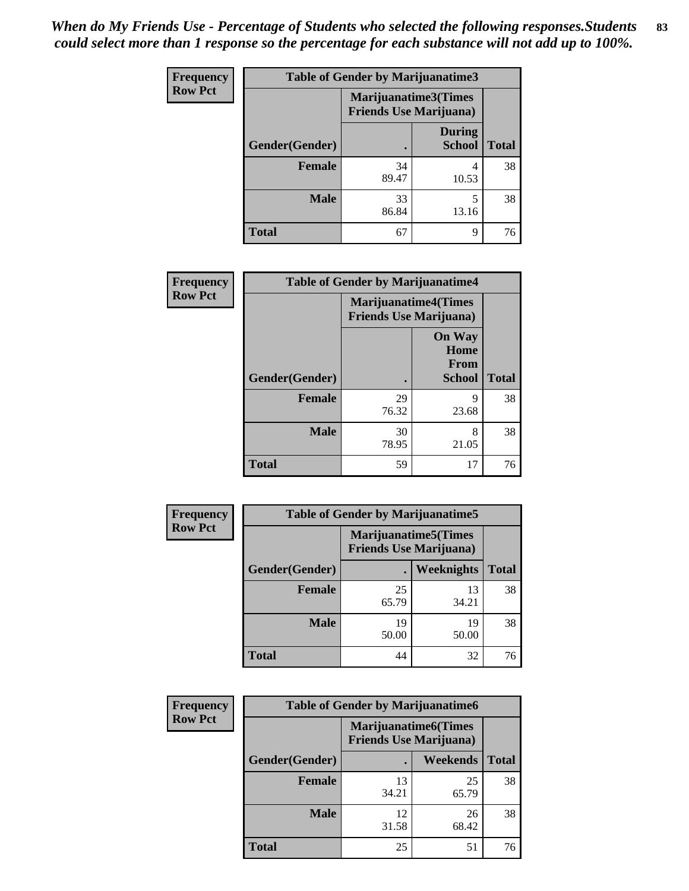*When do My Friends Use - Percentage of Students who selected the following responses.Students could select more than 1 response so the percentage for each substance will not add up to 100%.*

**Frequency**
**Row Pct**

| Table of Gender by Marijuanatime3 | | | |
|---|---|---|---|
| | Marijuanatime3(Times Friends Use Marijuana) | | |
| Gender(Gender) | . | During School | Total |
| **Female** | 34<br>89.47 | 4<br>10.53 | 38 |
| **Male** | 33<br>86.84 | 5<br>13.16 | 38 |
| **Total** | 67 | 9 | 76 |

**Frequency**
**Row Pct**

| Table of Gender by Marijuanatime4 | | | |
|---|---|---|---|
| | Marijuanatime4(Times Friends Use Marijuana) | | |
| Gender(Gender) | . | On Way Home From School | Total |
| **Female** | 29<br>76.32 | 9<br>23.68 | 38 |
| **Male** | 30<br>78.95 | 8<br>21.05 | 38 |
| **Total** | 59 | 17 | 76 |

**Frequency**
**Row Pct**

| Table of Gender by Marijuanatime5 | | | |
|---|---|---|---|
| | Marijuanatime5(Times Friends Use Marijuana) | | |
| Gender(Gender) | . | Weeknights | Total |
| **Female** | 25<br>65.79 | 13<br>34.21 | 38 |
| **Male** | 19<br>50.00 | 19<br>50.00 | 38 |
| **Total** | 44 | 32 | 76 |

**Frequency**
**Row Pct**

| Table of Gender by Marijuanatime6 | | | |
|---|---|---|---|
| | Marijuanatime6(Times Friends Use Marijuana) | | |
| Gender(Gender) | . | Weekends | Total |
| **Female** | 13<br>34.21 | 25<br>65.79 | 38 |
| **Male** | 12<br>31.58 | 26<br>68.42 | 38 |
| **Total** | 25 | 51 | 76 |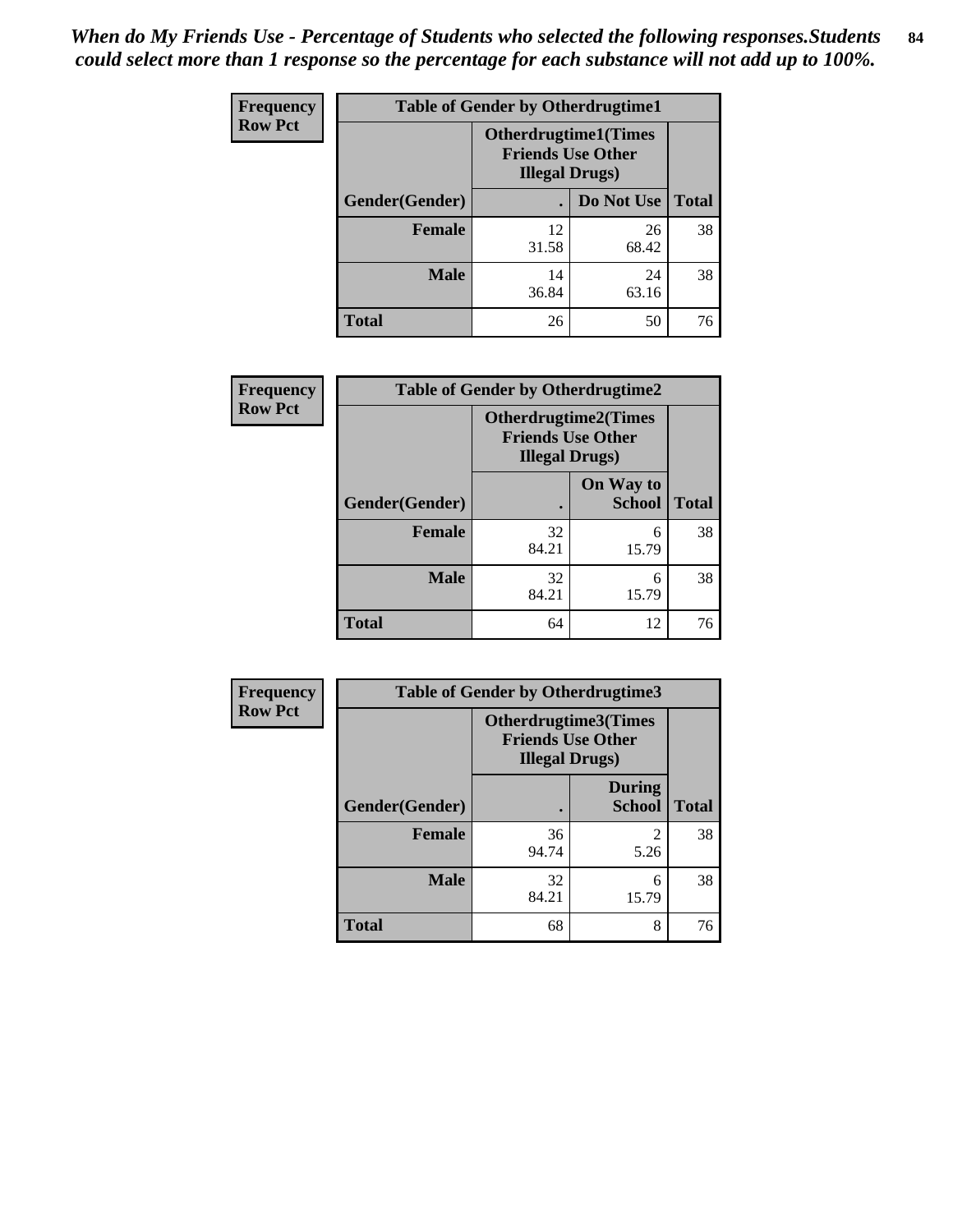*When do My Friends Use - Percentage of Students who selected the following responses.Students could select more than 1 response so the percentage for each substance will not add up to 100%.*

**Frequency**
**Row Pct**

| Table of Gender by Otherdrugtime1 | | | |
|---|---|---|---|
| | Otherdrugtime1(Times Friends Use Other Illegal Drugs) | | |
| Gender(Gender) | . | Do Not Use | Total |
| **Female** | 12<br>31.58 | 26<br>68.42 | 38 |
| **Male** | 14<br>36.84 | 24<br>63.16 | 38 |
| **Total** | 26 | 50 | 76 |

**Frequency**
**Row Pct**

| Table of Gender by Otherdrugtime2 | | | |
|---|---|---|---|
| | Otherdrugtime2(Times Friends Use Other Illegal Drugs) | | |
| Gender(Gender) | . | On Way to School | Total |
| **Female** | 32<br>84.21 | 6<br>15.79 | 38 |
| **Male** | 32<br>84.21 | 6<br>15.79 | 38 |
| **Total** | 64 | 12 | 76 |

**Frequency**
**Row Pct**

| Table of Gender by Otherdrugtime3 | | | |
|---|---|---|---|
| | Otherdrugtime3(Times Friends Use Other Illegal Drugs) | | |
| Gender(Gender) | . | During School | Total |
| **Female** | 36<br>94.74 | 2<br>5.26 | 38 |
| **Male** | 32<br>84.21 | 6<br>15.79 | 38 |
| **Total** | 68 | 8 | 76 |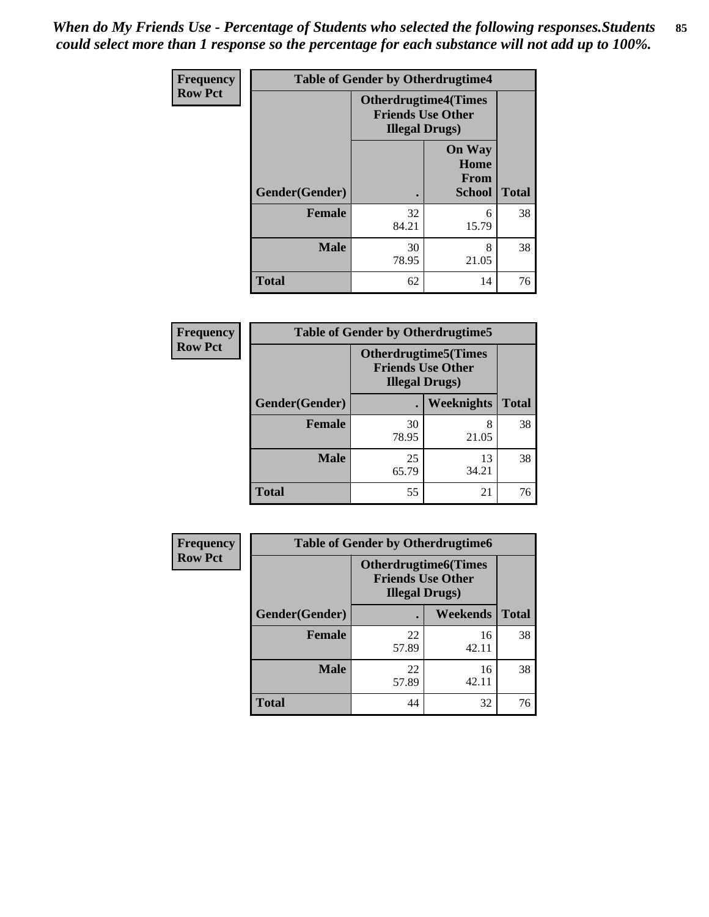*When do My Friends Use - Percentage of Students who selected the following responses.Students could select more than 1 response so the percentage for each substance will not add up to 100%.*

**Frequency**
**Row Pct**

| Table of Gender by Otherdrugtime4 | | | |
|---|---|---|---|
| | Otherdrugtime4(Times Friends Use Other Illegal Drugs) | | |
| Gender(Gender) | . | On Way Home From School | Total |
| **Female** | 32<br>84.21 | 6<br>15.79 | 38 |
| **Male** | 30<br>78.95 | 8<br>21.05 | 38 |
| **Total** | 62 | 14 | 76 |

**Frequency**
**Row Pct**

| Table of Gender by Otherdrugtime5 | | | |
|---|---|---|---|
| | Otherdrugtime5(Times Friends Use Other Illegal Drugs) | | |
| Gender(Gender) | . | Weeknights | Total |
| **Female** | 30<br>78.95 | 8<br>21.05 | 38 |
| **Male** | 25<br>65.79 | 13<br>34.21 | 38 |
| **Total** | 55 | 21 | 76 |

**Frequency**
**Row Pct**

| Table of Gender by Otherdrugtime6 | | | |
|---|---|---|---|
| | Otherdrugtime6(Times Friends Use Other Illegal Drugs) | | |
| Gender(Gender) | . | Weekends | Total |
| **Female** | 22<br>57.89 | 16<br>42.11 | 38 |
| **Male** | 22<br>57.89 | 16<br>42.11 | 38 |
| **Total** | 44 | 32 | 76 |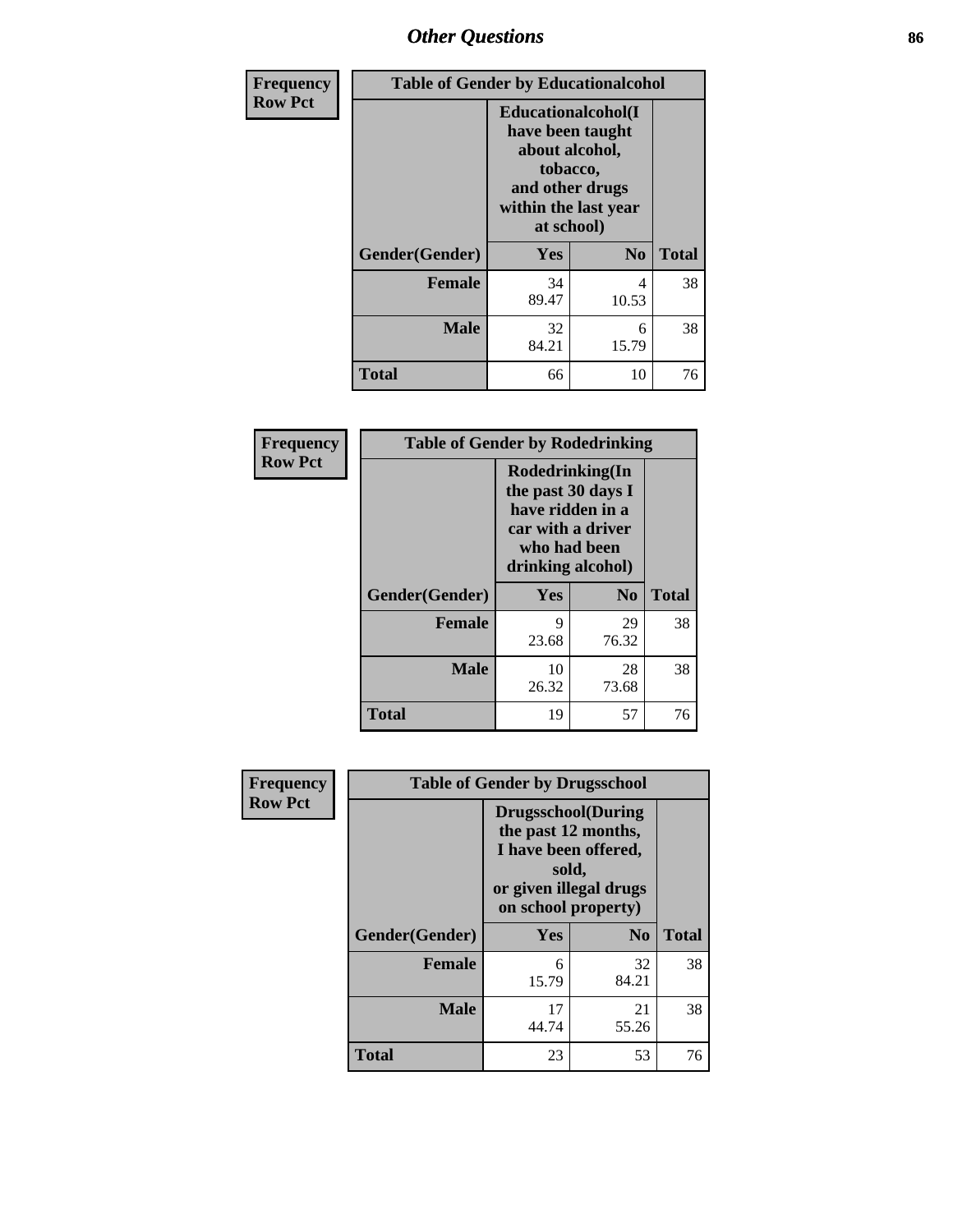# Other Questions

**Frequency**
**Row Pct**

| Table of Gender by Educationalcohol | | | |
|---|---|---|---|
| | Educationalcohol(I have been taught about alcohol, tobacco, and other drugs within the last year at school) | | |
| Gender(Gender) | Yes | No | Total |
| **Female** | 34<br>89.47 | 4<br>10.53 | 38 |
| **Male** | 32<br>84.21 | 6<br>15.79 | 38 |
| **Total** | 66 | 10 | 76 |

**Frequency**
**Row Pct**

| Table of Gender by Rodedrinking | | | |
|---|---|---|---|
| | Rodedrinking(In the past 30 days I have ridden in a car with a driver who had been drinking alcohol) | | |
| Gender(Gender) | Yes | No | Total |
| **Female** | 9<br>23.68 | 29<br>76.32 | 38 |
| **Male** | 10<br>26.32 | 28<br>73.68 | 38 |
| **Total** | 19 | 57 | 76 |

**Frequency**
**Row Pct**

| Table of Gender by Drugsschool | | | |
|---|---|---|---|
| | Drugsschool(During the past 12 months, I have been offered, sold, or given illegal drugs on school property) | | |
| Gender(Gender) | Yes | No | Total |
| **Female** | 6<br>15.79 | 32<br>84.21 | 38 |
| **Male** | 17<br>44.74 | 21<br>55.26 | 38 |
| **Total** | 23 | 53 | 76 |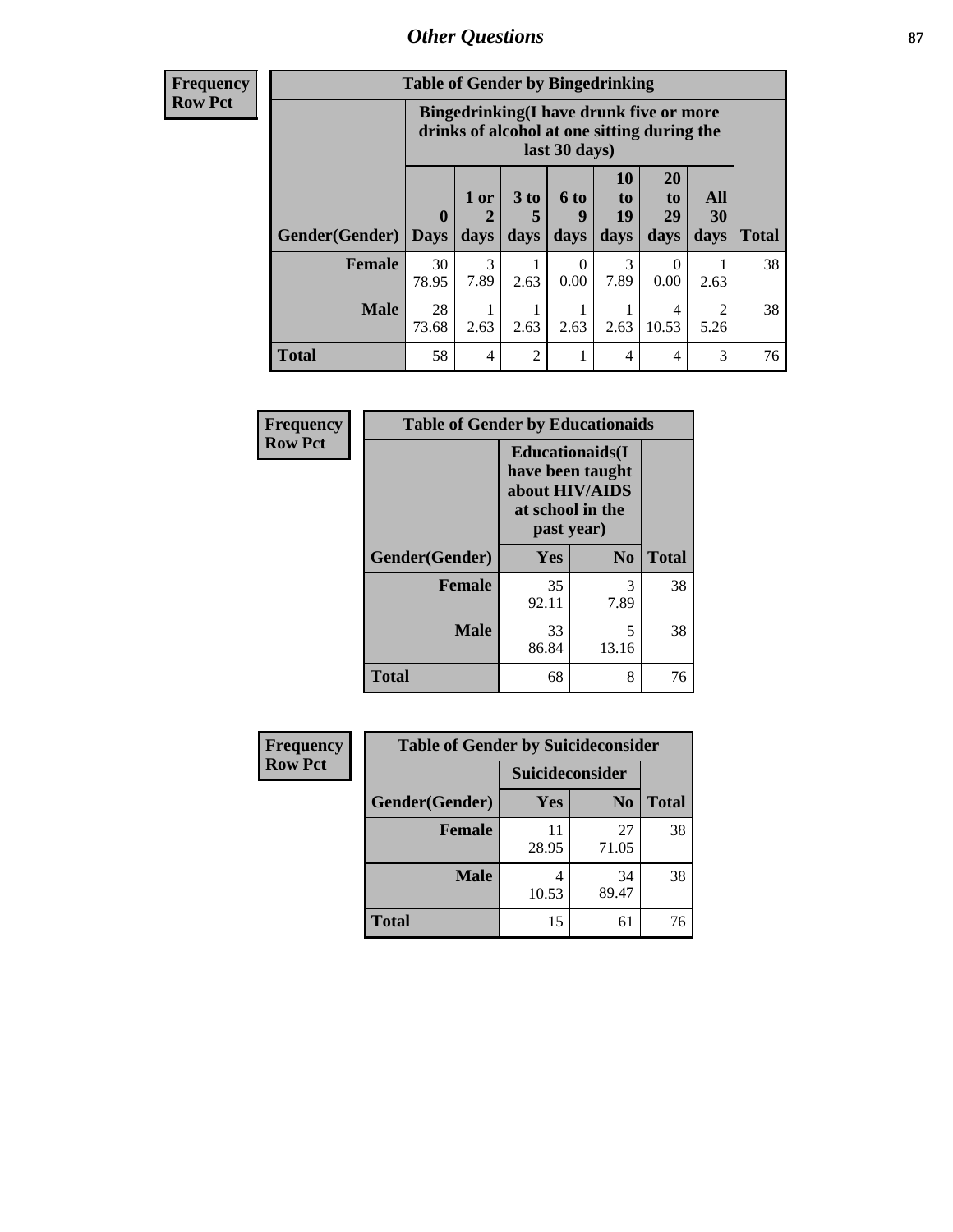# Other Questions

| Frequency Row Pct | | | | | | | | |
|---|---|---|---|---|---|---|---|---|
| **Table of Gender by Bingedrinking** | | | | | | | | |
| | **Bingedrinking(I have drunk five or more drinks of alcohol at one sitting during the last 30 days)** | | | | | | | |
| **Gender(Gender)** | **0 Days** | **1 or 2 days** | **3 to 5 days** | **6 to 9 days** | **10 to 19 days** | **20 to 29 days** | **All 30 days** | **Total** |
| **Female** | 30<br>78.95 | 3<br>7.89 | 1<br>2.63 | 0<br>0.00 | 3<br>7.89 | 0<br>0.00 | 1<br>2.63 | 38 |
| **Male** | 28<br>73.68 | 1<br>2.63 | 1<br>2.63 | 1<br>2.63 | 1<br>2.63 | 4<br>10.53 | 2<br>5.26 | 38 |
| **Total** | 58 | 4 | 2 | 1 | 4 | 4 | 3 | 76 |

| Frequency Row Pct | | | |
|---|---|---|---|
| **Table of Gender by Educationaids** | | | |
| | **Educationaids(I have been taught about HIV/AIDS at school in the past year)** | | |
| **Gender(Gender)** | **Yes** | **No** | **Total** |
| **Female** | 35<br>92.11 | 3<br>7.89 | 38 |
| **Male** | 33<br>86.84 | 5<br>13.16 | 38 |
| **Total** | 68 | 8 | 76 |

| Frequency Row Pct | | | |
|---|---|---|---|
| **Table of Gender by Suicideconsider** | | | |
| | **Suicideconsider** | | |
| **Gender(Gender)** | **Yes** | **No** | **Total** |
| **Female** | 11<br>28.95 | 27<br>71.05 | 38 |
| **Male** | 4<br>10.53 | 34<br>89.47 | 38 |
| **Total** | 15 | 61 | 76 |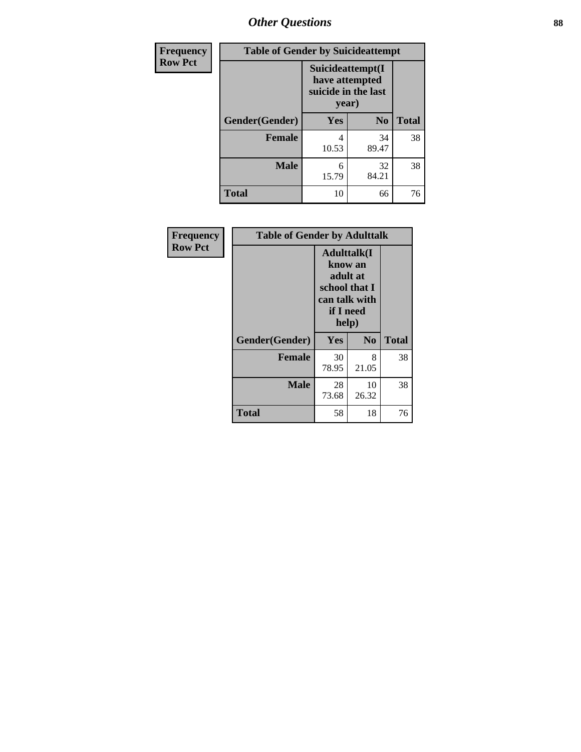## Other Questions

| Frequency Row Pct | Table of Gender by Suicideattempt | | |
|---|---|---|---|
| | Suicideattempt(I have attempted suicide in the last year) | | |
| Gender(Gender) | Yes | No | Total |
| Female | 4<br>10.53 | 34<br>89.47 | 38 |
| Male | 6<br>15.79 | 32<br>84.21 | 38 |
| Total | 10 | 66 | 76 |

| Frequency Row Pct | Table of Gender by Adulttalk | | |
|---|---|---|---|
| | Adulttalk(I know an adult at school that I can talk with if I need help) | | |
| Gender(Gender) | Yes | No | Total |
| Female | 30<br>78.95 | 8<br>21.05 | 38 |
| Male | 28<br>73.68 | 10<br>26.32 | 38 |
| Total | 58 | 18 | 76 |